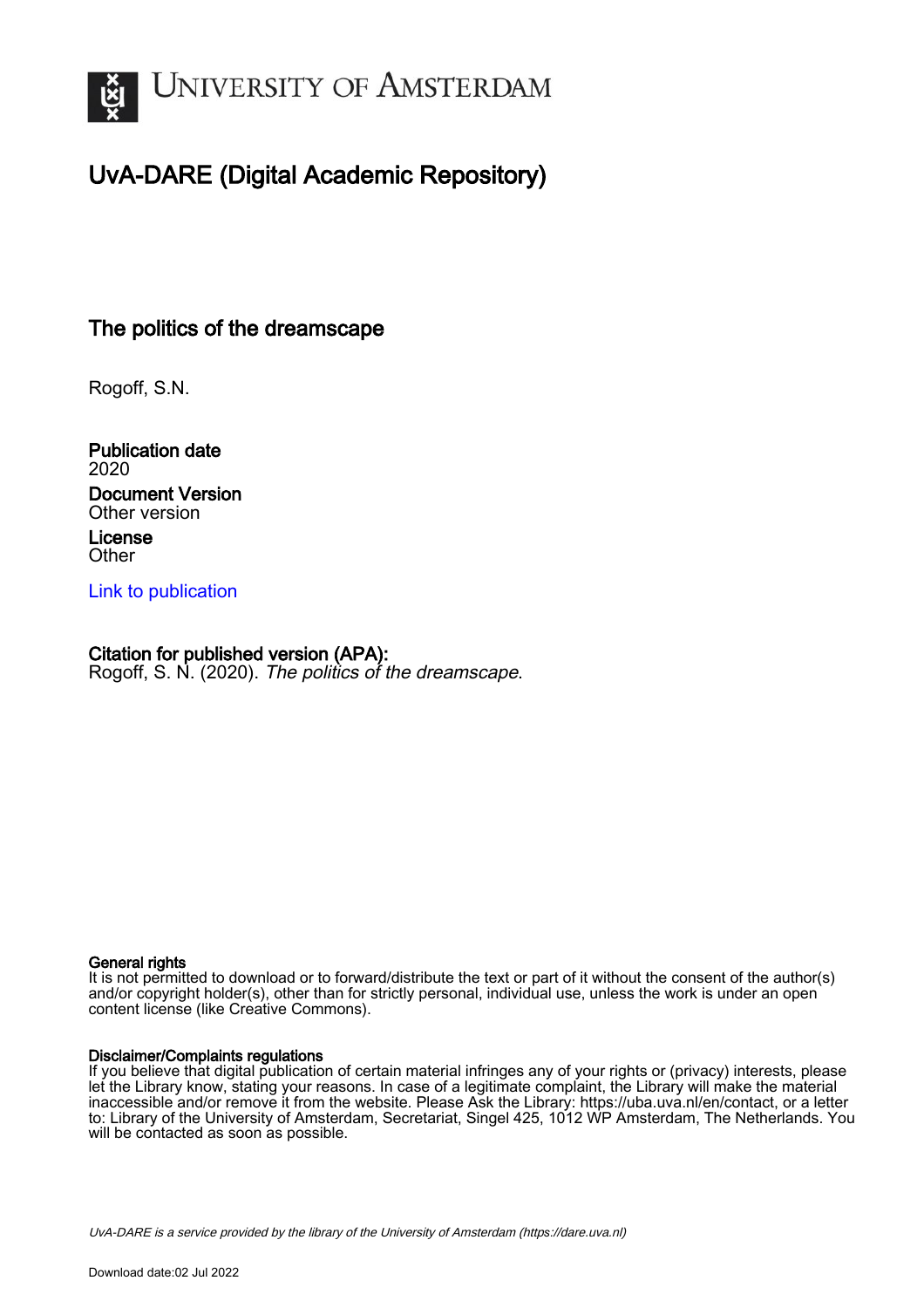# UNIVERSITY OF AMSTERDAM

## UvA-DARE (Digital Academic Repository)

### The politics of the dreamscape

Rogoff, S.N.

**Publication date**
2020

**Document Version**
Other version

**License**
Other

Link to publication

**Citation for published version (APA):**
Rogoff, S. N. (2020). *The politics of the dreamscape*.

**General rights**
It is not permitted to download or to forward/distribute the text or part of it without the consent of the author(s) and/or copyright holder(s), other than for strictly personal, individual use, unless the work is under an open content license (like Creative Commons).

**Disclaimer/Complaints regulations**
If you believe that digital publication of certain material infringes any of your rights or (privacy) interests, please let the Library know, stating your reasons. In case of a legitimate complaint, the Library will make the material inaccessible and/or remove it from the website. Please Ask the Library: https://uba.uva.nl/en/contact, or a letter to: Library of the University of Amsterdam, Secretariat, Singel 425, 1012 WP Amsterdam, The Netherlands. You will be contacted as soon as possible.

*UvA-DARE is a service provided by the library of the University of Amsterdam (https://dare.uva.nl)*

Download date:02 Jul 2022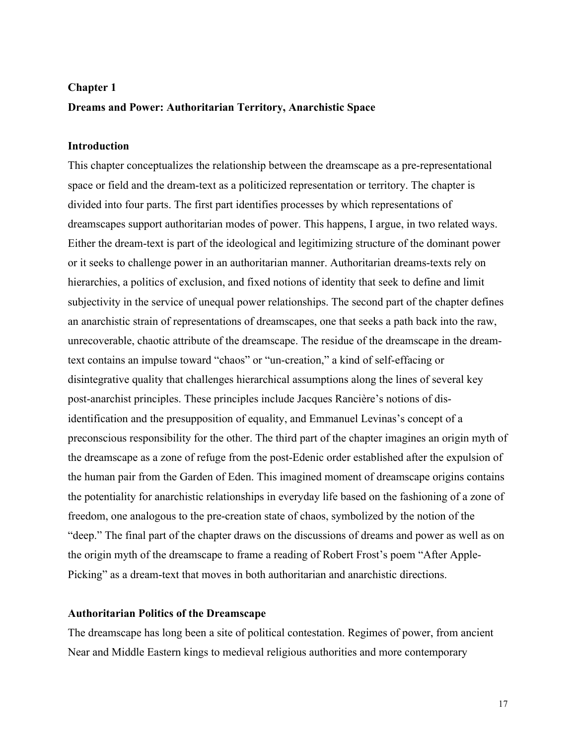# Chapter 1

# Dreams and Power: Authoritarian Territory, Anarchistic Space

## Introduction

This chapter conceptualizes the relationship between the dreamscape as a pre-representational space or field and the dream-text as a politicized representation or territory. The chapter is divided into four parts. The first part identifies processes by which representations of dreamscapes support authoritarian modes of power. This happens, I argue, in two related ways. Either the dream-text is part of the ideological and legitimizing structure of the dominant power or it seeks to challenge power in an authoritarian manner. Authoritarian dreams-texts rely on hierarchies, a politics of exclusion, and fixed notions of identity that seek to define and limit subjectivity in the service of unequal power relationships. The second part of the chapter defines an anarchistic strain of representations of dreamscapes, one that seeks a path back into the raw, unrecoverable, chaotic attribute of the dreamscape. The residue of the dreamscape in the dream-text contains an impulse toward "chaos" or "un-creation," a kind of self-effacing or disintegrative quality that challenges hierarchical assumptions along the lines of several key post-anarchist principles. These principles include Jacques Rancière's notions of dis-identification and the presupposition of equality, and Emmanuel Levinas's concept of a preconscious responsibility for the other. The third part of the chapter imagines an origin myth of the dreamscape as a zone of refuge from the post-Edenic order established after the expulsion of the human pair from the Garden of Eden. This imagined moment of dreamscape origins contains the potentiality for anarchistic relationships in everyday life based on the fashioning of a zone of freedom, one analogous to the pre-creation state of chaos, symbolized by the notion of the "deep." The final part of the chapter draws on the discussions of dreams and power as well as on the origin myth of the dreamscape to frame a reading of Robert Frost's poem "After Apple-Picking" as a dream-text that moves in both authoritarian and anarchistic directions.

## Authoritarian Politics of the Dreamscape

The dreamscape has long been a site of political contestation. Regimes of power, from ancient Near and Middle Eastern kings to medieval religious authorities and more contemporary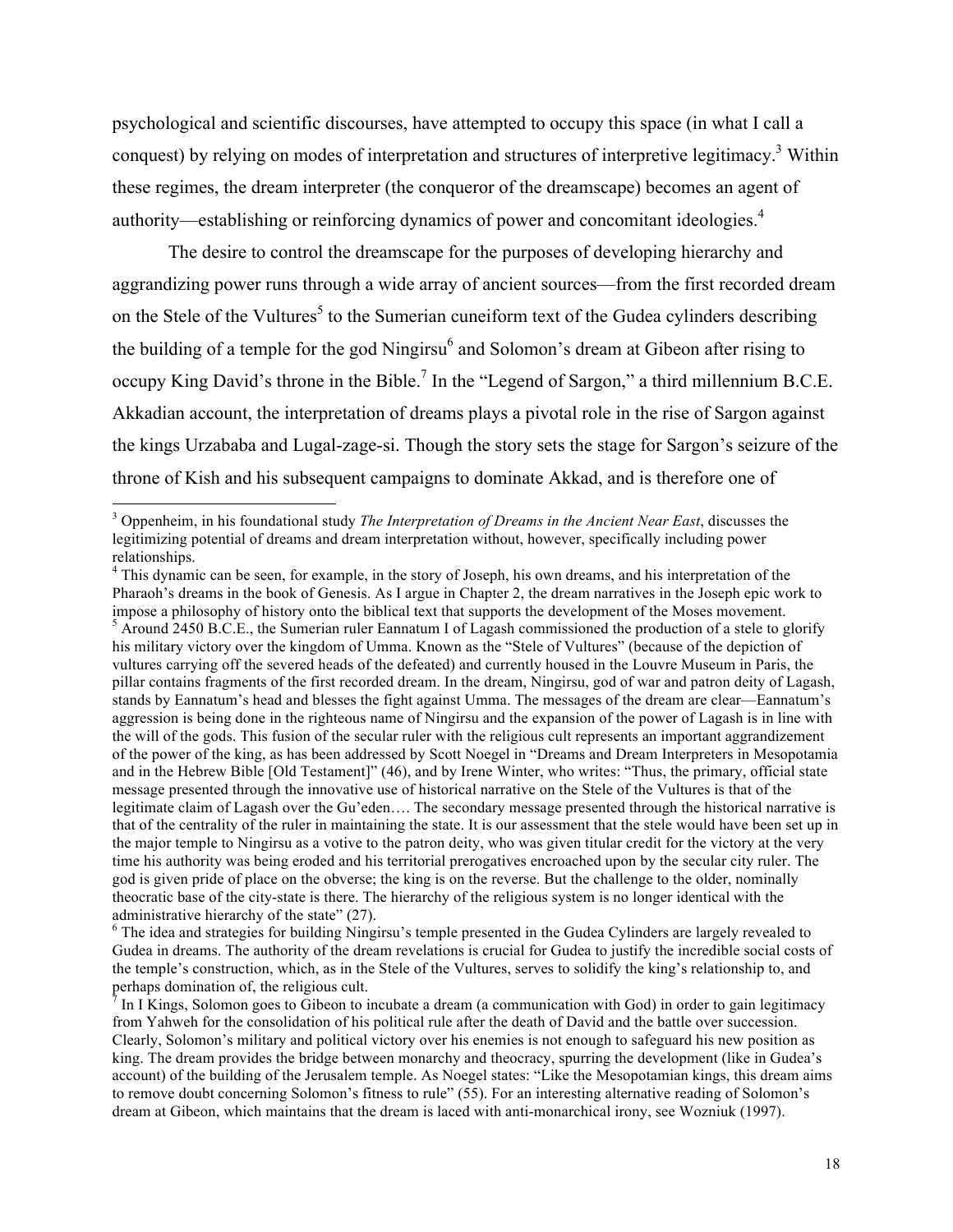psychological and scientific discourses, have attempted to occupy this space (in what I call a conquest) by relying on modes of interpretation and structures of interpretive legitimacy.[3] Within these regimes, the dream interpreter (the conqueror of the dreamscape) becomes an agent of authority—establishing or reinforcing dynamics of power and concomitant ideologies.[4]

The desire to control the dreamscape for the purposes of developing hierarchy and aggrandizing power runs through a wide array of ancient sources—from the first recorded dream on the Stele of the Vultures[5] to the Sumerian cuneiform text of the Gudea cylinders describing the building of a temple for the god Ningirsu[6] and Solomon's dream at Gibeon after rising to occupy King David's throne in the Bible.[7] In the "Legend of Sargon," a third millennium B.C.E. Akkadian account, the interpretation of dreams plays a pivotal role in the rise of Sargon against the kings Urzababa and Lugal-zage-si. Though the story sets the stage for Sargon's seizure of the throne of Kish and his subsequent campaigns to dominate Akkad, and is therefore one of

---

[3] Oppenheim, in his foundational study *The Interpretation of Dreams in the Ancient Near East*, discusses the legitimizing potential of dreams and dream interpretation without, however, specifically including power relationships.

[4] This dynamic can be seen, for example, in the story of Joseph, his own dreams, and his interpretation of the Pharaoh's dreams in the book of Genesis. As I argue in Chapter 2, the dream narratives in the Joseph epic work to impose a philosophy of history onto the biblical text that supports the development of the Moses movement.

[5] Around 2450 B.C.E., the Sumerian ruler Eannatum I of Lagash commissioned the production of a stele to glorify his military victory over the kingdom of Umma. Known as the "Stele of Vultures" (because of the depiction of vultures carrying off the severed heads of the defeated) and currently housed in the Louvre Museum in Paris, the pillar contains fragments of the first recorded dream. In the dream, Ningirsu, god of war and patron deity of Lagash, stands by Eannatum's head and blesses the fight against Umma. The messages of the dream are clear—Eannatum's aggression is being done in the righteous name of Ningirsu and the expansion of the power of Lagash is in line with the will of the gods. This fusion of the secular ruler with the religious cult represents an important aggrandizement of the power of the king, as has been addressed by Scott Noegel in "Dreams and Dream Interpreters in Mesopotamia and in the Hebrew Bible [Old Testament]" (46), and by Irene Winter, who writes: "Thus, the primary, official state message presented through the innovative use of historical narrative on the Stele of the Vultures is that of the legitimate claim of Lagash over the Gu'eden…. The secondary message presented through the historical narrative is that of the centrality of the ruler in maintaining the state. It is our assessment that the stele would have been set up in the major temple to Ningirsu as a votive to the patron deity, who was given titular credit for the victory at the very time his authority was being eroded and his territorial prerogatives encroached upon by the secular city ruler. The god is given pride of place on the obverse; the king is on the reverse. But the challenge to the older, nominally theocratic base of the city-state is there. The hierarchy of the religious system is no longer identical with the administrative hierarchy of the state" (27).

[6] The idea and strategies for building Ningirsu's temple presented in the Gudea Cylinders are largely revealed to Gudea in dreams. The authority of the dream revelations is crucial for Gudea to justify the incredible social costs of the temple's construction, which, as in the Stele of the Vultures, serves to solidify the king's relationship to, and perhaps domination of, the religious cult.

[7] In I Kings, Solomon goes to Gibeon to incubate a dream (a communication with God) in order to gain legitimacy from Yahweh for the consolidation of his political rule after the death of David and the battle over succession. Clearly, Solomon's military and political victory over his enemies is not enough to safeguard his new position as king. The dream provides the bridge between monarchy and theocracy, spurring the development (like in Gudea's account) of the building of the Jerusalem temple. As Noegel states: "Like the Mesopotamian kings, this dream aims to remove doubt concerning Solomon's fitness to rule" (55). For an interesting alternative reading of Solomon's dream at Gibeon, which maintains that the dream is laced with anti-monarchical irony, see Wozniuk (1997).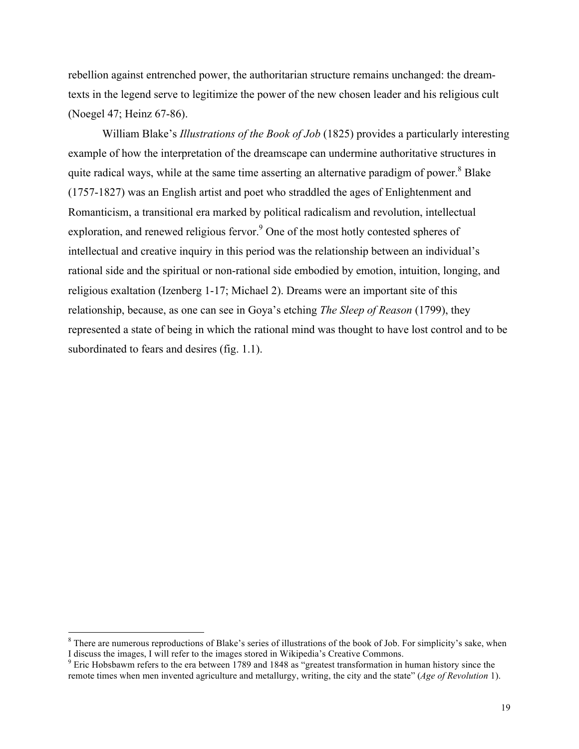rebellion against entrenched power, the authoritarian structure remains unchanged: the dream-texts in the legend serve to legitimize the power of the new chosen leader and his religious cult (Noegel 47; Heinz 67-86).

William Blake's *Illustrations of the Book of Job* (1825) provides a particularly interesting example of how the interpretation of the dreamscape can undermine authoritative structures in quite radical ways, while at the same time asserting an alternative paradigm of power.[8] Blake (1757-1827) was an English artist and poet who straddled the ages of Enlightenment and Romanticism, a transitional era marked by political radicalism and revolution, intellectual exploration, and renewed religious fervor.[9] One of the most hotly contested spheres of intellectual and creative inquiry in this period was the relationship between an individual's rational side and the spiritual or non-rational side embodied by emotion, intuition, longing, and religious exaltation (Izenberg 1-17; Michael 2). Dreams were an important site of this relationship, because, as one can see in Goya's etching *The Sleep of Reason* (1799), they represented a state of being in which the rational mind was thought to have lost control and to be subordinated to fears and desires (fig. 1.1).

---

[8] There are numerous reproductions of Blake's series of illustrations of the book of Job. For simplicity's sake, when I discuss the images, I will refer to the images stored in Wikipedia's Creative Commons.

[9] Eric Hobsbawm refers to the era between 1789 and 1848 as "greatest transformation in human history since the remote times when men invented agriculture and metallurgy, writing, the city and the state" (*Age of Revolution* 1).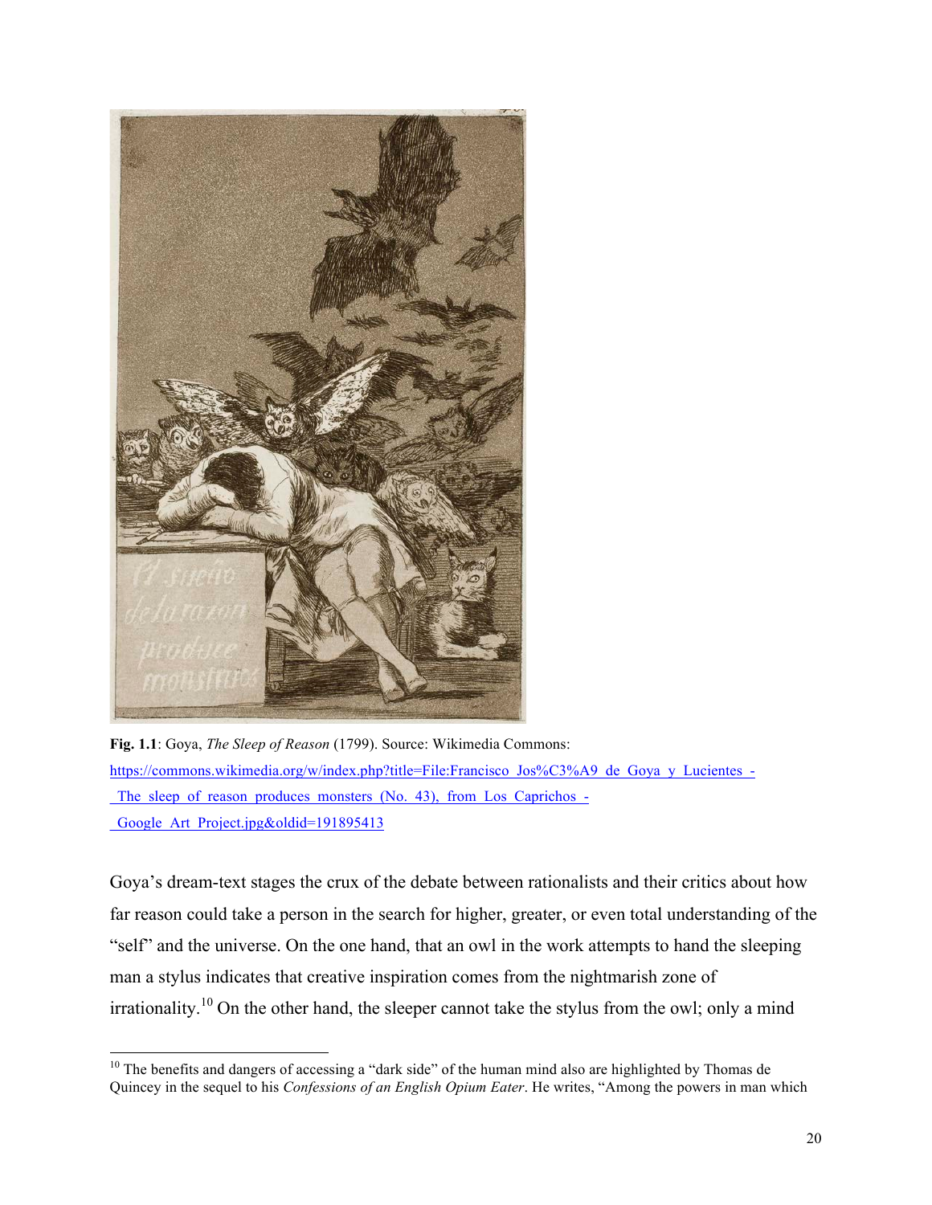**Fig. 1.1**: Goya, *The Sleep of Reason* (1799). Source: Wikimedia Commons: https://commons.wikimedia.org/w/index.php?title=File:Francisco_Jos%C3%A9_de_Goya_y_Lucientes_-_The_sleep_of_reason_produces_monsters_(No._43),_from_Los_Caprichos_-_Google_Art_Project.jpg&oldid=191895413

Goya's dream-text stages the crux of the debate between rationalists and their critics about how far reason could take a person in the search for higher, greater, or even total understanding of the "self" and the universe. On the one hand, that an owl in the work attempts to hand the sleeping man a stylus indicates that creative inspiration comes from the nightmarish zone of irrationality.[10] On the other hand, the sleeper cannot take the stylus from the owl; only a mind

[10] The benefits and dangers of accessing a "dark side" of the human mind also are highlighted by Thomas de Quincey in the sequel to his *Confessions of an English Opium Eater*. He writes, "Among the powers in man which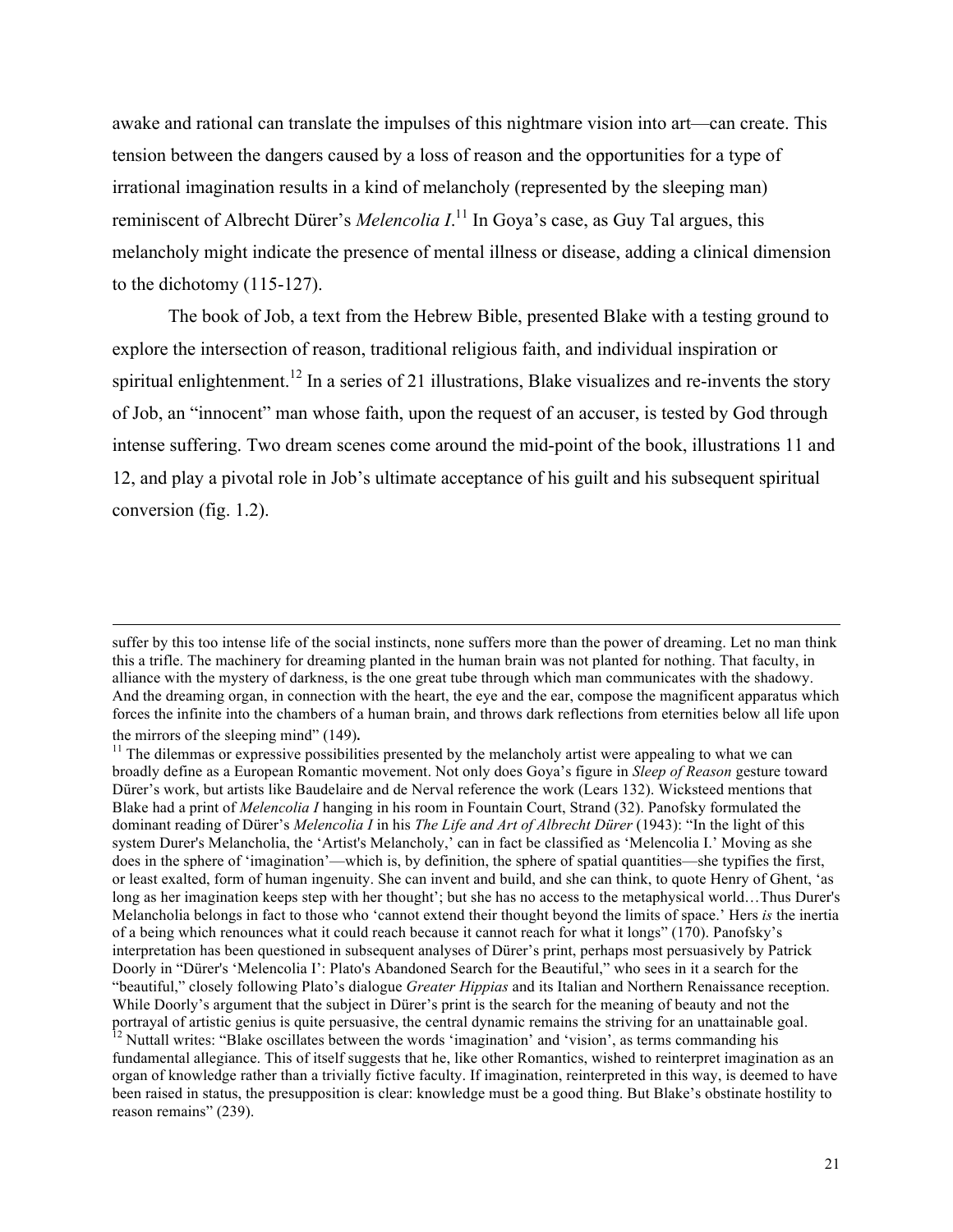awake and rational can translate the impulses of this nightmare vision into art—can create. This tension between the dangers caused by a loss of reason and the opportunities for a type of irrational imagination results in a kind of melancholy (represented by the sleeping man) reminiscent of Albrecht Dürer's *Melencolia I*.[11] In Goya's case, as Guy Tal argues, this melancholy might indicate the presence of mental illness or disease, adding a clinical dimension to the dichotomy (115-127).

The book of Job, a text from the Hebrew Bible, presented Blake with a testing ground to explore the intersection of reason, traditional religious faith, and individual inspiration or spiritual enlightenment.[12] In a series of 21 illustrations, Blake visualizes and re-invents the story of Job, an "innocent" man whose faith, upon the request of an accuser, is tested by God through intense suffering. Two dream scenes come around the mid-point of the book, illustrations 11 and 12, and play a pivotal role in Job's ultimate acceptance of his guilt and his subsequent spiritual conversion (fig. 1.2).

---

suffer by this too intense life of the social instincts, none suffers more than the power of dreaming. Let no man think this a trifle. The machinery for dreaming planted in the human brain was not planted for nothing. That faculty, in alliance with the mystery of darkness, is the one great tube through which man communicates with the shadowy. And the dreaming organ, in connection with the heart, the eye and the ear, compose the magnificent apparatus which forces the infinite into the chambers of a human brain, and throws dark reflections from eternities below all life upon the mirrors of the sleeping mind" (149).

[11] The dilemmas or expressive possibilities presented by the melancholy artist were appealing to what we can broadly define as a European Romantic movement. Not only does Goya's figure in *Sleep of Reason* gesture toward Dürer's work, but artists like Baudelaire and de Nerval reference the work (Lears 132). Wicksteed mentions that Blake had a print of *Melencolia I* hanging in his room in Fountain Court, Strand (32). Panofsky formulated the dominant reading of Dürer's *Melencolia I* in his *The Life and Art of Albrecht Dürer* (1943): "In the light of this system Durer's Melancholia, the 'Artist's Melancholy,' can in fact be classified as 'Melencolia I.' Moving as she does in the sphere of 'imagination'—which is, by definition, the sphere of spatial quantities—she typifies the first, or least exalted, form of human ingenuity. She can invent and build, and she can think, to quote Henry of Ghent, 'as long as her imagination keeps step with her thought'; but she has no access to the metaphysical world…Thus Durer's Melancholia belongs in fact to those who 'cannot extend their thought beyond the limits of space.' Hers *is* the inertia of a being which renounces what it could reach because it cannot reach for what it longs" (170). Panofsky's interpretation has been questioned in subsequent analyses of Dürer's print, perhaps most persuasively by Patrick Doorly in "Dürer's 'Melencolia I': Plato's Abandoned Search for the Beautiful," who sees in it a search for the "beautiful," closely following Plato's dialogue *Greater Hippias* and its Italian and Northern Renaissance reception. While Doorly's argument that the subject in Dürer's print is the search for the meaning of beauty and not the portrayal of artistic genius is quite persuasive, the central dynamic remains the striving for an unattainable goal.

[12] Nuttall writes: "Blake oscillates between the words 'imagination' and 'vision', as terms commanding his fundamental allegiance. This of itself suggests that he, like other Romantics, wished to reinterpret imagination as an organ of knowledge rather than a trivially fictive faculty. If imagination, reinterpreted in this way, is deemed to have been raised in status, the presupposition is clear: knowledge must be a good thing. But Blake's obstinate hostility to reason remains" (239).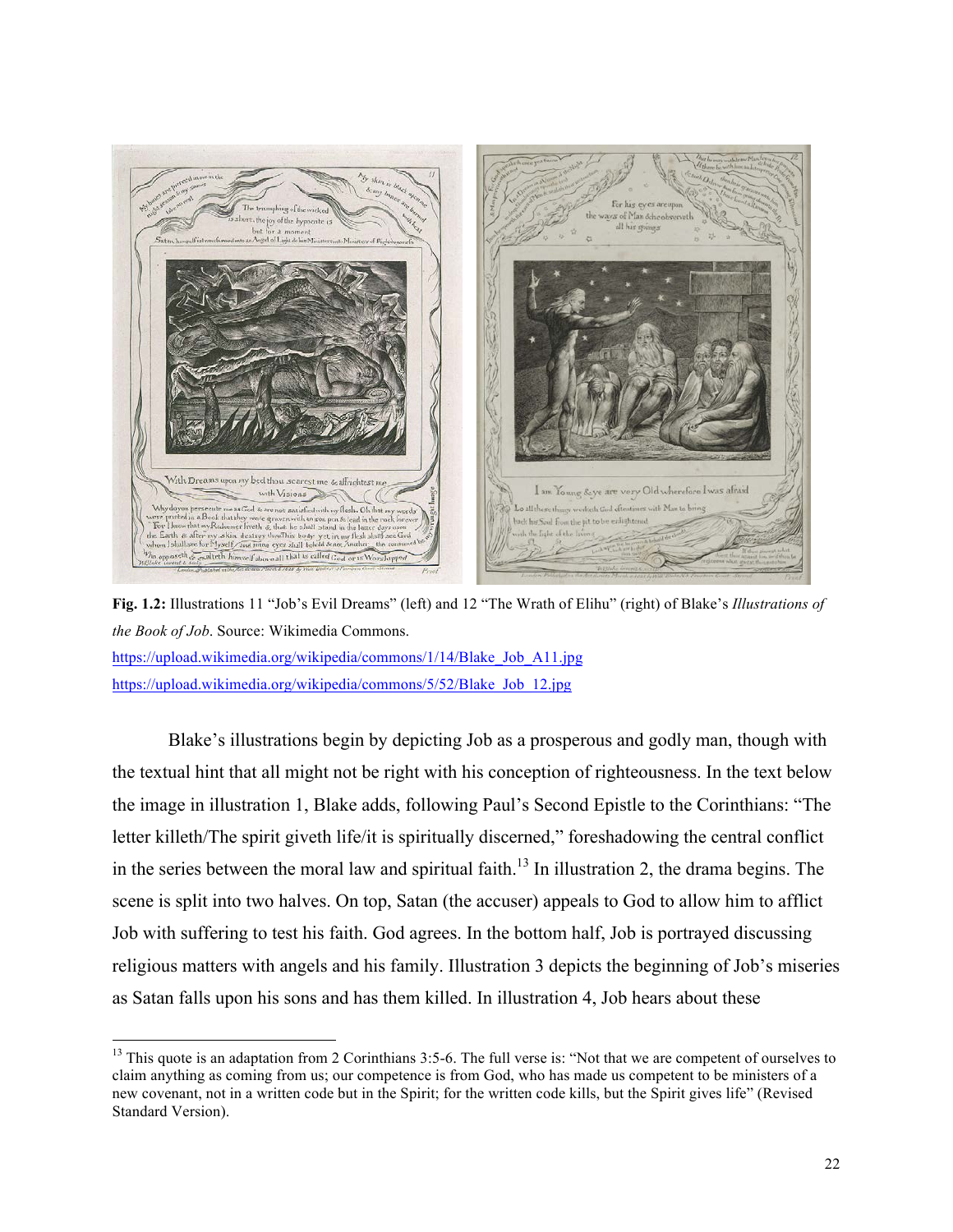**Fig. 1.2:** Illustrations 11 "Job's Evil Dreams" (left) and 12 "The Wrath of Elihu" (right) of Blake's *Illustrations of the Book of Job*. Source: Wikimedia Commons.
https://upload.wikimedia.org/wikipedia/commons/1/14/Blake_Job_A11.jpg
https://upload.wikimedia.org/wikipedia/commons/5/52/Blake_Job_12.jpg

Blake's illustrations begin by depicting Job as a prosperous and godly man, though with the textual hint that all might not be right with his conception of righteousness. In the text below the image in illustration 1, Blake adds, following Paul's Second Epistle to the Corinthians: "The letter killeth/The spirit giveth life/it is spiritually discerned," foreshadowing the central conflict in the series between the moral law and spiritual faith.[13] In illustration 2, the drama begins. The scene is split into two halves. On top, Satan (the accuser) appeals to God to allow him to afflict Job with suffering to test his faith. God agrees. In the bottom half, Job is portrayed discussing religious matters with angels and his family. Illustration 3 depicts the beginning of Job's miseries as Satan falls upon his sons and has them killed. In illustration 4, Job hears about these

[13] This quote is an adaptation from 2 Corinthians 3:5-6. The full verse is: "Not that we are competent of ourselves to claim anything as coming from us; our competence is from God, who has made us competent to be ministers of a new covenant, not in a written code but in the Spirit; for the written code kills, but the Spirit gives life" (Revised Standard Version).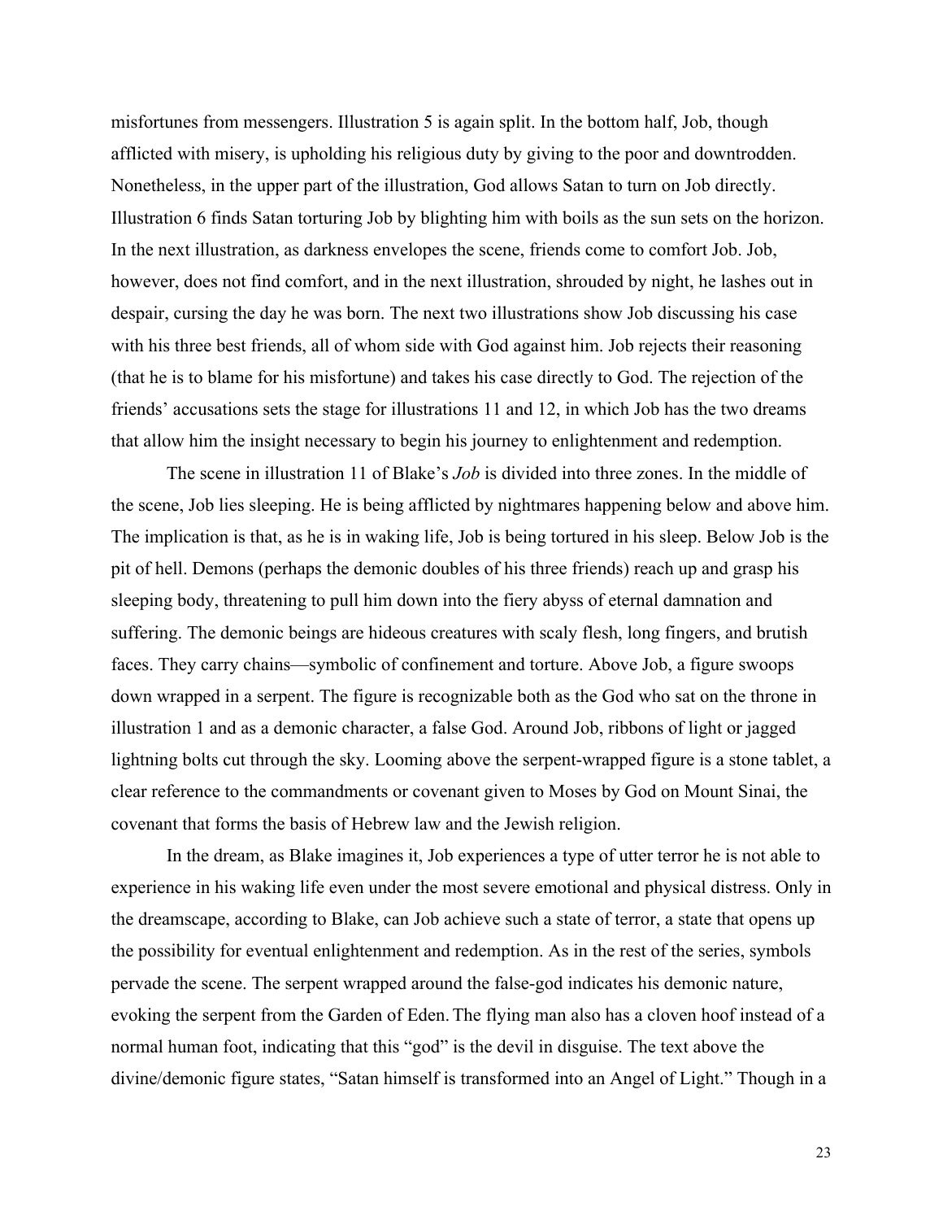misfortunes from messengers. Illustration 5 is again split. In the bottom half, Job, though afflicted with misery, is upholding his religious duty by giving to the poor and downtrodden. Nonetheless, in the upper part of the illustration, God allows Satan to turn on Job directly. Illustration 6 finds Satan torturing Job by blighting him with boils as the sun sets on the horizon. In the next illustration, as darkness envelopes the scene, friends come to comfort Job. Job, however, does not find comfort, and in the next illustration, shrouded by night, he lashes out in despair, cursing the day he was born. The next two illustrations show Job discussing his case with his three best friends, all of whom side with God against him. Job rejects their reasoning (that he is to blame for his misfortune) and takes his case directly to God. The rejection of the friends' accusations sets the stage for illustrations 11 and 12, in which Job has the two dreams that allow him the insight necessary to begin his journey to enlightenment and redemption.

The scene in illustration 11 of Blake's *Job* is divided into three zones. In the middle of the scene, Job lies sleeping. He is being afflicted by nightmares happening below and above him. The implication is that, as he is in waking life, Job is being tortured in his sleep. Below Job is the pit of hell. Demons (perhaps the demonic doubles of his three friends) reach up and grasp his sleeping body, threatening to pull him down into the fiery abyss of eternal damnation and suffering. The demonic beings are hideous creatures with scaly flesh, long fingers, and brutish faces. They carry chains—symbolic of confinement and torture. Above Job, a figure swoops down wrapped in a serpent. The figure is recognizable both as the God who sat on the throne in illustration 1 and as a demonic character, a false God. Around Job, ribbons of light or jagged lightning bolts cut through the sky. Looming above the serpent-wrapped figure is a stone tablet, a clear reference to the commandments or covenant given to Moses by God on Mount Sinai, the covenant that forms the basis of Hebrew law and the Jewish religion.

In the dream, as Blake imagines it, Job experiences a type of utter terror he is not able to experience in his waking life even under the most severe emotional and physical distress. Only in the dreamscape, according to Blake, can Job achieve such a state of terror, a state that opens up the possibility for eventual enlightenment and redemption. As in the rest of the series, symbols pervade the scene. The serpent wrapped around the false-god indicates his demonic nature, evoking the serpent from the Garden of Eden. The flying man also has a cloven hoof instead of a normal human foot, indicating that this "god" is the devil in disguise. The text above the divine/demonic figure states, "Satan himself is transformed into an Angel of Light." Though in a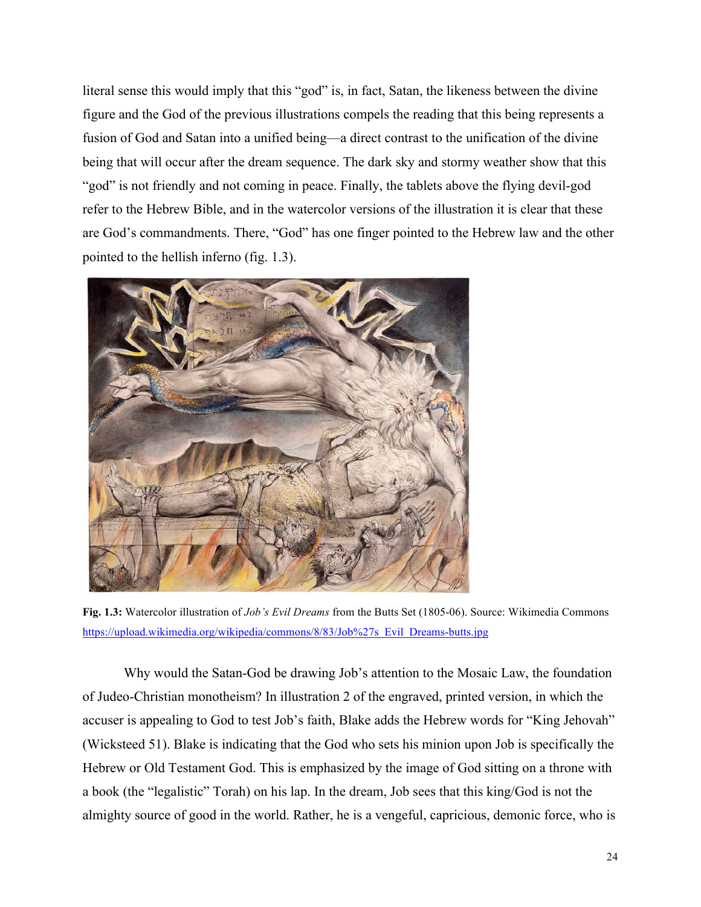literal sense this would imply that this "god" is, in fact, Satan, the likeness between the divine figure and the God of the previous illustrations compels the reading that this being represents a fusion of God and Satan into a unified being—a direct contrast to the unification of the divine being that will occur after the dream sequence. The dark sky and stormy weather show that this "god" is not friendly and not coming in peace. Finally, the tablets above the flying devil-god refer to the Hebrew Bible, and in the watercolor versions of the illustration it is clear that these are God's commandments. There, "God" has one finger pointed to the Hebrew law and the other pointed to the hellish inferno (fig. 1.3).

**Fig. 1.3:** Watercolor illustration of *Job's Evil Dreams* from the Butts Set (1805-06). Source: Wikimedia Commons https://upload.wikimedia.org/wikipedia/commons/8/83/Job%27s_Evil_Dreams-butts.jpg

Why would the Satan-God be drawing Job's attention to the Mosaic Law, the foundation of Judeo-Christian monotheism? In illustration 2 of the engraved, printed version, in which the accuser is appealing to God to test Job's faith, Blake adds the Hebrew words for "King Jehovah" (Wicksteed 51). Blake is indicating that the God who sets his minion upon Job is specifically the Hebrew or Old Testament God. This is emphasized by the image of God sitting on a throne with a book (the "legalistic" Torah) on his lap. In the dream, Job sees that this king/God is not the almighty source of good in the world. Rather, he is a vengeful, capricious, demonic force, who is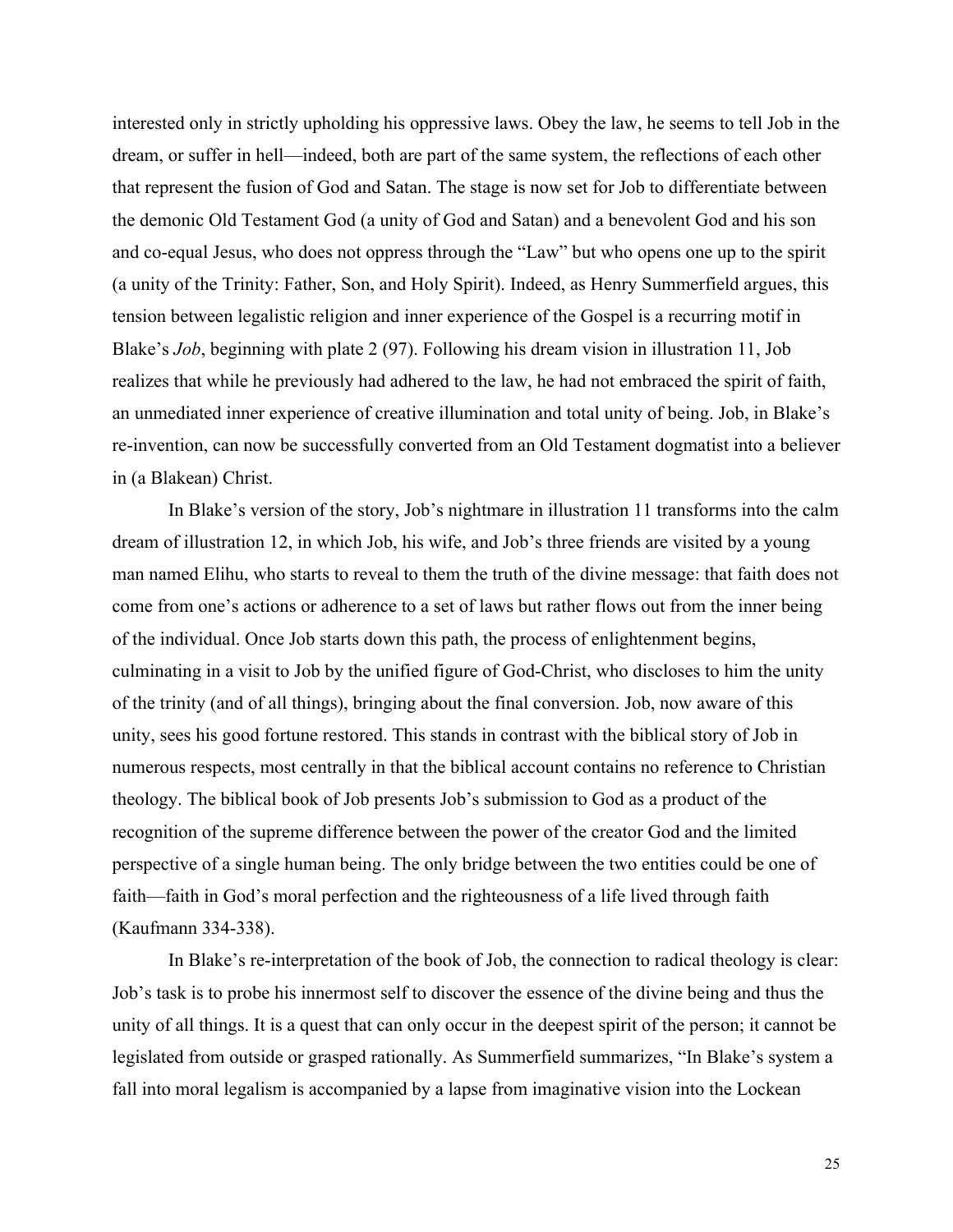interested only in strictly upholding his oppressive laws. Obey the law, he seems to tell Job in the dream, or suffer in hell—indeed, both are part of the same system, the reflections of each other that represent the fusion of God and Satan. The stage is now set for Job to differentiate between the demonic Old Testament God (a unity of God and Satan) and a benevolent God and his son and co-equal Jesus, who does not oppress through the "Law" but who opens one up to the spirit (a unity of the Trinity: Father, Son, and Holy Spirit). Indeed, as Henry Summerfield argues, this tension between legalistic religion and inner experience of the Gospel is a recurring motif in Blake's *Job*, beginning with plate 2 (97). Following his dream vision in illustration 11, Job realizes that while he previously had adhered to the law, he had not embraced the spirit of faith, an unmediated inner experience of creative illumination and total unity of being. Job, in Blake's re-invention, can now be successfully converted from an Old Testament dogmatist into a believer in (a Blakean) Christ.

In Blake's version of the story, Job's nightmare in illustration 11 transforms into the calm dream of illustration 12, in which Job, his wife, and Job's three friends are visited by a young man named Elihu, who starts to reveal to them the truth of the divine message: that faith does not come from one's actions or adherence to a set of laws but rather flows out from the inner being of the individual. Once Job starts down this path, the process of enlightenment begins, culminating in a visit to Job by the unified figure of God-Christ, who discloses to him the unity of the trinity (and of all things), bringing about the final conversion. Job, now aware of this unity, sees his good fortune restored. This stands in contrast with the biblical story of Job in numerous respects, most centrally in that the biblical account contains no reference to Christian theology. The biblical book of Job presents Job's submission to God as a product of the recognition of the supreme difference between the power of the creator God and the limited perspective of a single human being. The only bridge between the two entities could be one of faith—faith in God's moral perfection and the righteousness of a life lived through faith (Kaufmann 334-338).

In Blake's re-interpretation of the book of Job, the connection to radical theology is clear: Job's task is to probe his innermost self to discover the essence of the divine being and thus the unity of all things. It is a quest that can only occur in the deepest spirit of the person; it cannot be legislated from outside or grasped rationally. As Summerfield summarizes, "In Blake's system a fall into moral legalism is accompanied by a lapse from imaginative vision into the Lockean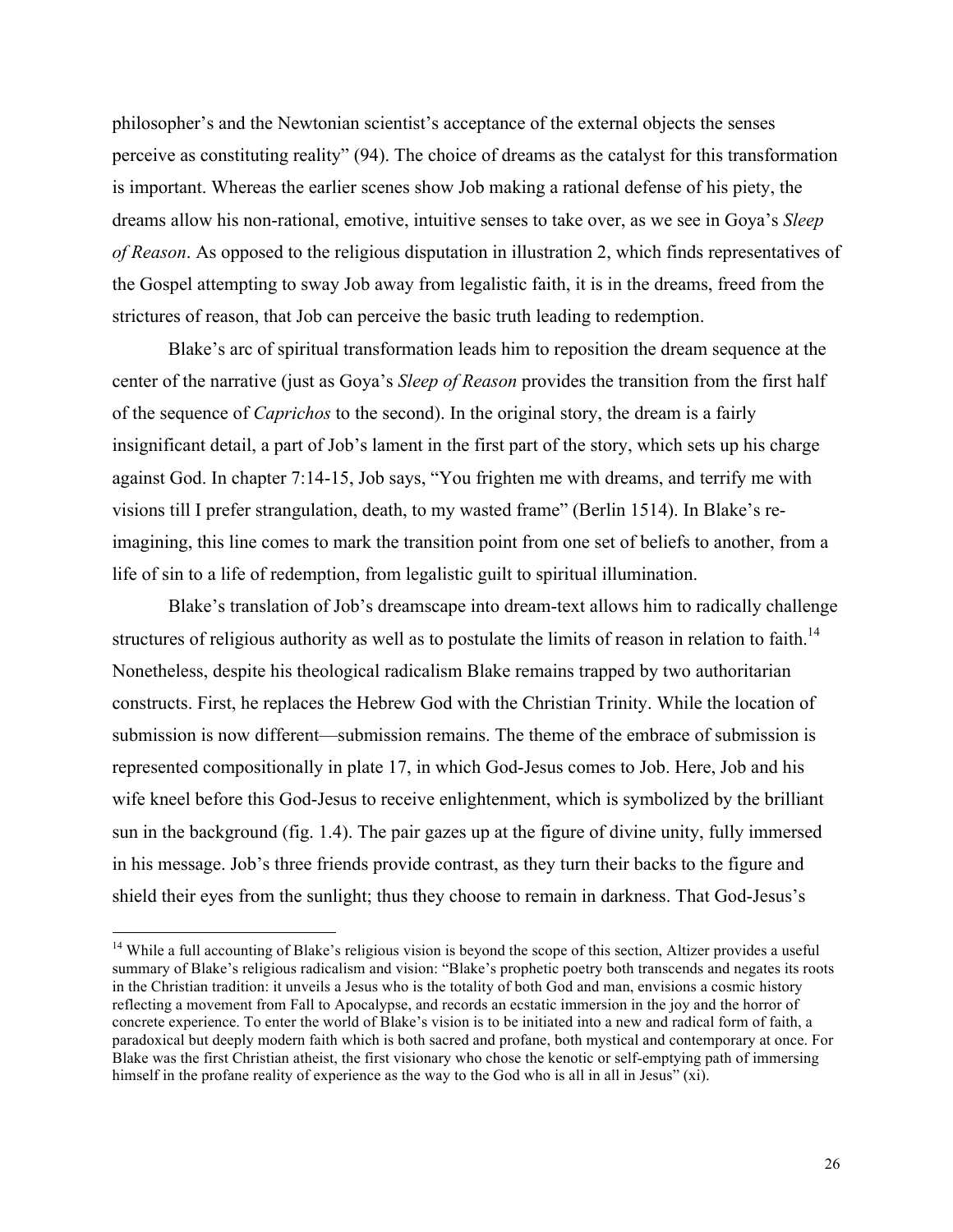philosopher's and the Newtonian scientist's acceptance of the external objects the senses perceive as constituting reality" (94). The choice of dreams as the catalyst for this transformation is important. Whereas the earlier scenes show Job making a rational defense of his piety, the dreams allow his non-rational, emotive, intuitive senses to take over, as we see in Goya's *Sleep of Reason*. As opposed to the religious disputation in illustration 2, which finds representatives of the Gospel attempting to sway Job away from legalistic faith, it is in the dreams, freed from the strictures of reason, that Job can perceive the basic truth leading to redemption.

Blake's arc of spiritual transformation leads him to reposition the dream sequence at the center of the narrative (just as Goya's *Sleep of Reason* provides the transition from the first half of the sequence of *Caprichos* to the second). In the original story, the dream is a fairly insignificant detail, a part of Job's lament in the first part of the story, which sets up his charge against God. In chapter 7:14-15, Job says, "You frighten me with dreams, and terrify me with visions till I prefer strangulation, death, to my wasted frame" (Berlin 1514). In Blake's re-imagining, this line comes to mark the transition point from one set of beliefs to another, from a life of sin to a life of redemption, from legalistic guilt to spiritual illumination.

Blake's translation of Job's dreamscape into dream-text allows him to radically challenge structures of religious authority as well as to postulate the limits of reason in relation to faith.[14] Nonetheless, despite his theological radicalism Blake remains trapped by two authoritarian constructs. First, he replaces the Hebrew God with the Christian Trinity. While the location of submission is now different—submission remains. The theme of the embrace of submission is represented compositionally in plate 17, in which God-Jesus comes to Job. Here, Job and his wife kneel before this God-Jesus to receive enlightenment, which is symbolized by the brilliant sun in the background (fig. 1.4). The pair gazes up at the figure of divine unity, fully immersed in his message. Job's three friends provide contrast, as they turn their backs to the figure and shield their eyes from the sunlight; thus they choose to remain in darkness. That God-Jesus's

[14] While a full accounting of Blake's religious vision is beyond the scope of this section, Altizer provides a useful summary of Blake's religious radicalism and vision: "Blake's prophetic poetry both transcends and negates its roots in the Christian tradition: it unveils a Jesus who is the totality of both God and man, envisions a cosmic history reflecting a movement from Fall to Apocalypse, and records an ecstatic immersion in the joy and the horror of concrete experience. To enter the world of Blake's vision is to be initiated into a new and radical form of faith, a paradoxical but deeply modern faith which is both sacred and profane, both mystical and contemporary at once. For Blake was the first Christian atheist, the first visionary who chose the kenotic or self-emptying path of immersing himself in the profane reality of experience as the way to the God who is all in all in Jesus" (xi).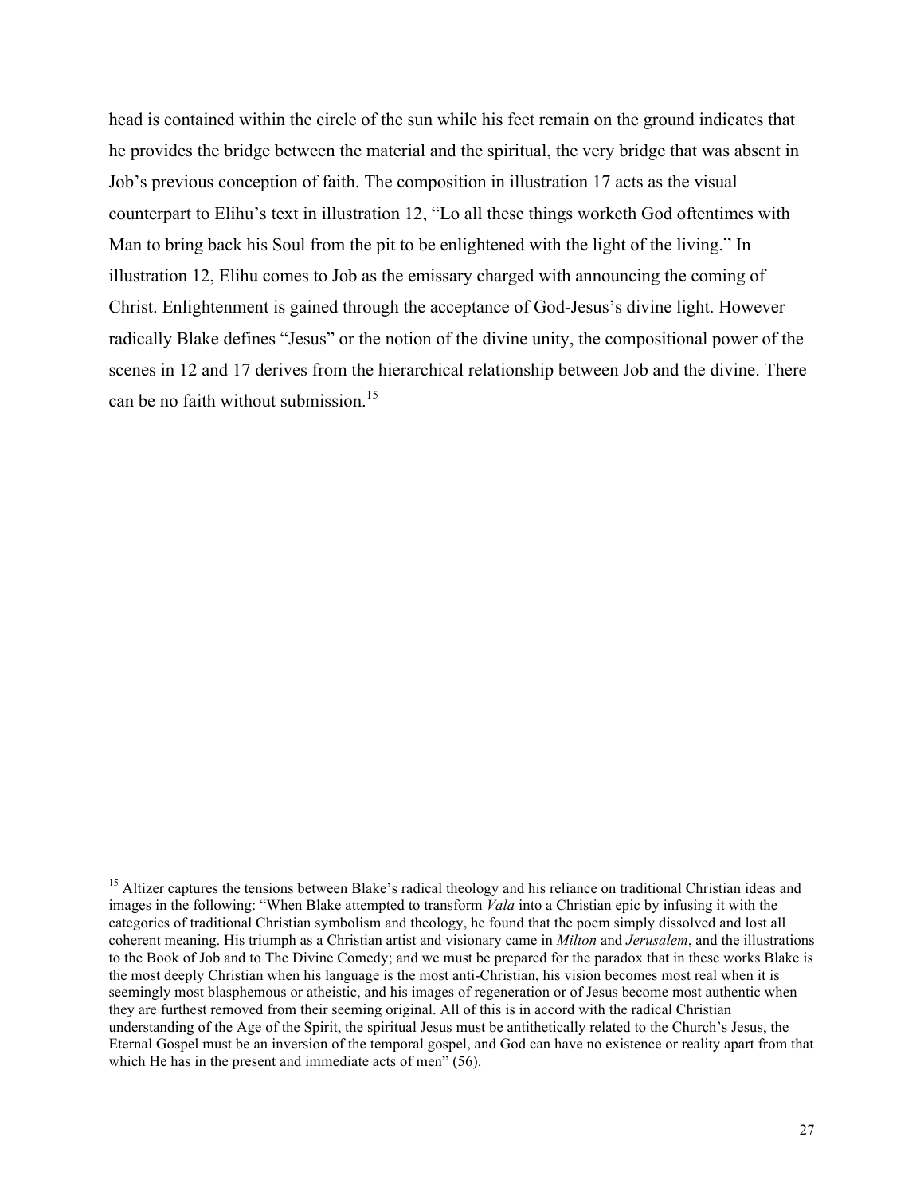head is contained within the circle of the sun while his feet remain on the ground indicates that he provides the bridge between the material and the spiritual, the very bridge that was absent in Job's previous conception of faith. The composition in illustration 17 acts as the visual counterpart to Elihu's text in illustration 12, "Lo all these things worketh God oftentimes with Man to bring back his Soul from the pit to be enlightened with the light of the living." In illustration 12, Elihu comes to Job as the emissary charged with announcing the coming of Christ. Enlightenment is gained through the acceptance of God-Jesus's divine light. However radically Blake defines "Jesus" or the notion of the divine unity, the compositional power of the scenes in 12 and 17 derives from the hierarchical relationship between Job and the divine. There can be no faith without submission.[15]

---

[15] Altizer captures the tensions between Blake's radical theology and his reliance on traditional Christian ideas and images in the following: "When Blake attempted to transform *Vala* into a Christian epic by infusing it with the categories of traditional Christian symbolism and theology, he found that the poem simply dissolved and lost all coherent meaning. His triumph as a Christian artist and visionary came in *Milton* and *Jerusalem*, and the illustrations to the Book of Job and to The Divine Comedy; and we must be prepared for the paradox that in these works Blake is the most deeply Christian when his language is the most anti-Christian, his vision becomes most real when it is seemingly most blasphemous or atheistic, and his images of regeneration or of Jesus become most authentic when they are furthest removed from their seeming original. All of this is in accord with the radical Christian understanding of the Age of the Spirit, the spiritual Jesus must be antithetically related to the Church's Jesus, the Eternal Gospel must be an inversion of the temporal gospel, and God can have no existence or reality apart from that which He has in the present and immediate acts of men" (56).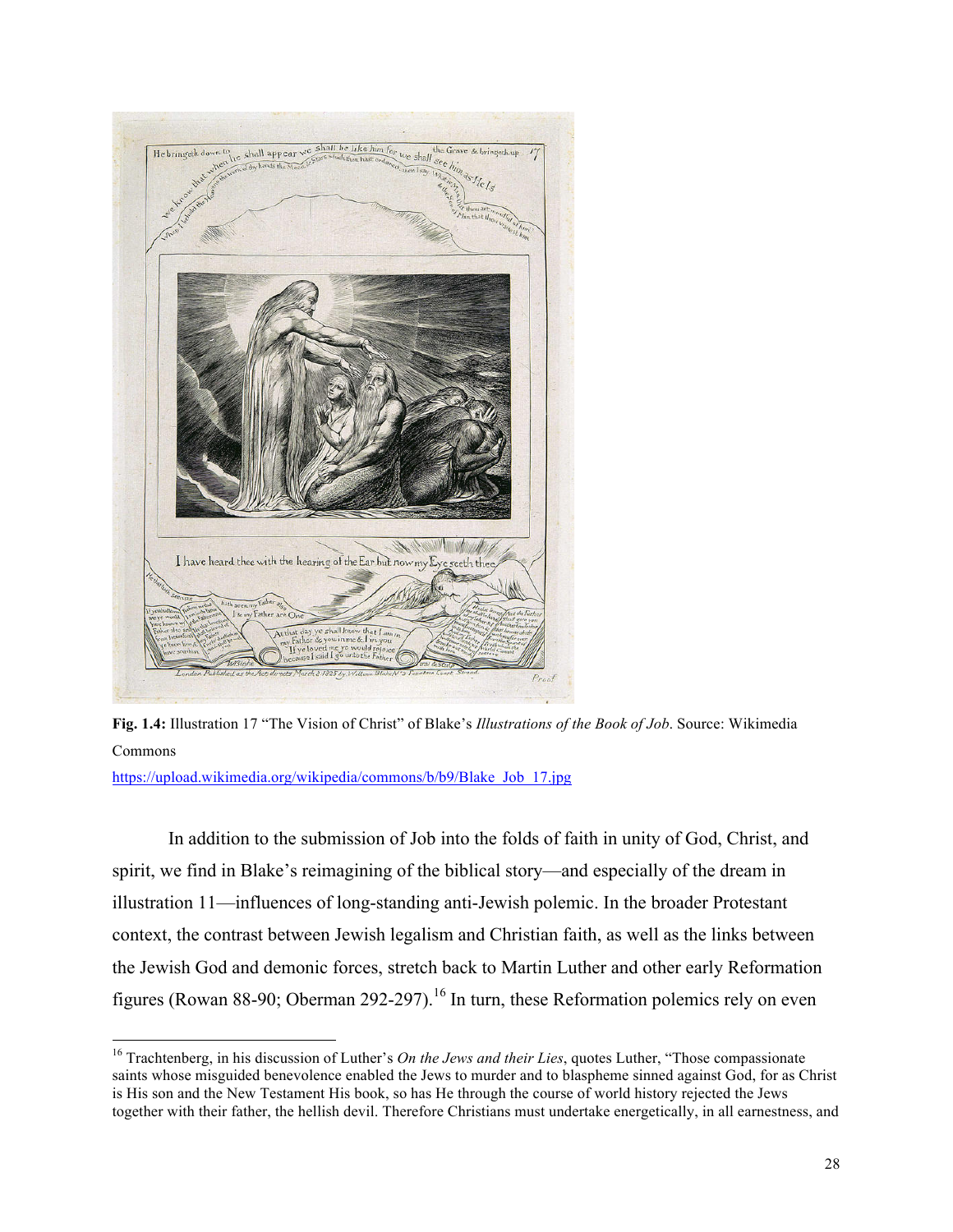**Fig. 1.4:** Illustration 17 "The Vision of Christ" of Blake's *Illustrations of the Book of Job*. Source: Wikimedia Commons https://upload.wikimedia.org/wikipedia/commons/b/b9/Blake_Job_17.jpg

In addition to the submission of Job into the folds of faith in unity of God, Christ, and spirit, we find in Blake's reimagining of the biblical story—and especially of the dream in illustration 11—influences of long-standing anti-Jewish polemic. In the broader Protestant context, the contrast between Jewish legalism and Christian faith, as well as the links between the Jewish God and demonic forces, stretch back to Martin Luther and other early Reformation figures (Rowan 88-90; Oberman 292-297).[16] In turn, these Reformation polemics rely on even

[16] Trachtenberg, in his discussion of Luther's *On the Jews and their Lies*, quotes Luther, "Those compassionate saints whose misguided benevolence enabled the Jews to murder and to blaspheme sinned against God, for as Christ is His son and the New Testament His book, so has He through the course of world history rejected the Jews together with their father, the hellish devil. Therefore Christians must undertake energetically, in all earnestness, and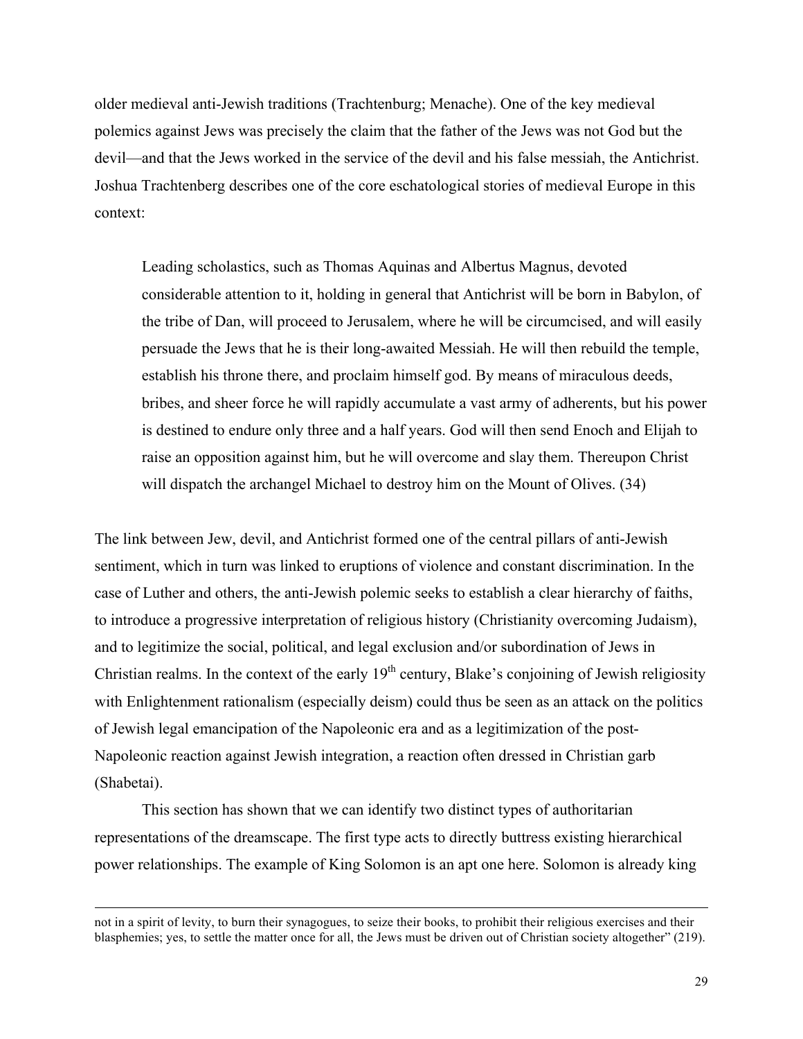older medieval anti-Jewish traditions (Trachtenburg; Menache). One of the key medieval polemics against Jews was precisely the claim that the father of the Jews was not God but the devil—and that the Jews worked in the service of the devil and his false messiah, the Antichrist. Joshua Trachtenberg describes one of the core eschatological stories of medieval Europe in this context:

> Leading scholastics, such as Thomas Aquinas and Albertus Magnus, devoted considerable attention to it, holding in general that Antichrist will be born in Babylon, of the tribe of Dan, will proceed to Jerusalem, where he will be circumcised, and will easily persuade the Jews that he is their long-awaited Messiah. He will then rebuild the temple, establish his throne there, and proclaim himself god. By means of miraculous deeds, bribes, and sheer force he will rapidly accumulate a vast army of adherents, but his power is destined to endure only three and a half years. God will then send Enoch and Elijah to raise an opposition against him, but he will overcome and slay them. Thereupon Christ will dispatch the archangel Michael to destroy him on the Mount of Olives. (34)

The link between Jew, devil, and Antichrist formed one of the central pillars of anti-Jewish sentiment, which in turn was linked to eruptions of violence and constant discrimination. In the case of Luther and others, the anti-Jewish polemic seeks to establish a clear hierarchy of faiths, to introduce a progressive interpretation of religious history (Christianity overcoming Judaism), and to legitimize the social, political, and legal exclusion and/or subordination of Jews in Christian realms. In the context of the early 19th century, Blake's conjoining of Jewish religiosity with Enlightenment rationalism (especially deism) could thus be seen as an attack on the politics of Jewish legal emancipation of the Napoleonic era and as a legitimization of the post-Napoleonic reaction against Jewish integration, a reaction often dressed in Christian garb (Shabetai).

This section has shown that we can identify two distinct types of authoritarian representations of the dreamscape. The first type acts to directly buttress existing hierarchical power relationships. The example of King Solomon is an apt one here. Solomon is already king

---

not in a spirit of levity, to burn their synagogues, to seize their books, to prohibit their religious exercises and their blasphemies; yes, to settle the matter once for all, the Jews must be driven out of Christian society altogether" (219).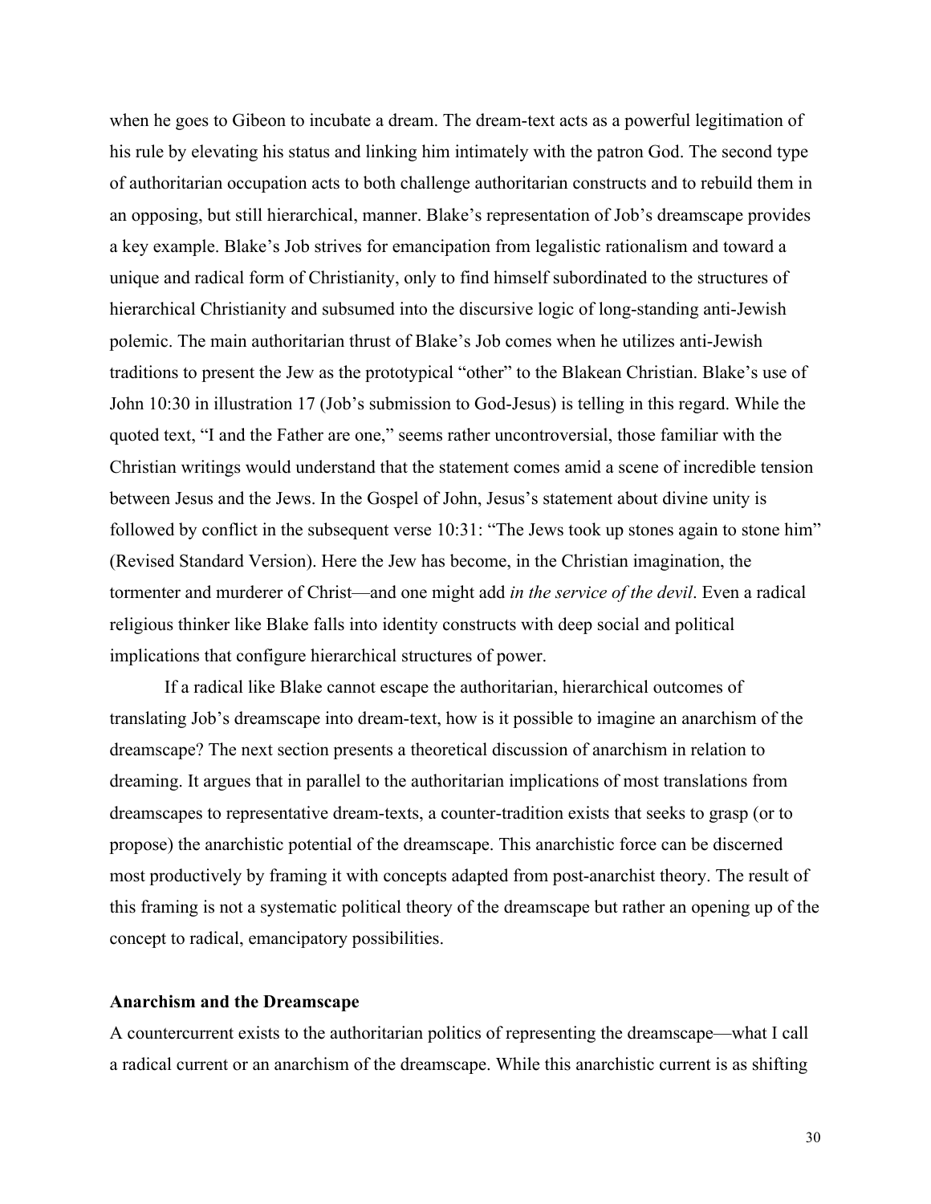when he goes to Gibeon to incubate a dream. The dream-text acts as a powerful legitimation of his rule by elevating his status and linking him intimately with the patron God. The second type of authoritarian occupation acts to both challenge authoritarian constructs and to rebuild them in an opposing, but still hierarchical, manner. Blake's representation of Job's dreamscape provides a key example. Blake's Job strives for emancipation from legalistic rationalism and toward a unique and radical form of Christianity, only to find himself subordinated to the structures of hierarchical Christianity and subsumed into the discursive logic of long-standing anti-Jewish polemic. The main authoritarian thrust of Blake's Job comes when he utilizes anti-Jewish traditions to present the Jew as the prototypical "other" to the Blakean Christian. Blake's use of John 10:30 in illustration 17 (Job's submission to God-Jesus) is telling in this regard. While the quoted text, "I and the Father are one," seems rather uncontroversial, those familiar with the Christian writings would understand that the statement comes amid a scene of incredible tension between Jesus and the Jews. In the Gospel of John, Jesus's statement about divine unity is followed by conflict in the subsequent verse 10:31: "The Jews took up stones again to stone him" (Revised Standard Version). Here the Jew has become, in the Christian imagination, the tormenter and murderer of Christ—and one might add *in the service of the devil*. Even a radical religious thinker like Blake falls into identity constructs with deep social and political implications that configure hierarchical structures of power.

If a radical like Blake cannot escape the authoritarian, hierarchical outcomes of translating Job's dreamscape into dream-text, how is it possible to imagine an anarchism of the dreamscape? The next section presents a theoretical discussion of anarchism in relation to dreaming. It argues that in parallel to the authoritarian implications of most translations from dreamscapes to representative dream-texts, a counter-tradition exists that seeks to grasp (or to propose) the anarchistic potential of the dreamscape. This anarchistic force can be discerned most productively by framing it with concepts adapted from post-anarchist theory. The result of this framing is not a systematic political theory of the dreamscape but rather an opening up of the concept to radical, emancipatory possibilities.

## Anarchism and the Dreamscape

A countercurrent exists to the authoritarian politics of representing the dreamscape—what I call a radical current or an anarchism of the dreamscape. While this anarchistic current is as shifting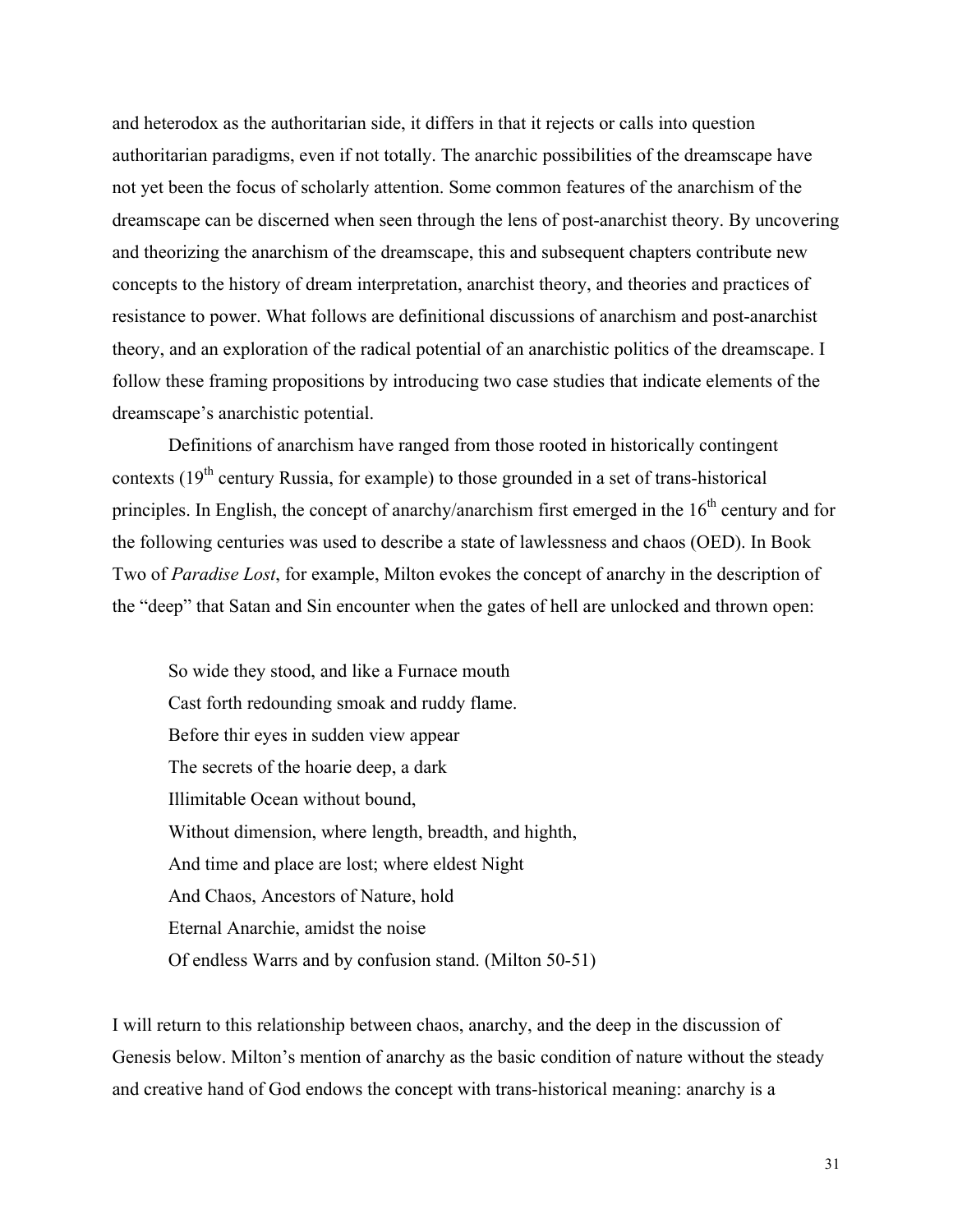and heterodox as the authoritarian side, it differs in that it rejects or calls into question authoritarian paradigms, even if not totally. The anarchic possibilities of the dreamscape have not yet been the focus of scholarly attention. Some common features of the anarchism of the dreamscape can be discerned when seen through the lens of post-anarchist theory. By uncovering and theorizing the anarchism of the dreamscape, this and subsequent chapters contribute new concepts to the history of dream interpretation, anarchist theory, and theories and practices of resistance to power. What follows are definitional discussions of anarchism and post-anarchist theory, and an exploration of the radical potential of an anarchistic politics of the dreamscape. I follow these framing propositions by introducing two case studies that indicate elements of the dreamscape's anarchistic potential.

Definitions of anarchism have ranged from those rooted in historically contingent contexts (19th century Russia, for example) to those grounded in a set of trans-historical principles. In English, the concept of anarchy/anarchism first emerged in the 16th century and for the following centuries was used to describe a state of lawlessness and chaos (OED). In Book Two of *Paradise Lost*, for example, Milton evokes the concept of anarchy in the description of the "deep" that Satan and Sin encounter when the gates of hell are unlocked and thrown open:

> So wide they stood, and like a Furnace mouth
> Cast forth redounding smoak and ruddy flame.
> Before thir eyes in sudden view appear
> The secrets of the hoarie deep, a dark
> Illimitable Ocean without bound,
> Without dimension, where length, breadth, and highth,
> And time and place are lost; where eldest Night
> And Chaos, Ancestors of Nature, hold
> Eternal Anarchie, amidst the noise
> Of endless Warrs and by confusion stand. (Milton 50-51)

I will return to this relationship between chaos, anarchy, and the deep in the discussion of Genesis below. Milton's mention of anarchy as the basic condition of nature without the steady and creative hand of God endows the concept with trans-historical meaning: anarchy is a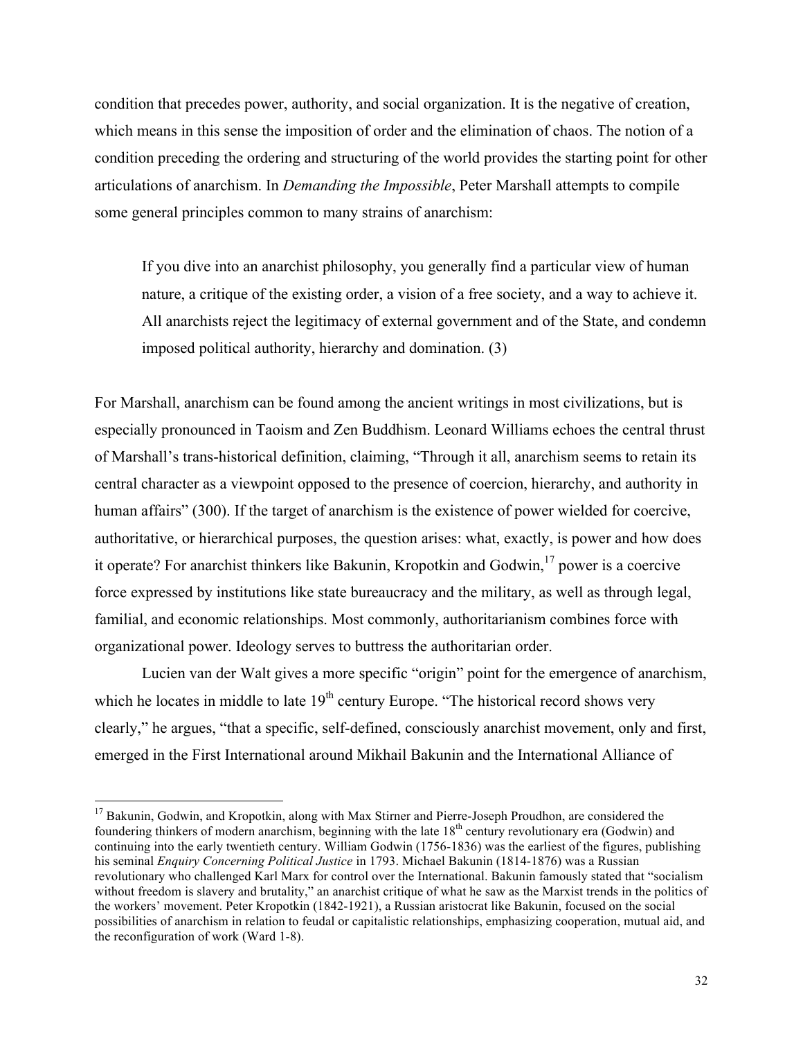condition that precedes power, authority, and social organization. It is the negative of creation, which means in this sense the imposition of order and the elimination of chaos. The notion of a condition preceding the ordering and structuring of the world provides the starting point for other articulations of anarchism. In *Demanding the Impossible*, Peter Marshall attempts to compile some general principles common to many strains of anarchism:

> If you dive into an anarchist philosophy, you generally find a particular view of human nature, a critique of the existing order, a vision of a free society, and a way to achieve it. All anarchists reject the legitimacy of external government and of the State, and condemn imposed political authority, hierarchy and domination. (3)

For Marshall, anarchism can be found among the ancient writings in most civilizations, but is especially pronounced in Taoism and Zen Buddhism. Leonard Williams echoes the central thrust of Marshall's trans-historical definition, claiming, "Through it all, anarchism seems to retain its central character as a viewpoint opposed to the presence of coercion, hierarchy, and authority in human affairs" (300). If the target of anarchism is the existence of power wielded for coercive, authoritative, or hierarchical purposes, the question arises: what, exactly, is power and how does it operate? For anarchist thinkers like Bakunin, Kropotkin and Godwin,[17] power is a coercive force expressed by institutions like state bureaucracy and the military, as well as through legal, familial, and economic relationships. Most commonly, authoritarianism combines force with organizational power. Ideology serves to buttress the authoritarian order.

Lucien van der Walt gives a more specific "origin" point for the emergence of anarchism, which he locates in middle to late 19th century Europe. "The historical record shows very clearly," he argues, "that a specific, self-defined, consciously anarchist movement, only and first, emerged in the First International around Mikhail Bakunin and the International Alliance of

---

[17] Bakunin, Godwin, and Kropotkin, along with Max Stirner and Pierre-Joseph Proudhon, are considered the foundering thinkers of modern anarchism, beginning with the late 18th century revolutionary era (Godwin) and continuing into the early twentieth century. William Godwin (1756-1836) was the earliest of the figures, publishing his seminal *Enquiry Concerning Political Justice* in 1793. Michael Bakunin (1814-1876) was a Russian revolutionary who challenged Karl Marx for control over the International. Bakunin famously stated that "socialism without freedom is slavery and brutality," an anarchist critique of what he saw as the Marxist trends in the politics of the workers' movement. Peter Kropotkin (1842-1921), a Russian aristocrat like Bakunin, focused on the social possibilities of anarchism in relation to feudal or capitalistic relationships, emphasizing cooperation, mutual aid, and the reconfiguration of work (Ward 1-8).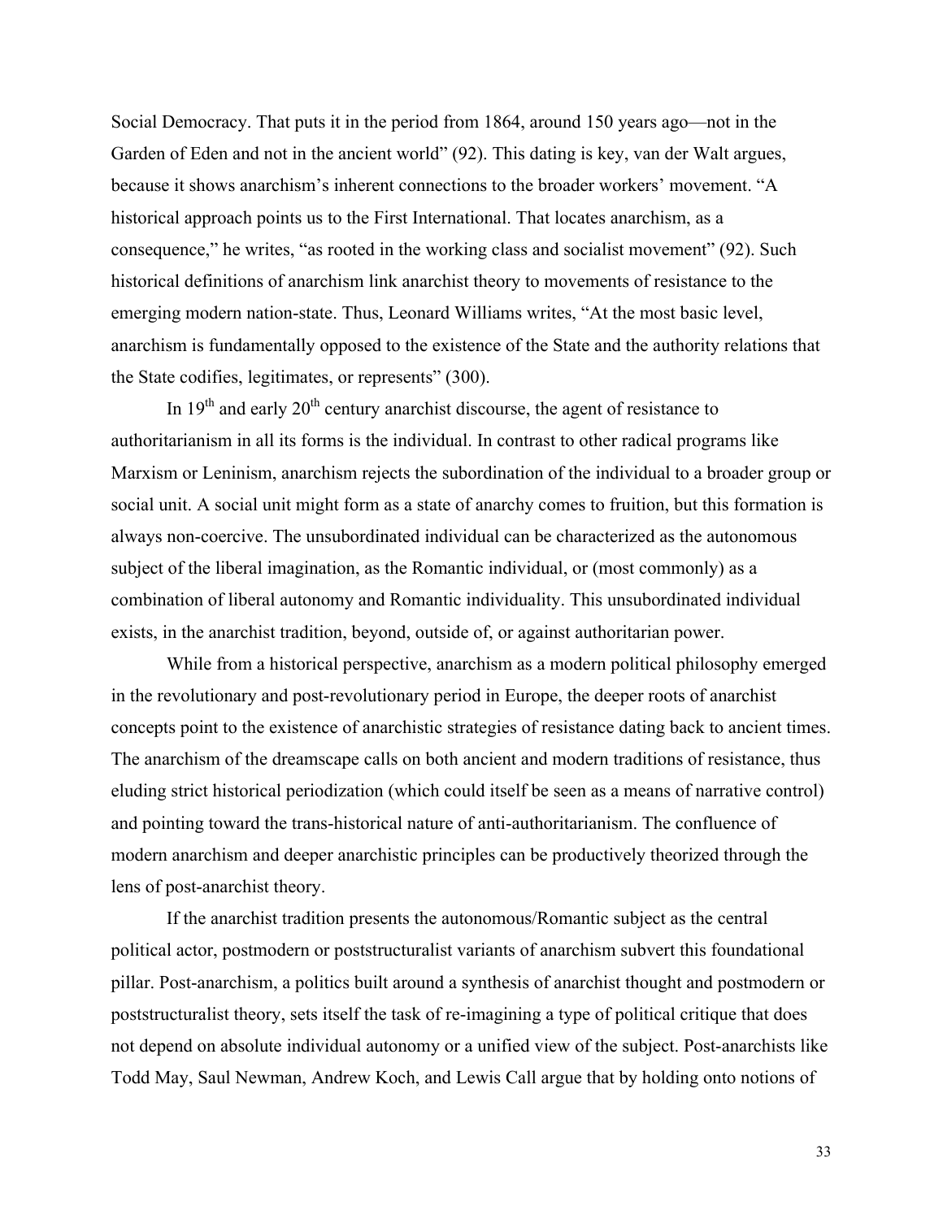Social Democracy. That puts it in the period from 1864, around 150 years ago—not in the Garden of Eden and not in the ancient world" (92). This dating is key, van der Walt argues, because it shows anarchism's inherent connections to the broader workers' movement. "A historical approach points us to the First International. That locates anarchism, as a consequence," he writes, "as rooted in the working class and socialist movement" (92). Such historical definitions of anarchism link anarchist theory to movements of resistance to the emerging modern nation-state. Thus, Leonard Williams writes, "At the most basic level, anarchism is fundamentally opposed to the existence of the State and the authority relations that the State codifies, legitimates, or represents" (300).

In 19th and early 20th century anarchist discourse, the agent of resistance to authoritarianism in all its forms is the individual. In contrast to other radical programs like Marxism or Leninism, anarchism rejects the subordination of the individual to a broader group or social unit. A social unit might form as a state of anarchy comes to fruition, but this formation is always non-coercive. The unsubordinated individual can be characterized as the autonomous subject of the liberal imagination, as the Romantic individual, or (most commonly) as a combination of liberal autonomy and Romantic individuality. This unsubordinated individual exists, in the anarchist tradition, beyond, outside of, or against authoritarian power.

While from a historical perspective, anarchism as a modern political philosophy emerged in the revolutionary and post-revolutionary period in Europe, the deeper roots of anarchist concepts point to the existence of anarchistic strategies of resistance dating back to ancient times. The anarchism of the dreamscape calls on both ancient and modern traditions of resistance, thus eluding strict historical periodization (which could itself be seen as a means of narrative control) and pointing toward the trans-historical nature of anti-authoritarianism. The confluence of modern anarchism and deeper anarchistic principles can be productively theorized through the lens of post-anarchist theory.

If the anarchist tradition presents the autonomous/Romantic subject as the central political actor, postmodern or poststructuralist variants of anarchism subvert this foundational pillar. Post-anarchism, a politics built around a synthesis of anarchist thought and postmodern or poststructuralist theory, sets itself the task of re-imagining a type of political critique that does not depend on absolute individual autonomy or a unified view of the subject. Post-anarchists like Todd May, Saul Newman, Andrew Koch, and Lewis Call argue that by holding onto notions of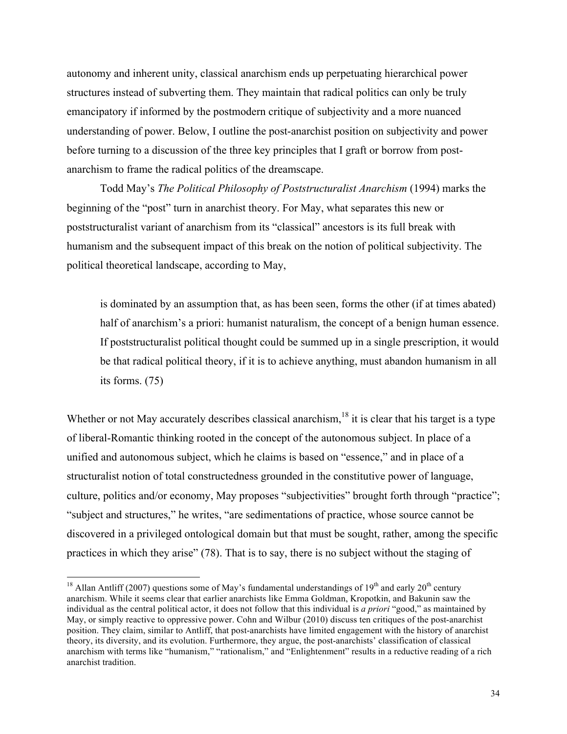autonomy and inherent unity, classical anarchism ends up perpetuating hierarchical power structures instead of subverting them. They maintain that radical politics can only be truly emancipatory if informed by the postmodern critique of subjectivity and a more nuanced understanding of power. Below, I outline the post-anarchist position on subjectivity and power before turning to a discussion of the three key principles that I graft or borrow from post-anarchism to frame the radical politics of the dreamscape.

Todd May's *The Political Philosophy of Poststructuralist Anarchism* (1994) marks the beginning of the "post" turn in anarchist theory. For May, what separates this new or poststructuralist variant of anarchism from its "classical" ancestors is its full break with humanism and the subsequent impact of this break on the notion of political subjectivity. The political theoretical landscape, according to May,

> is dominated by an assumption that, as has been seen, forms the other (if at times abated) half of anarchism's a priori: humanist naturalism, the concept of a benign human essence. If poststructuralist political thought could be summed up in a single prescription, it would be that radical political theory, if it is to achieve anything, must abandon humanism in all its forms. (75)

Whether or not May accurately describes classical anarchism,[18] it is clear that his target is a type of liberal-Romantic thinking rooted in the concept of the autonomous subject. In place of a unified and autonomous subject, which he claims is based on "essence," and in place of a structuralist notion of total constructedness grounded in the constitutive power of language, culture, politics and/or economy, May proposes "subjectivities" brought forth through "practice"; "subject and structures," he writes, "are sedimentations of practice, whose source cannot be discovered in a privileged ontological domain but that must be sought, rather, among the specific practices in which they arise" (78). That is to say, there is no subject without the staging of

[18] Allan Antliff (2007) questions some of May's fundamental understandings of 19th and early 20th century anarchism. While it seems clear that earlier anarchists like Emma Goldman, Kropotkin, and Bakunin saw the individual as the central political actor, it does not follow that this individual is *a priori* "good," as maintained by May, or simply reactive to oppressive power. Cohn and Wilbur (2010) discuss ten critiques of the post-anarchist position. They claim, similar to Antliff, that post-anarchists have limited engagement with the history of anarchist theory, its diversity, and its evolution. Furthermore, they argue, the post-anarchists' classification of classical anarchism with terms like "humanism," "rationalism," and "Enlightenment" results in a reductive reading of a rich anarchist tradition.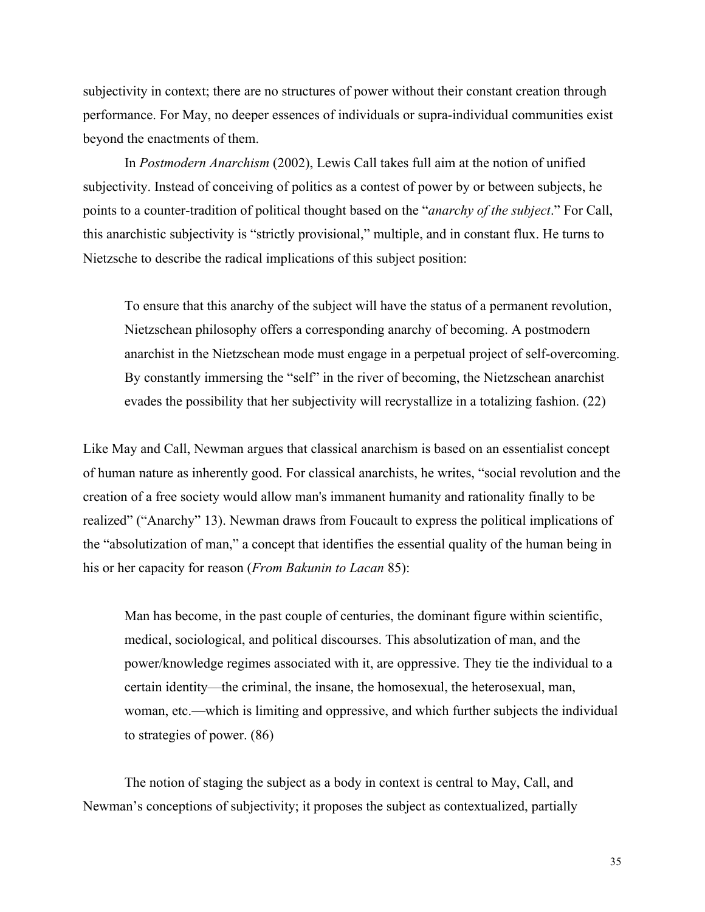subjectivity in context; there are no structures of power without their constant creation through performance. For May, no deeper essences of individuals or supra-individual communities exist beyond the enactments of them.

In *Postmodern Anarchism* (2002), Lewis Call takes full aim at the notion of unified subjectivity. Instead of conceiving of politics as a contest of power by or between subjects, he points to a counter-tradition of political thought based on the "*anarchy of the subject*." For Call, this anarchistic subjectivity is "strictly provisional," multiple, and in constant flux. He turns to Nietzsche to describe the radical implications of this subject position:

> To ensure that this anarchy of the subject will have the status of a permanent revolution, Nietzschean philosophy offers a corresponding anarchy of becoming. A postmodern anarchist in the Nietzschean mode must engage in a perpetual project of self-overcoming. By constantly immersing the "self" in the river of becoming, the Nietzschean anarchist evades the possibility that her subjectivity will recrystallize in a totalizing fashion. (22)

Like May and Call, Newman argues that classical anarchism is based on an essentialist concept of human nature as inherently good. For classical anarchists, he writes, "social revolution and the creation of a free society would allow man's immanent humanity and rationality finally to be realized" ("Anarchy" 13). Newman draws from Foucault to express the political implications of the "absolutization of man," a concept that identifies the essential quality of the human being in his or her capacity for reason (*From Bakunin to Lacan* 85):

> Man has become, in the past couple of centuries, the dominant figure within scientific, medical, sociological, and political discourses. This absolutization of man, and the power/knowledge regimes associated with it, are oppressive. They tie the individual to a certain identity—the criminal, the insane, the homosexual, the heterosexual, man, woman, etc.—which is limiting and oppressive, and which further subjects the individual to strategies of power. (86)

The notion of staging the subject as a body in context is central to May, Call, and Newman's conceptions of subjectivity; it proposes the subject as contextualized, partially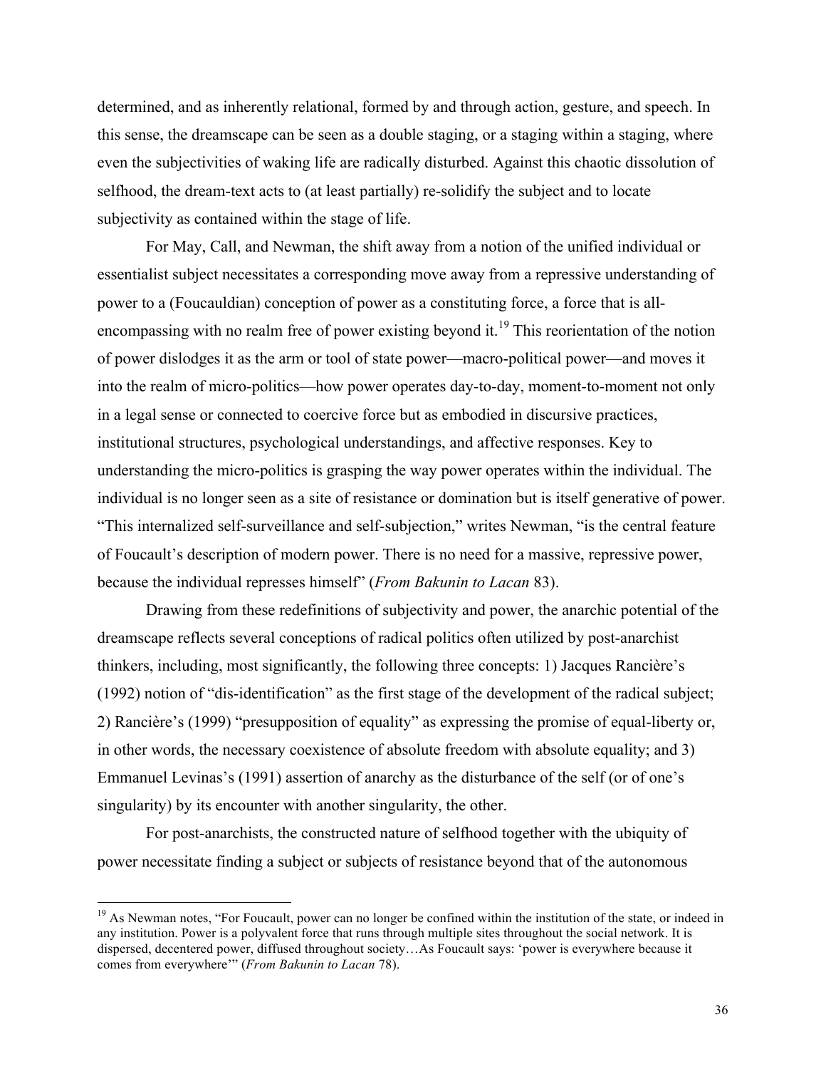determined, and as inherently relational, formed by and through action, gesture, and speech. In this sense, the dreamscape can be seen as a double staging, or a staging within a staging, where even the subjectivities of waking life are radically disturbed. Against this chaotic dissolution of selfhood, the dream-text acts to (at least partially) re-solidify the subject and to locate subjectivity as contained within the stage of life.

For May, Call, and Newman, the shift away from a notion of the unified individual or essentialist subject necessitates a corresponding move away from a repressive understanding of power to a (Foucauldian) conception of power as a constituting force, a force that is all-encompassing with no realm free of power existing beyond it.[19] This reorientation of the notion of power dislodges it as the arm or tool of state power—macro-political power—and moves it into the realm of micro-politics—how power operates day-to-day, moment-to-moment not only in a legal sense or connected to coercive force but as embodied in discursive practices, institutional structures, psychological understandings, and affective responses. Key to understanding the micro-politics is grasping the way power operates within the individual. The individual is no longer seen as a site of resistance or domination but is itself generative of power. "This internalized self-surveillance and self-subjection," writes Newman, "is the central feature of Foucault's description of modern power. There is no need for a massive, repressive power, because the individual represses himself" (*From Bakunin to Lacan* 83).

Drawing from these redefinitions of subjectivity and power, the anarchic potential of the dreamscape reflects several conceptions of radical politics often utilized by post-anarchist thinkers, including, most significantly, the following three concepts: 1) Jacques Rancière's (1992) notion of "dis-identification" as the first stage of the development of the radical subject; 2) Rancière's (1999) "presupposition of equality" as expressing the promise of equal-liberty or, in other words, the necessary coexistence of absolute freedom with absolute equality; and 3) Emmanuel Levinas's (1991) assertion of anarchy as the disturbance of the self (or of one's singularity) by its encounter with another singularity, the other.

For post-anarchists, the constructed nature of selfhood together with the ubiquity of power necessitate finding a subject or subjects of resistance beyond that of the autonomous

---

[19] As Newman notes, "For Foucault, power can no longer be confined within the institution of the state, or indeed in any institution. Power is a polyvalent force that runs through multiple sites throughout the social network. It is dispersed, decentered power, diffused throughout society…As Foucault says: 'power is everywhere because it comes from everywhere'" (*From Bakunin to Lacan* 78).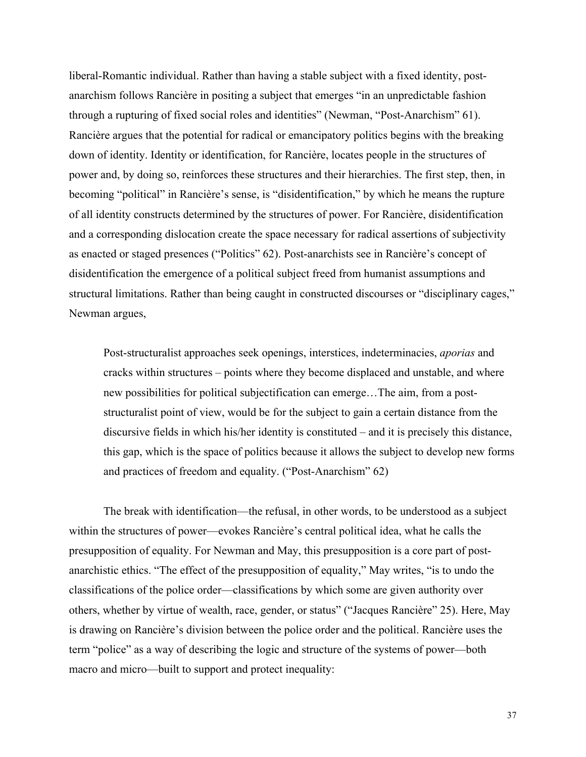liberal-Romantic individual. Rather than having a stable subject with a fixed identity, post-anarchism follows Rancière in positing a subject that emerges "in an unpredictable fashion through a rupturing of fixed social roles and identities" (Newman, "Post-Anarchism" 61). Rancière argues that the potential for radical or emancipatory politics begins with the breaking down of identity. Identity or identification, for Rancière, locates people in the structures of power and, by doing so, reinforces these structures and their hierarchies. The first step, then, in becoming "political" in Rancière's sense, is "disidentification," by which he means the rupture of all identity constructs determined by the structures of power. For Rancière, disidentification and a corresponding dislocation create the space necessary for radical assertions of subjectivity as enacted or staged presences ("Politics" 62). Post-anarchists see in Rancière's concept of disidentification the emergence of a political subject freed from humanist assumptions and structural limitations. Rather than being caught in constructed discourses or "disciplinary cages," Newman argues,

> Post-structuralist approaches seek openings, interstices, indeterminacies, *aporias* and cracks within structures – points where they become displaced and unstable, and where new possibilities for political subjectification can emerge…The aim, from a post-structuralist point of view, would be for the subject to gain a certain distance from the discursive fields in which his/her identity is constituted – and it is precisely this distance, this gap, which is the space of politics because it allows the subject to develop new forms and practices of freedom and equality. ("Post-Anarchism" 62)

The break with identification—the refusal, in other words, to be understood as a subject within the structures of power—evokes Rancière's central political idea, what he calls the presupposition of equality. For Newman and May, this presupposition is a core part of post-anarchistic ethics. "The effect of the presupposition of equality," May writes, "is to undo the classifications of the police order—classifications by which some are given authority over others, whether by virtue of wealth, race, gender, or status" ("Jacques Rancière" 25). Here, May is drawing on Rancière's division between the police order and the political. Rancière uses the term "police" as a way of describing the logic and structure of the systems of power—both macro and micro—built to support and protect inequality: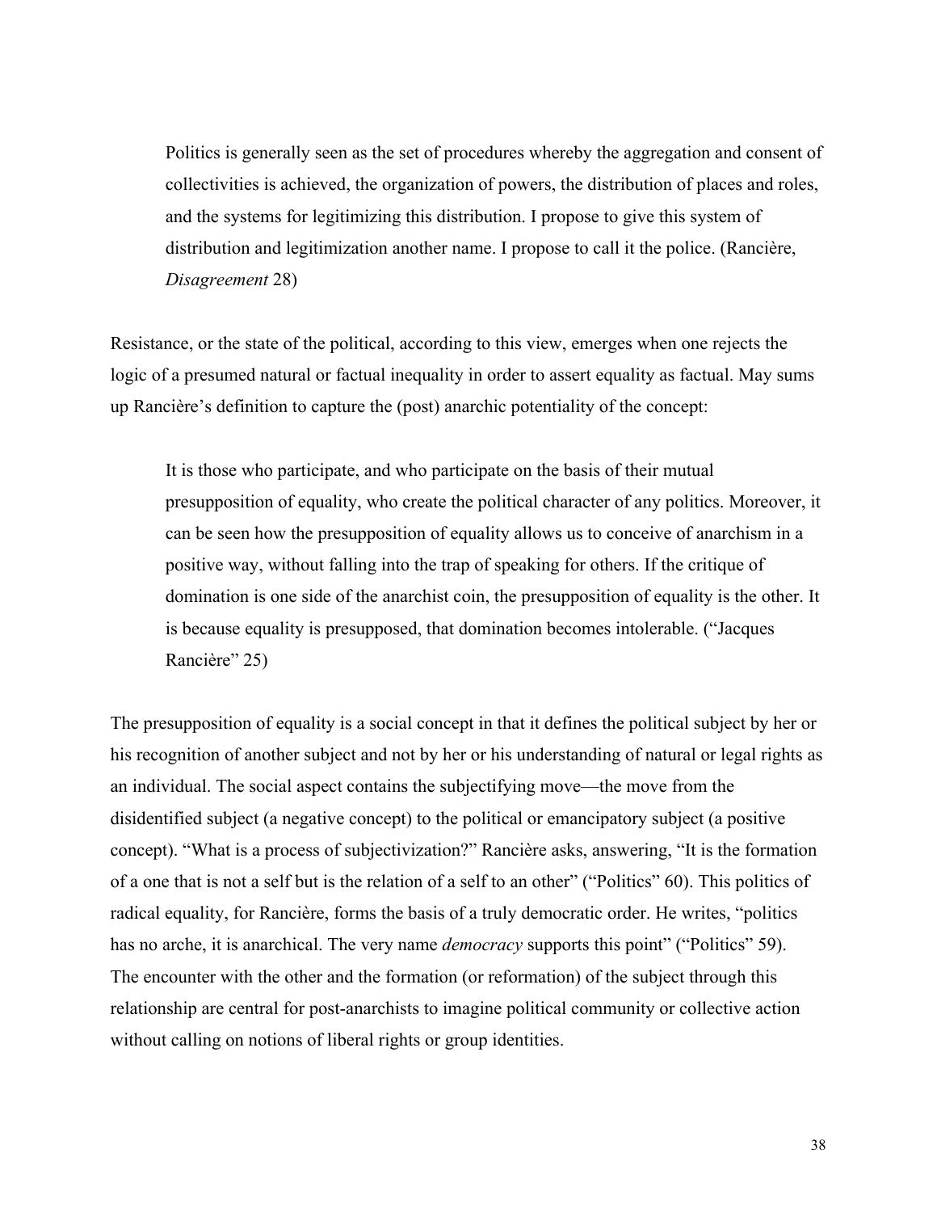> Politics is generally seen as the set of procedures whereby the aggregation and consent of collectivities is achieved, the organization of powers, the distribution of places and roles, and the systems for legitimizing this distribution. I propose to give this system of distribution and legitimization another name. I propose to call it the police. (Rancière, *Disagreement* 28)

Resistance, or the state of the political, according to this view, emerges when one rejects the logic of a presumed natural or factual inequality in order to assert equality as factual. May sums up Rancière's definition to capture the (post) anarchic potentiality of the concept:

> It is those who participate, and who participate on the basis of their mutual presupposition of equality, who create the political character of any politics. Moreover, it can be seen how the presupposition of equality allows us to conceive of anarchism in a positive way, without falling into the trap of speaking for others. If the critique of domination is one side of the anarchist coin, the presupposition of equality is the other. It is because equality is presupposed, that domination becomes intolerable. ("Jacques Rancière" 25)

The presupposition of equality is a social concept in that it defines the political subject by her or his recognition of another subject and not by her or his understanding of natural or legal rights as an individual. The social aspect contains the subjectifying move—the move from the disidentified subject (a negative concept) to the political or emancipatory subject (a positive concept). "What is a process of subjectivization?" Rancière asks, answering, "It is the formation of a one that is not a self but is the relation of a self to an other" ("Politics" 60). This politics of radical equality, for Rancière, forms the basis of a truly democratic order. He writes, "politics has no arche, it is anarchical. The very name *democracy* supports this point" ("Politics" 59). The encounter with the other and the formation (or reformation) of the subject through this relationship are central for post-anarchists to imagine political community or collective action without calling on notions of liberal rights or group identities.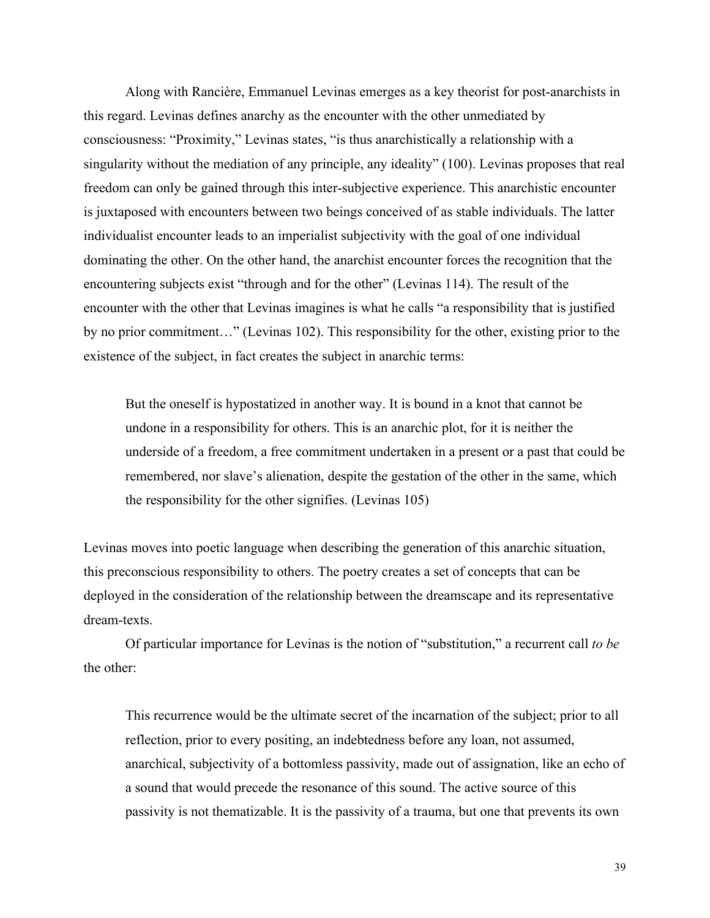Along with Rancière, Emmanuel Levinas emerges as a key theorist for post-anarchists in this regard. Levinas defines anarchy as the encounter with the other unmediated by consciousness: "Proximity," Levinas states, "is thus anarchistically a relationship with a singularity without the mediation of any principle, any ideality" (100). Levinas proposes that real freedom can only be gained through this inter-subjective experience. This anarchistic encounter is juxtaposed with encounters between two beings conceived of as stable individuals. The latter individualist encounter leads to an imperialist subjectivity with the goal of one individual dominating the other. On the other hand, the anarchist encounter forces the recognition that the encountering subjects exist "through and for the other" (Levinas 114). The result of the encounter with the other that Levinas imagines is what he calls "a responsibility that is justified by no prior commitment…" (Levinas 102). This responsibility for the other, existing prior to the existence of the subject, in fact creates the subject in anarchic terms:

> But the oneself is hypostatized in another way. It is bound in a knot that cannot be undone in a responsibility for others. This is an anarchic plot, for it is neither the underside of a freedom, a free commitment undertaken in a present or a past that could be remembered, nor slave's alienation, despite the gestation of the other in the same, which the responsibility for the other signifies. (Levinas 105)

Levinas moves into poetic language when describing the generation of this anarchic situation, this preconscious responsibility to others. The poetry creates a set of concepts that can be deployed in the consideration of the relationship between the dreamscape and its representative dream-texts.

Of particular importance for Levinas is the notion of "substitution," a recurrent call *to be* the other:

> This recurrence would be the ultimate secret of the incarnation of the subject; prior to all reflection, prior to every positing, an indebtedness before any loan, not assumed, anarchical, subjectivity of a bottomless passivity, made out of assignation, like an echo of a sound that would precede the resonance of this sound. The active source of this passivity is not thematizable. It is the passivity of a trauma, but one that prevents its own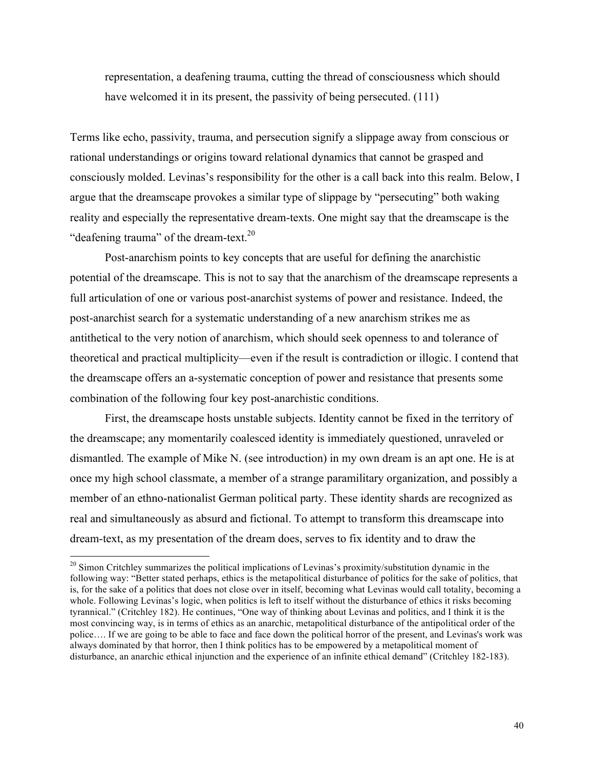> representation, a deafening trauma, cutting the thread of consciousness which should have welcomed it in its present, the passivity of being persecuted. (111)

Terms like echo, passivity, trauma, and persecution signify a slippage away from conscious or rational understandings or origins toward relational dynamics that cannot be grasped and consciously molded. Levinas's responsibility for the other is a call back into this realm. Below, I argue that the dreamscape provokes a similar type of slippage by "persecuting" both waking reality and especially the representative dream-texts. One might say that the dreamscape is the "deafening trauma" of the dream-text.[20]

Post-anarchism points to key concepts that are useful for defining the anarchistic potential of the dreamscape. This is not to say that the anarchism of the dreamscape represents a full articulation of one or various post-anarchist systems of power and resistance. Indeed, the post-anarchist search for a systematic understanding of a new anarchism strikes me as antithetical to the very notion of anarchism, which should seek openness to and tolerance of theoretical and practical multiplicity—even if the result is contradiction or illogic. I contend that the dreamscape offers an a-systematic conception of power and resistance that presents some combination of the following four key post-anarchistic conditions.

First, the dreamscape hosts unstable subjects. Identity cannot be fixed in the territory of the dreamscape; any momentarily coalesced identity is immediately questioned, unraveled or dismantled. The example of Mike N. (see introduction) in my own dream is an apt one. He is at once my high school classmate, a member of a strange paramilitary organization, and possibly a member of an ethno-nationalist German political party. These identity shards are recognized as real and simultaneously as absurd and fictional. To attempt to transform this dreamscape into dream-text, as my presentation of the dream does, serves to fix identity and to draw the

---

[20] Simon Critchley summarizes the political implications of Levinas's proximity/substitution dynamic in the following way: "Better stated perhaps, ethics is the metapolitical disturbance of politics for the sake of politics, that is, for the sake of a politics that does not close over in itself, becoming what Levinas would call totality, becoming a whole. Following Levinas's logic, when politics is left to itself without the disturbance of ethics it risks becoming tyrannical." (Critchley 182). He continues, "One way of thinking about Levinas and politics, and I think it is the most convincing way, is in terms of ethics as an anarchic, metapolitical disturbance of the antipolitical order of the police…. If we are going to be able to face and face down the political horror of the present, and Levinas's work was always dominated by that horror, then I think politics has to be empowered by a metapolitical moment of disturbance, an anarchic ethical injunction and the experience of an infinite ethical demand" (Critchley 182-183).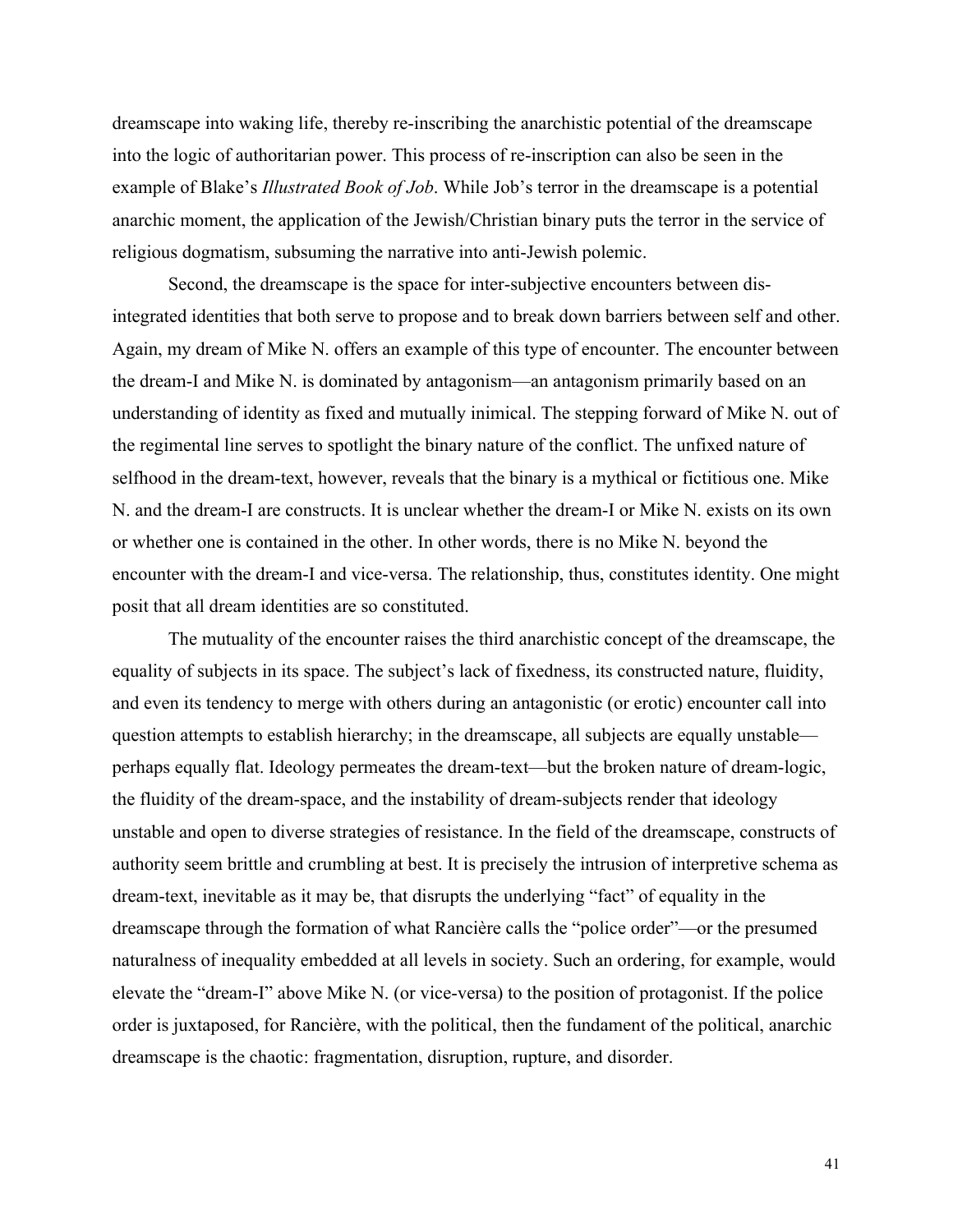dreamscape into waking life, thereby re-inscribing the anarchistic potential of the dreamscape into the logic of authoritarian power. This process of re-inscription can also be seen in the example of Blake's *Illustrated Book of Job*. While Job's terror in the dreamscape is a potential anarchic moment, the application of the Jewish/Christian binary puts the terror in the service of religious dogmatism, subsuming the narrative into anti-Jewish polemic.

Second, the dreamscape is the space for inter-subjective encounters between dis-integrated identities that both serve to propose and to break down barriers between self and other. Again, my dream of Mike N. offers an example of this type of encounter. The encounter between the dream-I and Mike N. is dominated by antagonism—an antagonism primarily based on an understanding of identity as fixed and mutually inimical. The stepping forward of Mike N. out of the regimental line serves to spotlight the binary nature of the conflict. The unfixed nature of selfhood in the dream-text, however, reveals that the binary is a mythical or fictitious one. Mike N. and the dream-I are constructs. It is unclear whether the dream-I or Mike N. exists on its own or whether one is contained in the other. In other words, there is no Mike N. beyond the encounter with the dream-I and vice-versa. The relationship, thus, constitutes identity. One might posit that all dream identities are so constituted.

The mutuality of the encounter raises the third anarchistic concept of the dreamscape, the equality of subjects in its space. The subject's lack of fixedness, its constructed nature, fluidity, and even its tendency to merge with others during an antagonistic (or erotic) encounter call into question attempts to establish hierarchy; in the dreamscape, all subjects are equally unstable—perhaps equally flat. Ideology permeates the dream-text—but the broken nature of dream-logic, the fluidity of the dream-space, and the instability of dream-subjects render that ideology unstable and open to diverse strategies of resistance. In the field of the dreamscape, constructs of authority seem brittle and crumbling at best. It is precisely the intrusion of interpretive schema as dream-text, inevitable as it may be, that disrupts the underlying "fact" of equality in the dreamscape through the formation of what Rancière calls the "police order"—or the presumed naturalness of inequality embedded at all levels in society. Such an ordering, for example, would elevate the "dream-I" above Mike N. (or vice-versa) to the position of protagonist. If the police order is juxtaposed, for Rancière, with the political, then the fundament of the political, anarchic dreamscape is the chaotic: fragmentation, disruption, rupture, and disorder.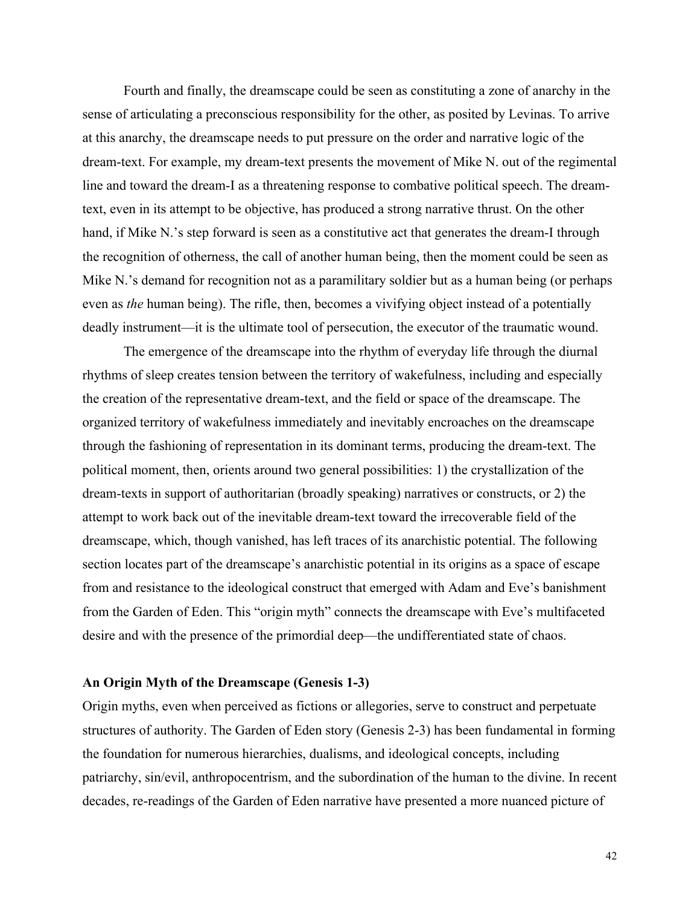Fourth and finally, the dreamscape could be seen as constituting a zone of anarchy in the sense of articulating a preconscious responsibility for the other, as posited by Levinas. To arrive at this anarchy, the dreamscape needs to put pressure on the order and narrative logic of the dream-text. For example, my dream-text presents the movement of Mike N. out of the regimental line and toward the dream-I as a threatening response to combative political speech. The dream-text, even in its attempt to be objective, has produced a strong narrative thrust. On the other hand, if Mike N.'s step forward is seen as a constitutive act that generates the dream-I through the recognition of otherness, the call of another human being, then the moment could be seen as Mike N.'s demand for recognition not as a paramilitary soldier but as a human being (or perhaps even as *the* human being). The rifle, then, becomes a vivifying object instead of a potentially deadly instrument—it is the ultimate tool of persecution, the executor of the traumatic wound.

The emergence of the dreamscape into the rhythm of everyday life through the diurnal rhythms of sleep creates tension between the territory of wakefulness, including and especially the creation of the representative dream-text, and the field or space of the dreamscape. The organized territory of wakefulness immediately and inevitably encroaches on the dreamscape through the fashioning of representation in its dominant terms, producing the dream-text. The political moment, then, orients around two general possibilities: 1) the crystallization of the dream-texts in support of authoritarian (broadly speaking) narratives or constructs, or 2) the attempt to work back out of the inevitable dream-text toward the irrecoverable field of the dreamscape, which, though vanished, has left traces of its anarchistic potential. The following section locates part of the dreamscape's anarchistic potential in its origins as a space of escape from and resistance to the ideological construct that emerged with Adam and Eve's banishment from the Garden of Eden. This "origin myth" connects the dreamscape with Eve's multifaceted desire and with the presence of the primordial deep—the undifferentiated state of chaos.

### An Origin Myth of the Dreamscape (Genesis 1-3)

Origin myths, even when perceived as fictions or allegories, serve to construct and perpetuate structures of authority. The Garden of Eden story (Genesis 2-3) has been fundamental in forming the foundation for numerous hierarchies, dualisms, and ideological concepts, including patriarchy, sin/evil, anthropocentrism, and the subordination of the human to the divine. In recent decades, re-readings of the Garden of Eden narrative have presented a more nuanced picture of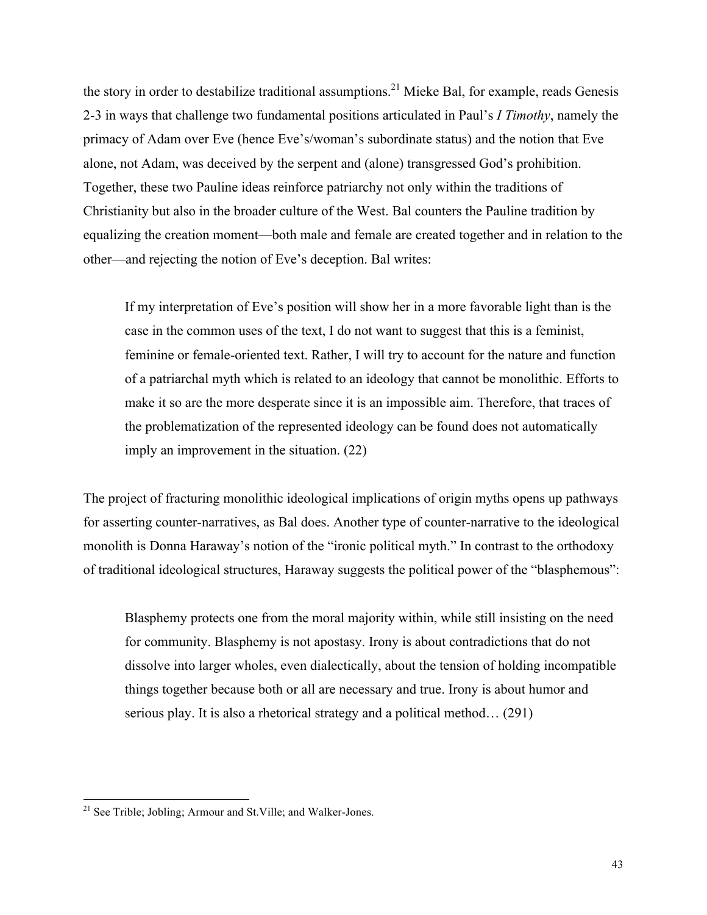the story in order to destabilize traditional assumptions.[21] Mieke Bal, for example, reads Genesis 2-3 in ways that challenge two fundamental positions articulated in Paul's *I Timothy*, namely the primacy of Adam over Eve (hence Eve's/woman's subordinate status) and the notion that Eve alone, not Adam, was deceived by the serpent and (alone) transgressed God's prohibition. Together, these two Pauline ideas reinforce patriarchy not only within the traditions of Christianity but also in the broader culture of the West. Bal counters the Pauline tradition by equalizing the creation moment—both male and female are created together and in relation to the other—and rejecting the notion of Eve's deception. Bal writes:

> If my interpretation of Eve's position will show her in a more favorable light than is the case in the common uses of the text, I do not want to suggest that this is a feminist, feminine or female-oriented text. Rather, I will try to account for the nature and function of a patriarchal myth which is related to an ideology that cannot be monolithic. Efforts to make it so are the more desperate since it is an impossible aim. Therefore, that traces of the problematization of the represented ideology can be found does not automatically imply an improvement in the situation. (22)

The project of fracturing monolithic ideological implications of origin myths opens up pathways for asserting counter-narratives, as Bal does. Another type of counter-narrative to the ideological monolith is Donna Haraway's notion of the "ironic political myth." In contrast to the orthodoxy of traditional ideological structures, Haraway suggests the political power of the "blasphemous":

> Blasphemy protects one from the moral majority within, while still insisting on the need for community. Blasphemy is not apostasy. Irony is about contradictions that do not dissolve into larger wholes, even dialectically, about the tension of holding incompatible things together because both or all are necessary and true. Irony is about humor and serious play. It is also a rhetorical strategy and a political method… (291)

---

[21] See Trible; Jobling; Armour and St.Ville; and Walker-Jones.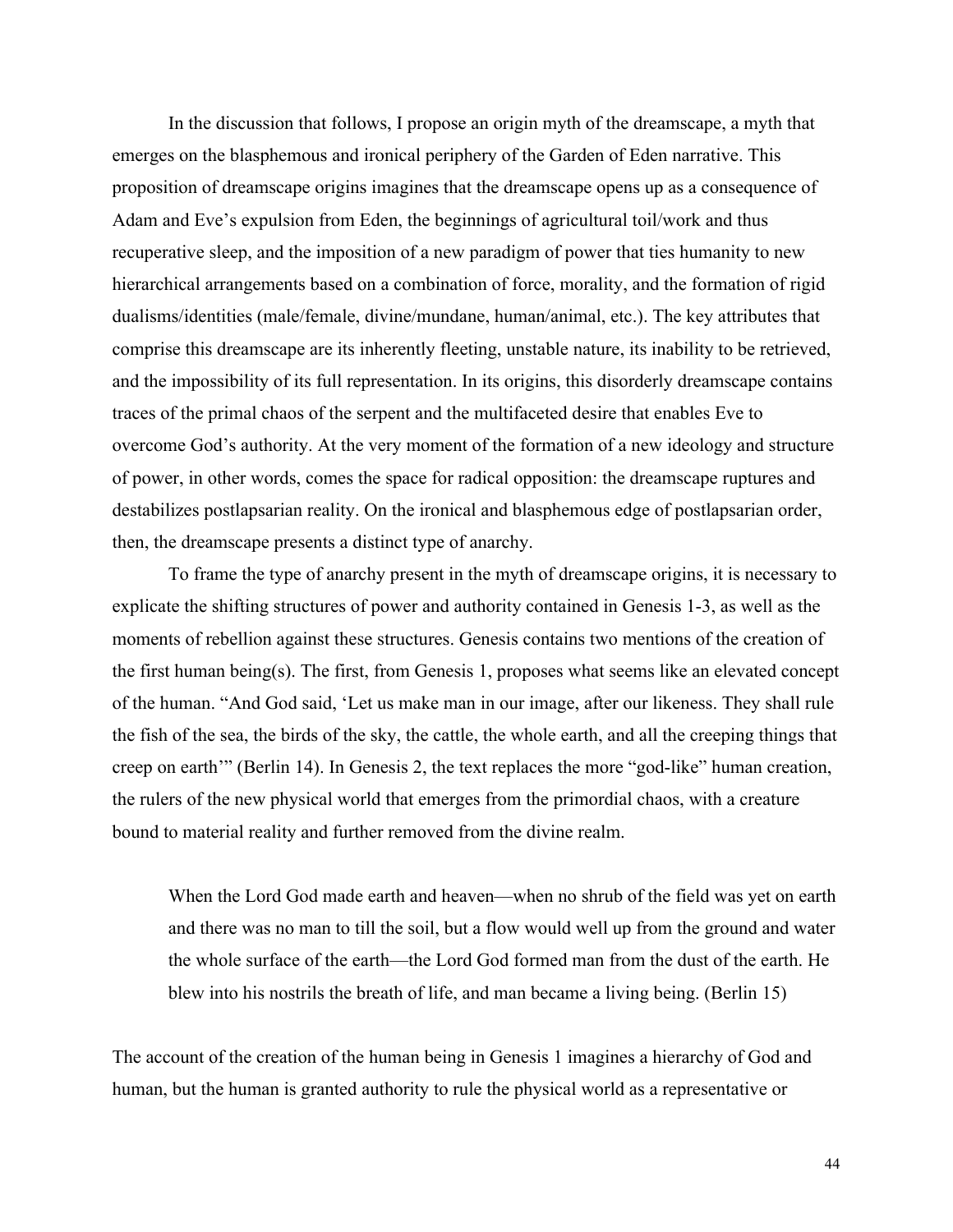In the discussion that follows, I propose an origin myth of the dreamscape, a myth that emerges on the blasphemous and ironical periphery of the Garden of Eden narrative. This proposition of dreamscape origins imagines that the dreamscape opens up as a consequence of Adam and Eve's expulsion from Eden, the beginnings of agricultural toil/work and thus recuperative sleep, and the imposition of a new paradigm of power that ties humanity to new hierarchical arrangements based on a combination of force, morality, and the formation of rigid dualisms/identities (male/female, divine/mundane, human/animal, etc.). The key attributes that comprise this dreamscape are its inherently fleeting, unstable nature, its inability to be retrieved, and the impossibility of its full representation. In its origins, this disorderly dreamscape contains traces of the primal chaos of the serpent and the multifaceted desire that enables Eve to overcome God's authority. At the very moment of the formation of a new ideology and structure of power, in other words, comes the space for radical opposition: the dreamscape ruptures and destabilizes postlapsarian reality. On the ironical and blasphemous edge of postlapsarian order, then, the dreamscape presents a distinct type of anarchy.

To frame the type of anarchy present in the myth of dreamscape origins, it is necessary to explicate the shifting structures of power and authority contained in Genesis 1-3, as well as the moments of rebellion against these structures. Genesis contains two mentions of the creation of the first human being(s). The first, from Genesis 1, proposes what seems like an elevated concept of the human. "And God said, 'Let us make man in our image, after our likeness. They shall rule the fish of the sea, the birds of the sky, the cattle, the whole earth, and all the creeping things that creep on earth'" (Berlin 14). In Genesis 2, the text replaces the more "god-like" human creation, the rulers of the new physical world that emerges from the primordial chaos, with a creature bound to material reality and further removed from the divine realm.

> When the Lord God made earth and heaven—when no shrub of the field was yet on earth and there was no man to till the soil, but a flow would well up from the ground and water the whole surface of the earth—the Lord God formed man from the dust of the earth. He blew into his nostrils the breath of life, and man became a living being. (Berlin 15)

The account of the creation of the human being in Genesis 1 imagines a hierarchy of God and human, but the human is granted authority to rule the physical world as a representative or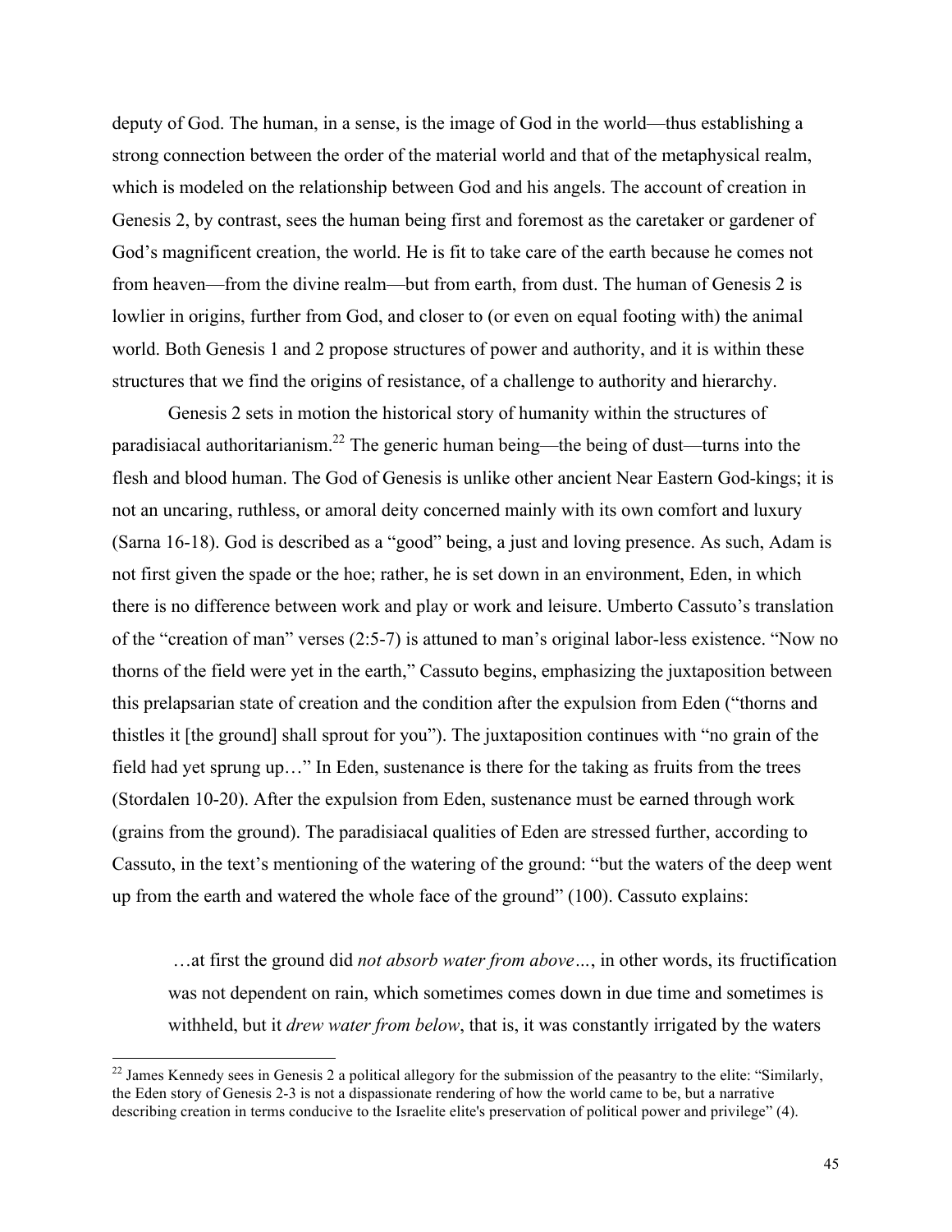deputy of God. The human, in a sense, is the image of God in the world—thus establishing a strong connection between the order of the material world and that of the metaphysical realm, which is modeled on the relationship between God and his angels. The account of creation in Genesis 2, by contrast, sees the human being first and foremost as the caretaker or gardener of God's magnificent creation, the world. He is fit to take care of the earth because he comes not from heaven—from the divine realm—but from earth, from dust. The human of Genesis 2 is lowlier in origins, further from God, and closer to (or even on equal footing with) the animal world. Both Genesis 1 and 2 propose structures of power and authority, and it is within these structures that we find the origins of resistance, of a challenge to authority and hierarchy.

Genesis 2 sets in motion the historical story of humanity within the structures of paradisiacal authoritarianism.[22] The generic human being—the being of dust—turns into the flesh and blood human. The God of Genesis is unlike other ancient Near Eastern God-kings; it is not an uncaring, ruthless, or amoral deity concerned mainly with its own comfort and luxury (Sarna 16-18). God is described as a "good" being, a just and loving presence. As such, Adam is not first given the spade or the hoe; rather, he is set down in an environment, Eden, in which there is no difference between work and play or work and leisure. Umberto Cassuto's translation of the "creation of man" verses (2:5-7) is attuned to man's original labor-less existence. "Now no thorns of the field were yet in the earth," Cassuto begins, emphasizing the juxtaposition between this prelapsarian state of creation and the condition after the expulsion from Eden ("thorns and thistles it [the ground] shall sprout for you"). The juxtaposition continues with "no grain of the field had yet sprung up…" In Eden, sustenance is there for the taking as fruits from the trees (Stordalen 10-20). After the expulsion from Eden, sustenance must be earned through work (grains from the ground). The paradisiacal qualities of Eden are stressed further, according to Cassuto, in the text's mentioning of the watering of the ground: "but the waters of the deep went up from the earth and watered the whole face of the ground" (100). Cassuto explains:

> …at first the ground did *not absorb water from above…*, in other words, its fructification was not dependent on rain, which sometimes comes down in due time and sometimes is withheld, but it *drew water from below*, that is, it was constantly irrigated by the waters

[22] James Kennedy sees in Genesis 2 a political allegory for the submission of the peasantry to the elite: "Similarly, the Eden story of Genesis 2-3 is not a dispassionate rendering of how the world came to be, but a narrative describing creation in terms conducive to the Israelite elite's preservation of political power and privilege" (4).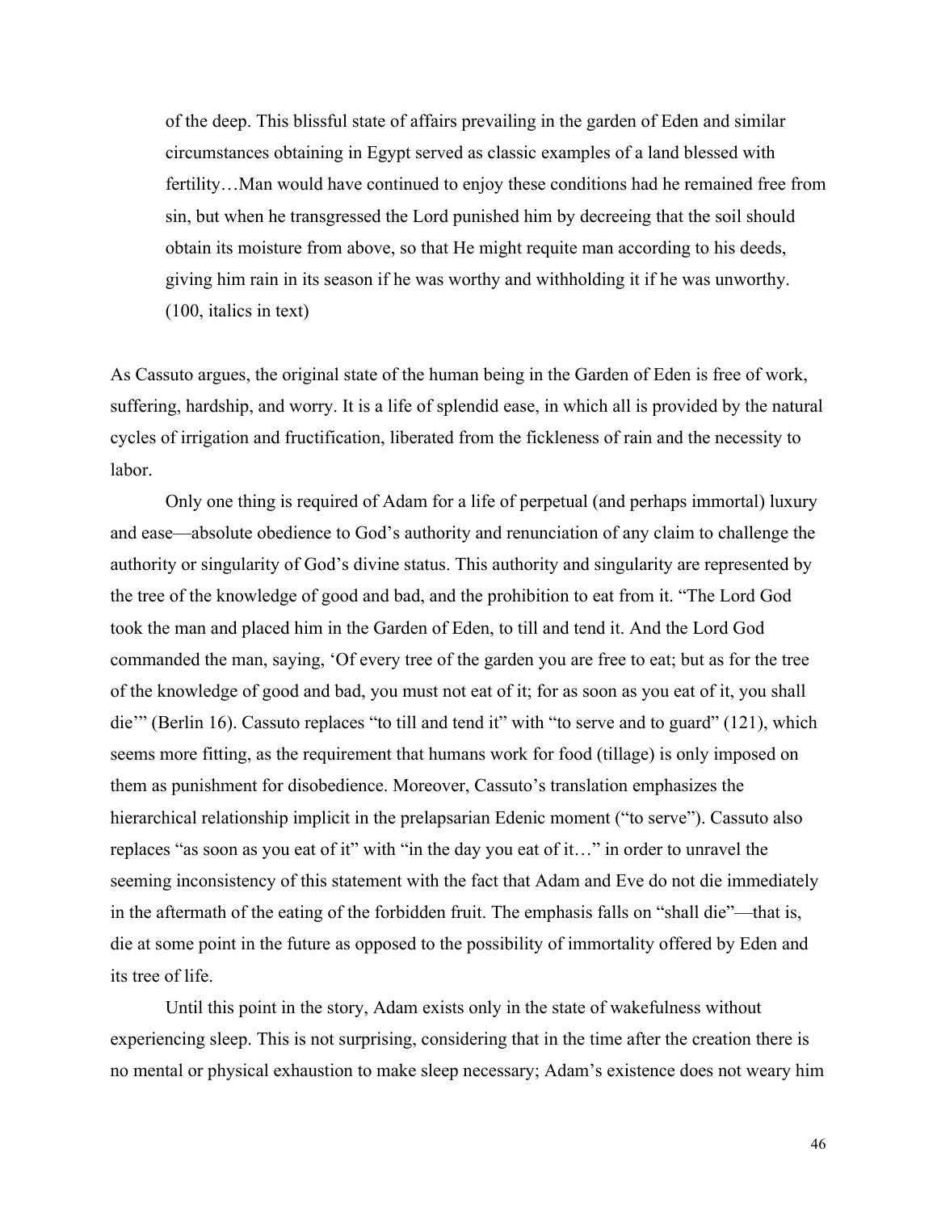> of the deep. This blissful state of affairs prevailing in the garden of Eden and similar circumstances obtaining in Egypt served as classic examples of a land blessed with fertility…Man would have continued to enjoy these conditions had he remained free from sin, but when he transgressed the Lord punished him by decreeing that the soil should obtain its moisture from above, so that He might requite man according to his deeds, giving him rain in its season if he was worthy and withholding it if he was unworthy. (100, italics in text)

As Cassuto argues, the original state of the human being in the Garden of Eden is free of work, suffering, hardship, and worry. It is a life of splendid ease, in which all is provided by the natural cycles of irrigation and fructification, liberated from the fickleness of rain and the necessity to labor.

Only one thing is required of Adam for a life of perpetual (and perhaps immortal) luxury and ease—absolute obedience to God's authority and renunciation of any claim to challenge the authority or singularity of God's divine status. This authority and singularity are represented by the tree of the knowledge of good and bad, and the prohibition to eat from it. "The Lord God took the man and placed him in the Garden of Eden, to till and tend it. And the Lord God commanded the man, saying, 'Of every tree of the garden you are free to eat; but as for the tree of the knowledge of good and bad, you must not eat of it; for as soon as you eat of it, you shall die'" (Berlin 16). Cassuto replaces "to till and tend it" with "to serve and to guard" (121), which seems more fitting, as the requirement that humans work for food (tillage) is only imposed on them as punishment for disobedience. Moreover, Cassuto's translation emphasizes the hierarchical relationship implicit in the prelapsarian Edenic moment ("to serve"). Cassuto also replaces "as soon as you eat of it" with "in the day you eat of it…" in order to unravel the seeming inconsistency of this statement with the fact that Adam and Eve do not die immediately in the aftermath of the eating of the forbidden fruit. The emphasis falls on "shall die"—that is, die at some point in the future as opposed to the possibility of immortality offered by Eden and its tree of life.

Until this point in the story, Adam exists only in the state of wakefulness without experiencing sleep. This is not surprising, considering that in the time after the creation there is no mental or physical exhaustion to make sleep necessary; Adam's existence does not weary him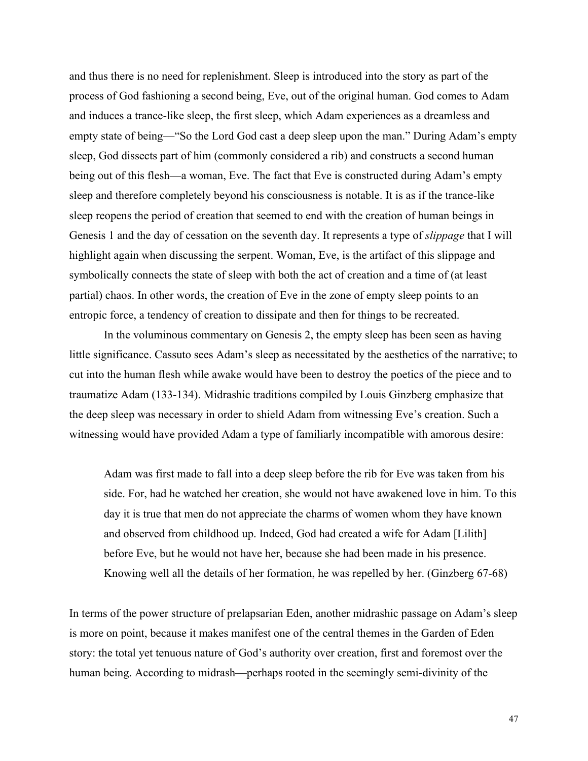and thus there is no need for replenishment. Sleep is introduced into the story as part of the process of God fashioning a second being, Eve, out of the original human. God comes to Adam and induces a trance-like sleep, the first sleep, which Adam experiences as a dreamless and empty state of being—"So the Lord God cast a deep sleep upon the man." During Adam's empty sleep, God dissects part of him (commonly considered a rib) and constructs a second human being out of this flesh—a woman, Eve. The fact that Eve is constructed during Adam's empty sleep and therefore completely beyond his consciousness is notable. It is as if the trance-like sleep reopens the period of creation that seemed to end with the creation of human beings in Genesis 1 and the day of cessation on the seventh day. It represents a type of *slippage* that I will highlight again when discussing the serpent. Woman, Eve, is the artifact of this slippage and symbolically connects the state of sleep with both the act of creation and a time of (at least partial) chaos. In other words, the creation of Eve in the zone of empty sleep points to an entropic force, a tendency of creation to dissipate and then for things to be recreated.

In the voluminous commentary on Genesis 2, the empty sleep has been seen as having little significance. Cassuto sees Adam's sleep as necessitated by the aesthetics of the narrative; to cut into the human flesh while awake would have been to destroy the poetics of the piece and to traumatize Adam (133-134). Midrashic traditions compiled by Louis Ginzberg emphasize that the deep sleep was necessary in order to shield Adam from witnessing Eve's creation. Such a witnessing would have provided Adam a type of familiarly incompatible with amorous desire:

> Adam was first made to fall into a deep sleep before the rib for Eve was taken from his side. For, had he watched her creation, she would not have awakened love in him. To this day it is true that men do not appreciate the charms of women whom they have known and observed from childhood up. Indeed, God had created a wife for Adam [Lilith] before Eve, but he would not have her, because she had been made in his presence. Knowing well all the details of her formation, he was repelled by her. (Ginzberg 67-68)

In terms of the power structure of prelapsarian Eden, another midrashic passage on Adam's sleep is more on point, because it makes manifest one of the central themes in the Garden of Eden story: the total yet tenuous nature of God's authority over creation, first and foremost over the human being. According to midrash—perhaps rooted in the seemingly semi-divinity of the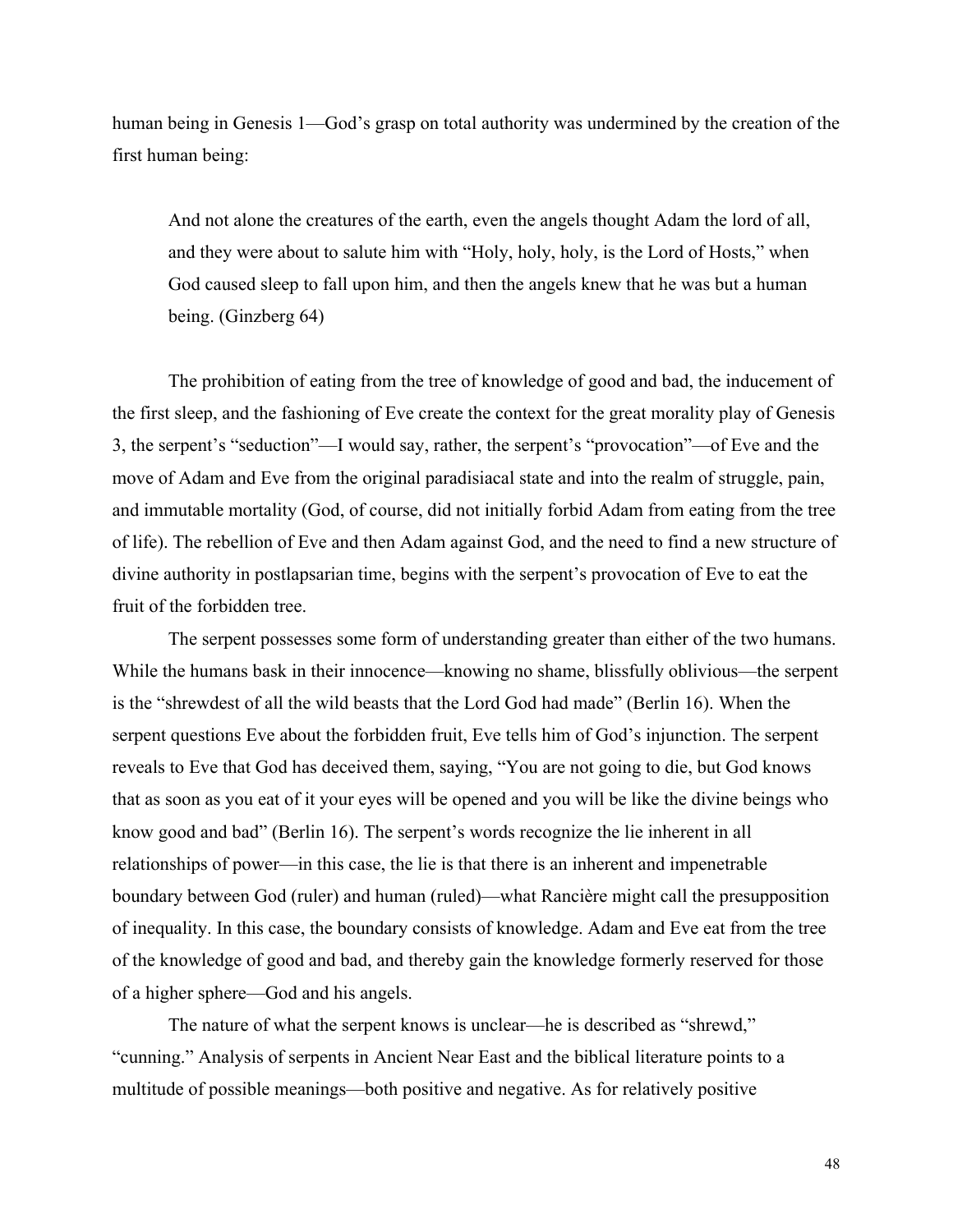human being in Genesis 1—God's grasp on total authority was undermined by the creation of the first human being:

> And not alone the creatures of the earth, even the angels thought Adam the lord of all, and they were about to salute him with "Holy, holy, holy, is the Lord of Hosts," when God caused sleep to fall upon him, and then the angels knew that he was but a human being. (Ginzberg 64)

The prohibition of eating from the tree of knowledge of good and bad, the inducement of the first sleep, and the fashioning of Eve create the context for the great morality play of Genesis 3, the serpent's "seduction"—I would say, rather, the serpent's "provocation"—of Eve and the move of Adam and Eve from the original paradisiacal state and into the realm of struggle, pain, and immutable mortality (God, of course, did not initially forbid Adam from eating from the tree of life). The rebellion of Eve and then Adam against God, and the need to find a new structure of divine authority in postlapsarian time, begins with the serpent's provocation of Eve to eat the fruit of the forbidden tree.

The serpent possesses some form of understanding greater than either of the two humans. While the humans bask in their innocence—knowing no shame, blissfully oblivious—the serpent is the "shrewdest of all the wild beasts that the Lord God had made" (Berlin 16). When the serpent questions Eve about the forbidden fruit, Eve tells him of God's injunction. The serpent reveals to Eve that God has deceived them, saying, "You are not going to die, but God knows that as soon as you eat of it your eyes will be opened and you will be like the divine beings who know good and bad" (Berlin 16). The serpent's words recognize the lie inherent in all relationships of power—in this case, the lie is that there is an inherent and impenetrable boundary between God (ruler) and human (ruled)—what Rancière might call the presupposition of inequality. In this case, the boundary consists of knowledge. Adam and Eve eat from the tree of the knowledge of good and bad, and thereby gain the knowledge formerly reserved for those of a higher sphere—God and his angels.

The nature of what the serpent knows is unclear—he is described as "shrewd," "cunning." Analysis of serpents in Ancient Near East and the biblical literature points to a multitude of possible meanings—both positive and negative. As for relatively positive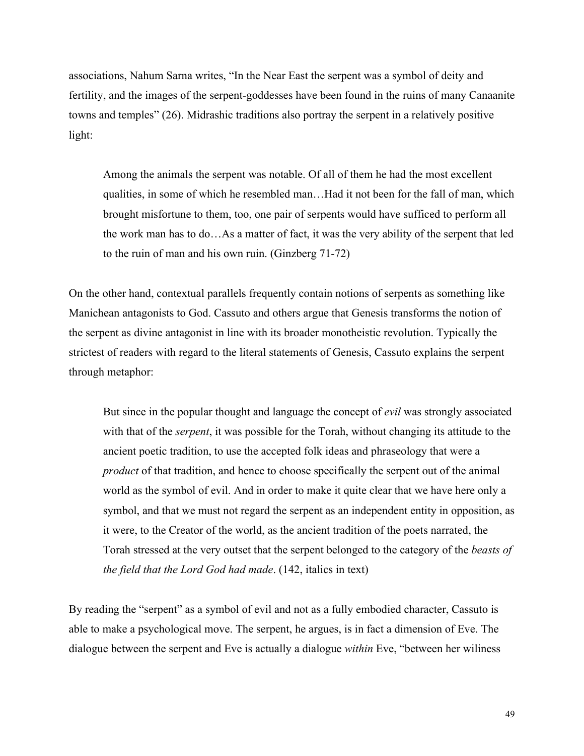associations, Nahum Sarna writes, "In the Near East the serpent was a symbol of deity and fertility, and the images of the serpent-goddesses have been found in the ruins of many Canaanite towns and temples" (26). Midrashic traditions also portray the serpent in a relatively positive light:

> Among the animals the serpent was notable. Of all of them he had the most excellent qualities, in some of which he resembled man…Had it not been for the fall of man, which brought misfortune to them, too, one pair of serpents would have sufficed to perform all the work man has to do…As a matter of fact, it was the very ability of the serpent that led to the ruin of man and his own ruin. (Ginzberg 71-72)

On the other hand, contextual parallels frequently contain notions of serpents as something like Manichean antagonists to God. Cassuto and others argue that Genesis transforms the notion of the serpent as divine antagonist in line with its broader monotheistic revolution. Typically the strictest of readers with regard to the literal statements of Genesis, Cassuto explains the serpent through metaphor:

> But since in the popular thought and language the concept of *evil* was strongly associated with that of the *serpent*, it was possible for the Torah, without changing its attitude to the ancient poetic tradition, to use the accepted folk ideas and phraseology that were a *product* of that tradition, and hence to choose specifically the serpent out of the animal world as the symbol of evil. And in order to make it quite clear that we have here only a symbol, and that we must not regard the serpent as an independent entity in opposition, as it were, to the Creator of the world, as the ancient tradition of the poets narrated, the Torah stressed at the very outset that the serpent belonged to the category of the *beasts of the field that the Lord God had made*. (142, italics in text)

By reading the "serpent" as a symbol of evil and not as a fully embodied character, Cassuto is able to make a psychological move. The serpent, he argues, is in fact a dimension of Eve. The dialogue between the serpent and Eve is actually a dialogue *within* Eve, "between her wiliness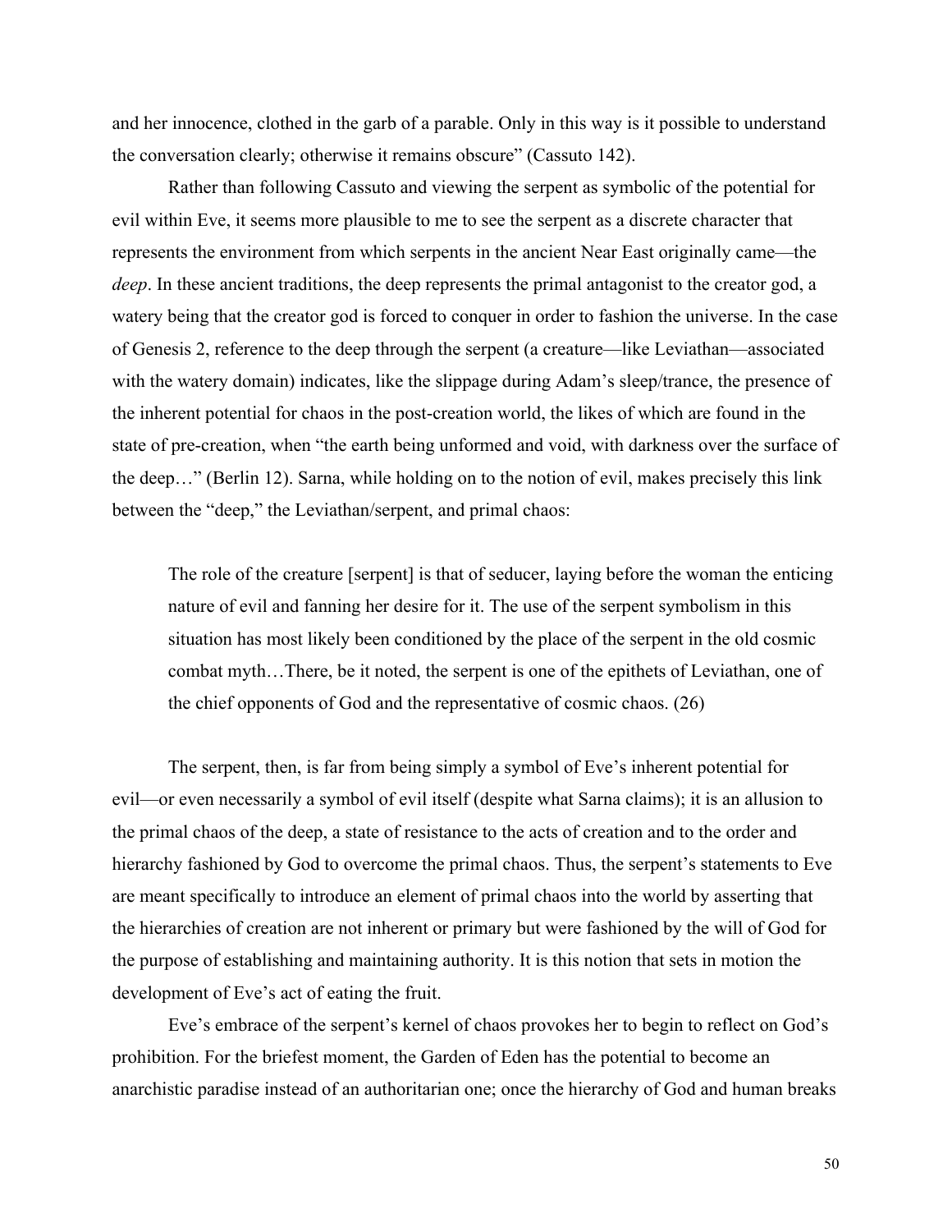and her innocence, clothed in the garb of a parable. Only in this way is it possible to understand the conversation clearly; otherwise it remains obscure" (Cassuto 142).

Rather than following Cassuto and viewing the serpent as symbolic of the potential for evil within Eve, it seems more plausible to me to see the serpent as a discrete character that represents the environment from which serpents in the ancient Near East originally came—the *deep*. In these ancient traditions, the deep represents the primal antagonist to the creator god, a watery being that the creator god is forced to conquer in order to fashion the universe. In the case of Genesis 2, reference to the deep through the serpent (a creature—like Leviathan—associated with the watery domain) indicates, like the slippage during Adam's sleep/trance, the presence of the inherent potential for chaos in the post-creation world, the likes of which are found in the state of pre-creation, when "the earth being unformed and void, with darkness over the surface of the deep…" (Berlin 12). Sarna, while holding on to the notion of evil, makes precisely this link between the "deep," the Leviathan/serpent, and primal chaos:

> The role of the creature [serpent] is that of seducer, laying before the woman the enticing nature of evil and fanning her desire for it. The use of the serpent symbolism in this situation has most likely been conditioned by the place of the serpent in the old cosmic combat myth…There, be it noted, the serpent is one of the epithets of Leviathan, one of the chief opponents of God and the representative of cosmic chaos. (26)

The serpent, then, is far from being simply a symbol of Eve's inherent potential for evil—or even necessarily a symbol of evil itself (despite what Sarna claims); it is an allusion to the primal chaos of the deep, a state of resistance to the acts of creation and to the order and hierarchy fashioned by God to overcome the primal chaos. Thus, the serpent's statements to Eve are meant specifically to introduce an element of primal chaos into the world by asserting that the hierarchies of creation are not inherent or primary but were fashioned by the will of God for the purpose of establishing and maintaining authority. It is this notion that sets in motion the development of Eve's act of eating the fruit.

Eve's embrace of the serpent's kernel of chaos provokes her to begin to reflect on God's prohibition. For the briefest moment, the Garden of Eden has the potential to become an anarchistic paradise instead of an authoritarian one; once the hierarchy of God and human breaks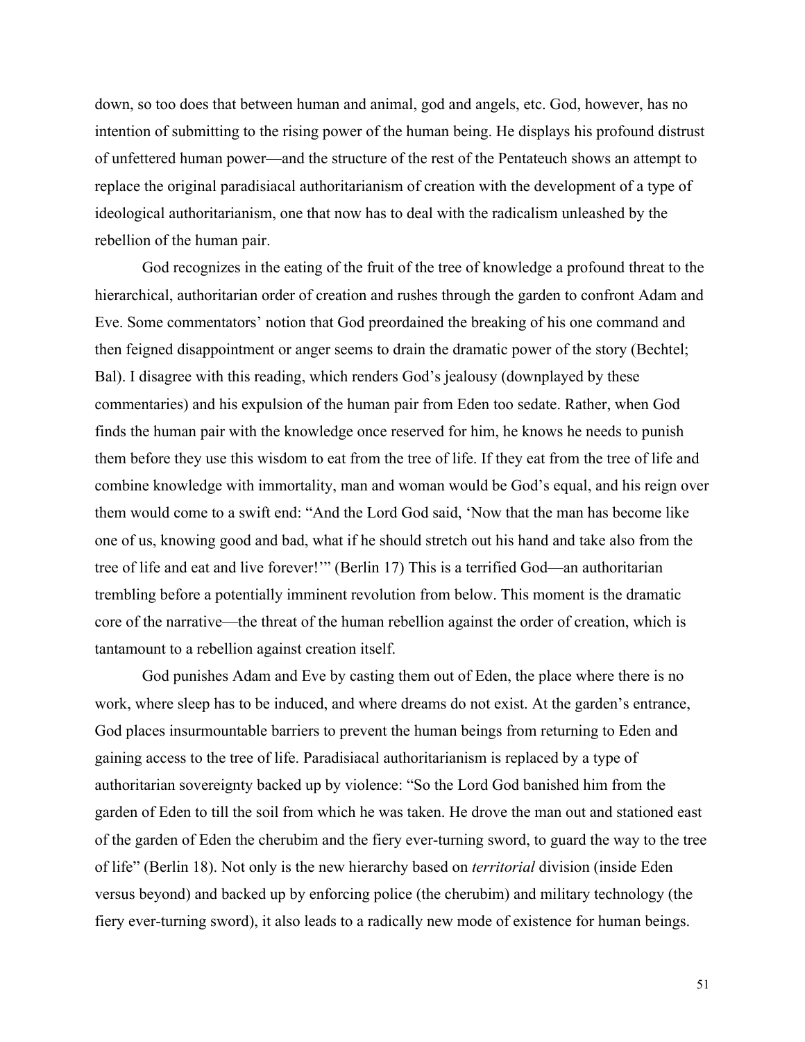down, so too does that between human and animal, god and angels, etc. God, however, has no intention of submitting to the rising power of the human being. He displays his profound distrust of unfettered human power—and the structure of the rest of the Pentateuch shows an attempt to replace the original paradisiacal authoritarianism of creation with the development of a type of ideological authoritarianism, one that now has to deal with the radicalism unleashed by the rebellion of the human pair.

God recognizes in the eating of the fruit of the tree of knowledge a profound threat to the hierarchical, authoritarian order of creation and rushes through the garden to confront Adam and Eve. Some commentators' notion that God preordained the breaking of his one command and then feigned disappointment or anger seems to drain the dramatic power of the story (Bechtel; Bal). I disagree with this reading, which renders God's jealousy (downplayed by these commentaries) and his expulsion of the human pair from Eden too sedate. Rather, when God finds the human pair with the knowledge once reserved for him, he knows he needs to punish them before they use this wisdom to eat from the tree of life. If they eat from the tree of life and combine knowledge with immortality, man and woman would be God's equal, and his reign over them would come to a swift end: "And the Lord God said, 'Now that the man has become like one of us, knowing good and bad, what if he should stretch out his hand and take also from the tree of life and eat and live forever!'" (Berlin 17) This is a terrified God—an authoritarian trembling before a potentially imminent revolution from below. This moment is the dramatic core of the narrative—the threat of the human rebellion against the order of creation, which is tantamount to a rebellion against creation itself.

God punishes Adam and Eve by casting them out of Eden, the place where there is no work, where sleep has to be induced, and where dreams do not exist. At the garden's entrance, God places insurmountable barriers to prevent the human beings from returning to Eden and gaining access to the tree of life. Paradisiacal authoritarianism is replaced by a type of authoritarian sovereignty backed up by violence: "So the Lord God banished him from the garden of Eden to till the soil from which he was taken. He drove the man out and stationed east of the garden of Eden the cherubim and the fiery ever-turning sword, to guard the way to the tree of life" (Berlin 18). Not only is the new hierarchy based on *territorial* division (inside Eden versus beyond) and backed up by enforcing police (the cherubim) and military technology (the fiery ever-turning sword), it also leads to a radically new mode of existence for human beings.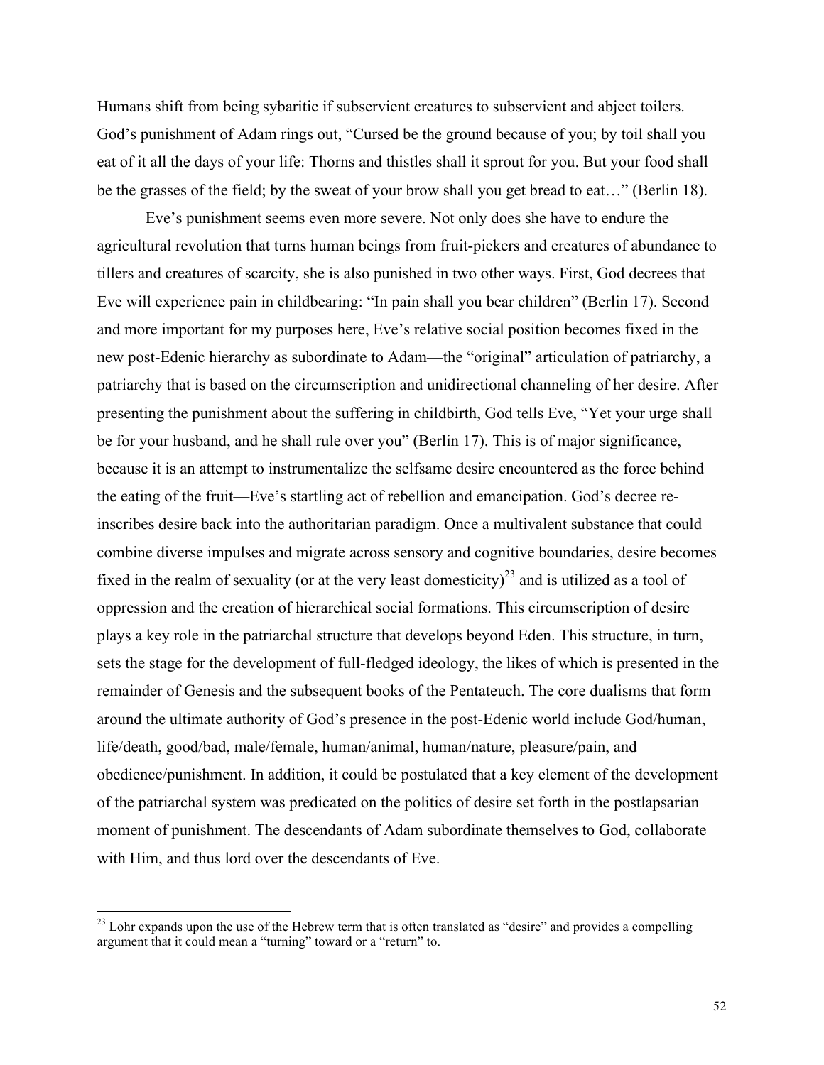Humans shift from being sybaritic if subservient creatures to subservient and abject toilers. God's punishment of Adam rings out, "Cursed be the ground because of you; by toil shall you eat of it all the days of your life: Thorns and thistles shall it sprout for you. But your food shall be the grasses of the field; by the sweat of your brow shall you get bread to eat…" (Berlin 18).

Eve's punishment seems even more severe. Not only does she have to endure the agricultural revolution that turns human beings from fruit-pickers and creatures of abundance to tillers and creatures of scarcity, she is also punished in two other ways. First, God decrees that Eve will experience pain in childbearing: "In pain shall you bear children" (Berlin 17). Second and more important for my purposes here, Eve's relative social position becomes fixed in the new post-Edenic hierarchy as subordinate to Adam—the "original" articulation of patriarchy, a patriarchy that is based on the circumscription and unidirectional channeling of her desire. After presenting the punishment about the suffering in childbirth, God tells Eve, "Yet your urge shall be for your husband, and he shall rule over you" (Berlin 17). This is of major significance, because it is an attempt to instrumentalize the selfsame desire encountered as the force behind the eating of the fruit—Eve's startling act of rebellion and emancipation. God's decree re-inscribes desire back into the authoritarian paradigm. Once a multivalent substance that could combine diverse impulses and migrate across sensory and cognitive boundaries, desire becomes fixed in the realm of sexuality (or at the very least domesticity)[23] and is utilized as a tool of oppression and the creation of hierarchical social formations. This circumscription of desire plays a key role in the patriarchal structure that develops beyond Eden. This structure, in turn, sets the stage for the development of full-fledged ideology, the likes of which is presented in the remainder of Genesis and the subsequent books of the Pentateuch. The core dualisms that form around the ultimate authority of God's presence in the post-Edenic world include God/human, life/death, good/bad, male/female, human/animal, human/nature, pleasure/pain, and obedience/punishment. In addition, it could be postulated that a key element of the development of the patriarchal system was predicated on the politics of desire set forth in the postlapsarian moment of punishment. The descendants of Adam subordinate themselves to God, collaborate with Him, and thus lord over the descendants of Eve.

---

[23] Lohr expands upon the use of the Hebrew term that is often translated as "desire" and provides a compelling argument that it could mean a "turning" toward or a "return" to.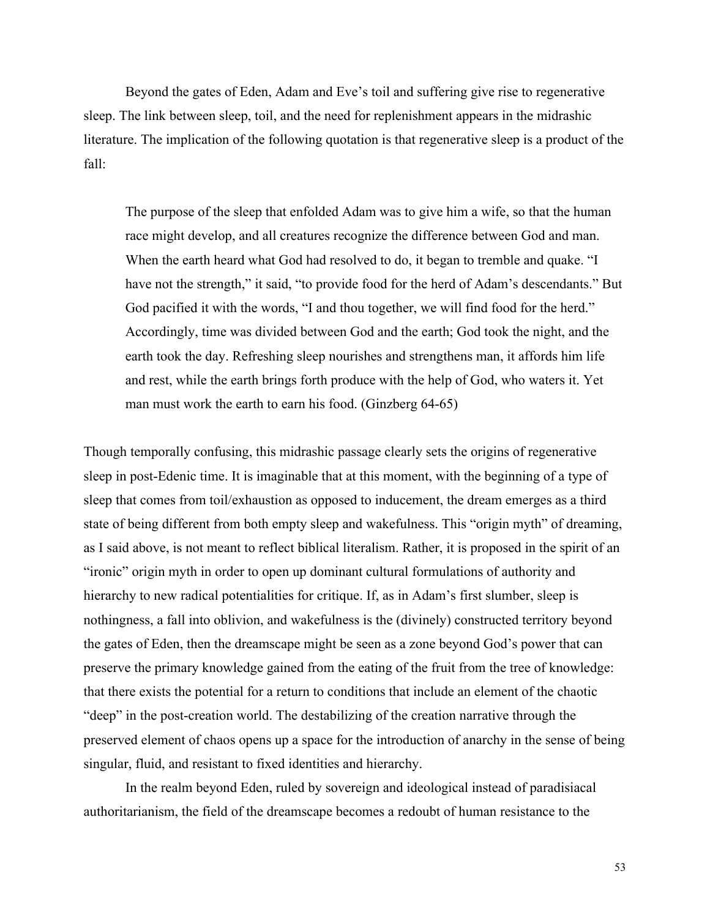Beyond the gates of Eden, Adam and Eve's toil and suffering give rise to regenerative sleep. The link between sleep, toil, and the need for replenishment appears in the midrashic literature. The implication of the following quotation is that regenerative sleep is a product of the fall:

> The purpose of the sleep that enfolded Adam was to give him a wife, so that the human race might develop, and all creatures recognize the difference between God and man. When the earth heard what God had resolved to do, it began to tremble and quake. "I have not the strength," it said, "to provide food for the herd of Adam's descendants." But God pacified it with the words, "I and thou together, we will find food for the herd." Accordingly, time was divided between God and the earth; God took the night, and the earth took the day. Refreshing sleep nourishes and strengthens man, it affords him life and rest, while the earth brings forth produce with the help of God, who waters it. Yet man must work the earth to earn his food. (Ginzberg 64-65)

Though temporally confusing, this midrashic passage clearly sets the origins of regenerative sleep in post-Edenic time. It is imaginable that at this moment, with the beginning of a type of sleep that comes from toil/exhaustion as opposed to inducement, the dream emerges as a third state of being different from both empty sleep and wakefulness. This "origin myth" of dreaming, as I said above, is not meant to reflect biblical literalism. Rather, it is proposed in the spirit of an "ironic" origin myth in order to open up dominant cultural formulations of authority and hierarchy to new radical potentialities for critique. If, as in Adam's first slumber, sleep is nothingness, a fall into oblivion, and wakefulness is the (divinely) constructed territory beyond the gates of Eden, then the dreamscape might be seen as a zone beyond God's power that can preserve the primary knowledge gained from the eating of the fruit from the tree of knowledge: that there exists the potential for a return to conditions that include an element of the chaotic "deep" in the post-creation world. The destabilizing of the creation narrative through the preserved element of chaos opens up a space for the introduction of anarchy in the sense of being singular, fluid, and resistant to fixed identities and hierarchy.

In the realm beyond Eden, ruled by sovereign and ideological instead of paradisiacal authoritarianism, the field of the dreamscape becomes a redoubt of human resistance to the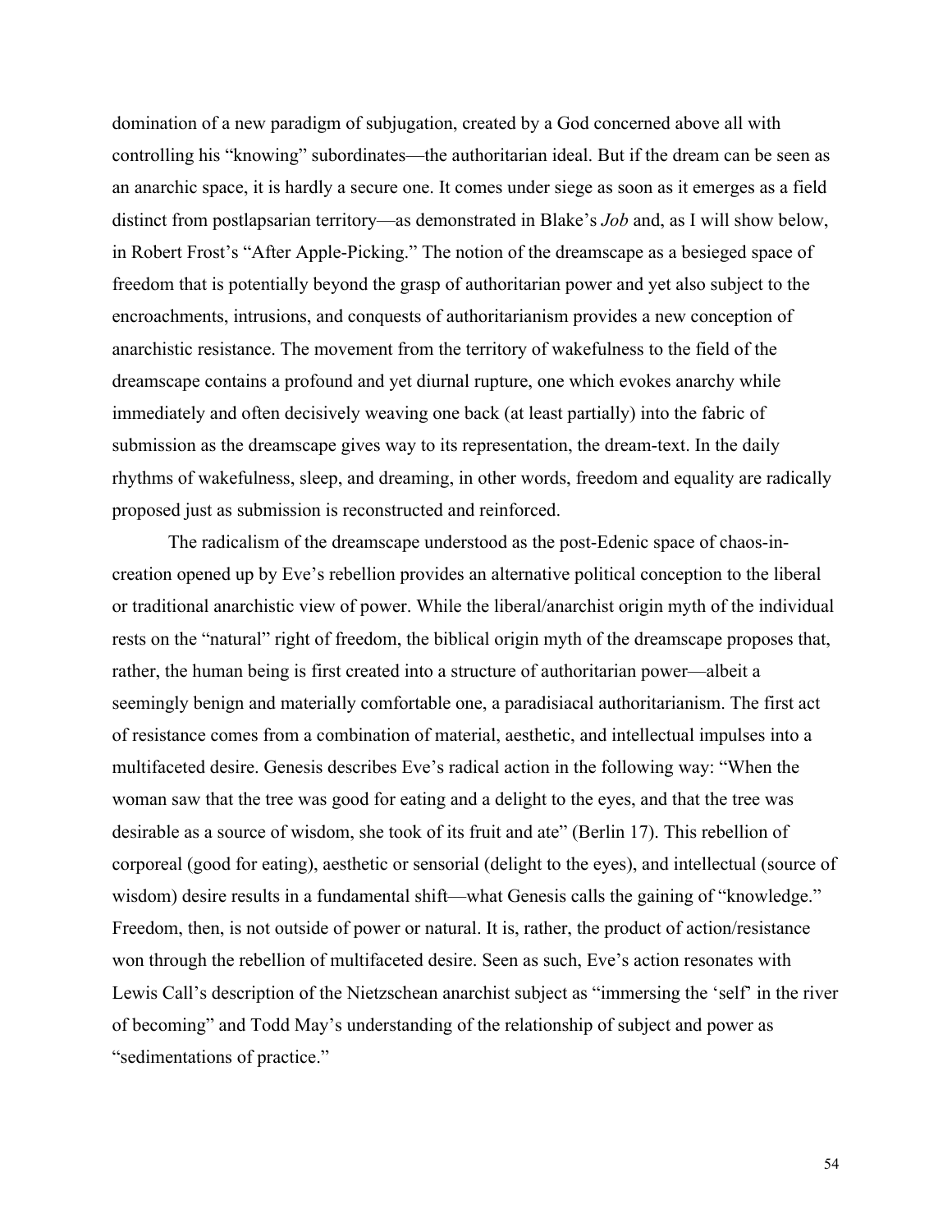domination of a new paradigm of subjugation, created by a God concerned above all with controlling his "knowing" subordinates—the authoritarian ideal. But if the dream can be seen as an anarchic space, it is hardly a secure one. It comes under siege as soon as it emerges as a field distinct from postlapsarian territory—as demonstrated in Blake's *Job* and, as I will show below, in Robert Frost's "After Apple-Picking." The notion of the dreamscape as a besieged space of freedom that is potentially beyond the grasp of authoritarian power and yet also subject to the encroachments, intrusions, and conquests of authoritarianism provides a new conception of anarchistic resistance. The movement from the territory of wakefulness to the field of the dreamscape contains a profound and yet diurnal rupture, one which evokes anarchy while immediately and often decisively weaving one back (at least partially) into the fabric of submission as the dreamscape gives way to its representation, the dream-text. In the daily rhythms of wakefulness, sleep, and dreaming, in other words, freedom and equality are radically proposed just as submission is reconstructed and reinforced.

The radicalism of the dreamscape understood as the post-Edenic space of chaos-in-creation opened up by Eve's rebellion provides an alternative political conception to the liberal or traditional anarchistic view of power. While the liberal/anarchist origin myth of the individual rests on the "natural" right of freedom, the biblical origin myth of the dreamscape proposes that, rather, the human being is first created into a structure of authoritarian power—albeit a seemingly benign and materially comfortable one, a paradisiacal authoritarianism. The first act of resistance comes from a combination of material, aesthetic, and intellectual impulses into a multifaceted desire. Genesis describes Eve's radical action in the following way: "When the woman saw that the tree was good for eating and a delight to the eyes, and that the tree was desirable as a source of wisdom, she took of its fruit and ate" (Berlin 17). This rebellion of corporeal (good for eating), aesthetic or sensorial (delight to the eyes), and intellectual (source of wisdom) desire results in a fundamental shift—what Genesis calls the gaining of "knowledge." Freedom, then, is not outside of power or natural. It is, rather, the product of action/resistance won through the rebellion of multifaceted desire. Seen as such, Eve's action resonates with Lewis Call's description of the Nietzschean anarchist subject as "immersing the 'self' in the river of becoming" and Todd May's understanding of the relationship of subject and power as "sedimentations of practice."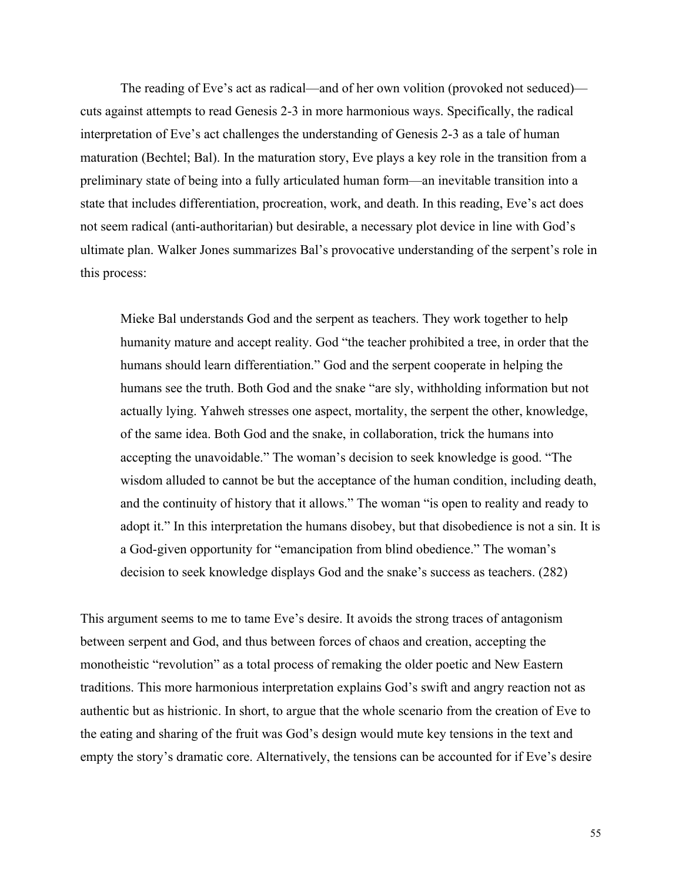The reading of Eve's act as radical—and of her own volition (provoked not seduced)—cuts against attempts to read Genesis 2-3 in more harmonious ways. Specifically, the radical interpretation of Eve's act challenges the understanding of Genesis 2-3 as a tale of human maturation (Bechtel; Bal). In the maturation story, Eve plays a key role in the transition from a preliminary state of being into a fully articulated human form—an inevitable transition into a state that includes differentiation, procreation, work, and death. In this reading, Eve's act does not seem radical (anti-authoritarian) but desirable, a necessary plot device in line with God's ultimate plan. Walker Jones summarizes Bal's provocative understanding of the serpent's role in this process:

> Mieke Bal understands God and the serpent as teachers. They work together to help humanity mature and accept reality. God "the teacher prohibited a tree, in order that the humans should learn differentiation." God and the serpent cooperate in helping the humans see the truth. Both God and the snake "are sly, withholding information but not actually lying. Yahweh stresses one aspect, mortality, the serpent the other, knowledge, of the same idea. Both God and the snake, in collaboration, trick the humans into accepting the unavoidable." The woman's decision to seek knowledge is good. "The wisdom alluded to cannot be but the acceptance of the human condition, including death, and the continuity of history that it allows." The woman "is open to reality and ready to adopt it." In this interpretation the humans disobey, but that disobedience is not a sin. It is a God-given opportunity for "emancipation from blind obedience." The woman's decision to seek knowledge displays God and the snake's success as teachers. (282)

This argument seems to me to tame Eve's desire. It avoids the strong traces of antagonism between serpent and God, and thus between forces of chaos and creation, accepting the monotheistic "revolution" as a total process of remaking the older poetic and New Eastern traditions. This more harmonious interpretation explains God's swift and angry reaction not as authentic but as histrionic. In short, to argue that the whole scenario from the creation of Eve to the eating and sharing of the fruit was God's design would mute key tensions in the text and empty the story's dramatic core. Alternatively, the tensions can be accounted for if Eve's desire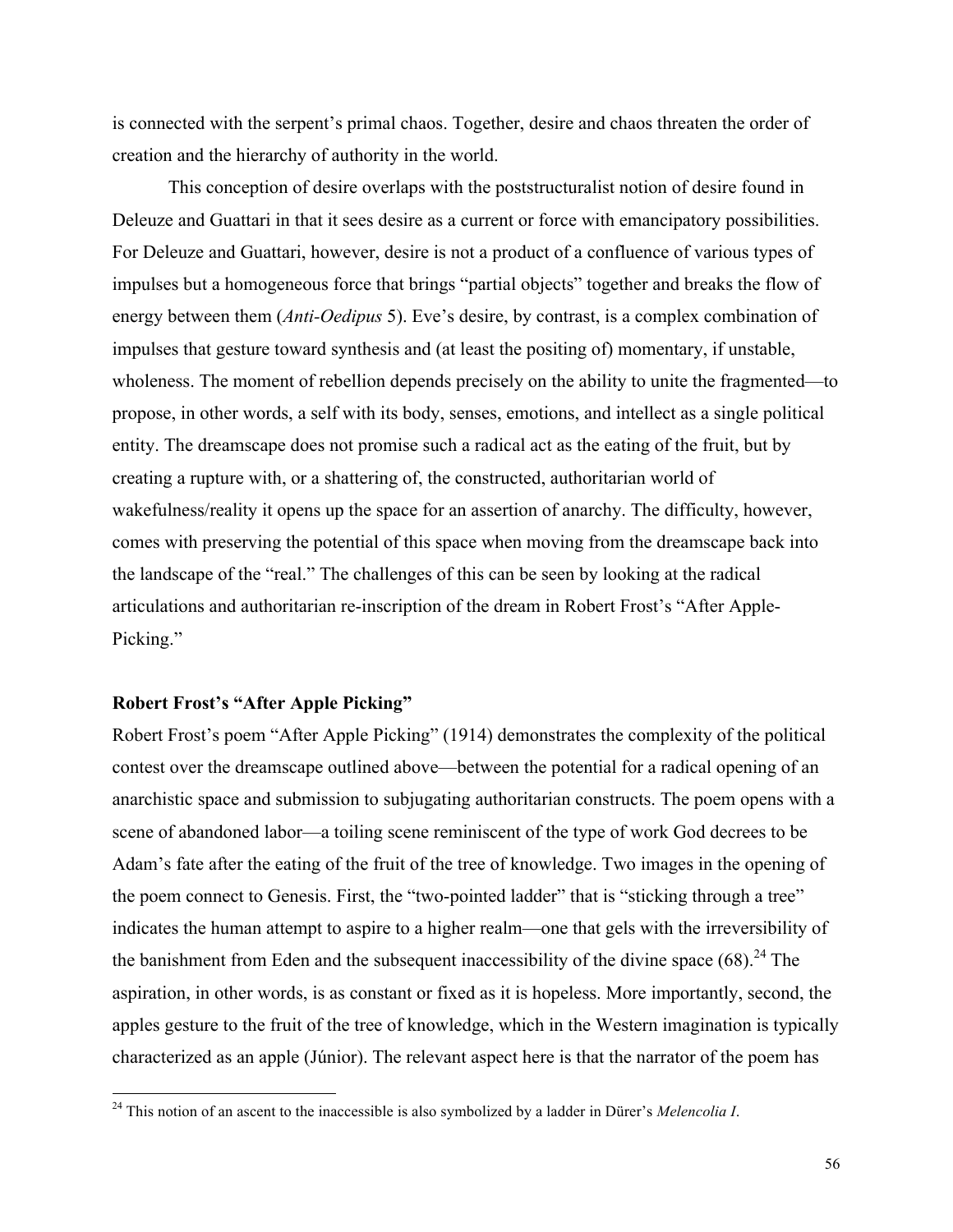is connected with the serpent's primal chaos. Together, desire and chaos threaten the order of creation and the hierarchy of authority in the world.

This conception of desire overlaps with the poststructuralist notion of desire found in Deleuze and Guattari in that it sees desire as a current or force with emancipatory possibilities. For Deleuze and Guattari, however, desire is not a product of a confluence of various types of impulses but a homogeneous force that brings "partial objects" together and breaks the flow of energy between them (*Anti-Oedipus* 5). Eve's desire, by contrast, is a complex combination of impulses that gesture toward synthesis and (at least the positing of) momentary, if unstable, wholeness. The moment of rebellion depends precisely on the ability to unite the fragmented—to propose, in other words, a self with its body, senses, emotions, and intellect as a single political entity. The dreamscape does not promise such a radical act as the eating of the fruit, but by creating a rupture with, or a shattering of, the constructed, authoritarian world of wakefulness/reality it opens up the space for an assertion of anarchy. The difficulty, however, comes with preserving the potential of this space when moving from the dreamscape back into the landscape of the "real." The challenges of this can be seen by looking at the radical articulations and authoritarian re-inscription of the dream in Robert Frost's "After Apple-Picking."

**Robert Frost's "After Apple Picking"**

Robert Frost's poem "After Apple Picking" (1914) demonstrates the complexity of the political contest over the dreamscape outlined above—between the potential for a radical opening of an anarchistic space and submission to subjugating authoritarian constructs. The poem opens with a scene of abandoned labor—a toiling scene reminiscent of the type of work God decrees to be Adam's fate after the eating of the fruit of the tree of knowledge. Two images in the opening of the poem connect to Genesis. First, the "two-pointed ladder" that is "sticking through a tree" indicates the human attempt to aspire to a higher realm—one that gels with the irreversibility of the banishment from Eden and the subsequent inaccessibility of the divine space (68).[24] The aspiration, in other words, is as constant or fixed as it is hopeless. More importantly, second, the apples gesture to the fruit of the tree of knowledge, which in the Western imagination is typically characterized as an apple (Júnior). The relevant aspect here is that the narrator of the poem has

[24] This notion of an ascent to the inaccessible is also symbolized by a ladder in Dürer's *Melencolia I*.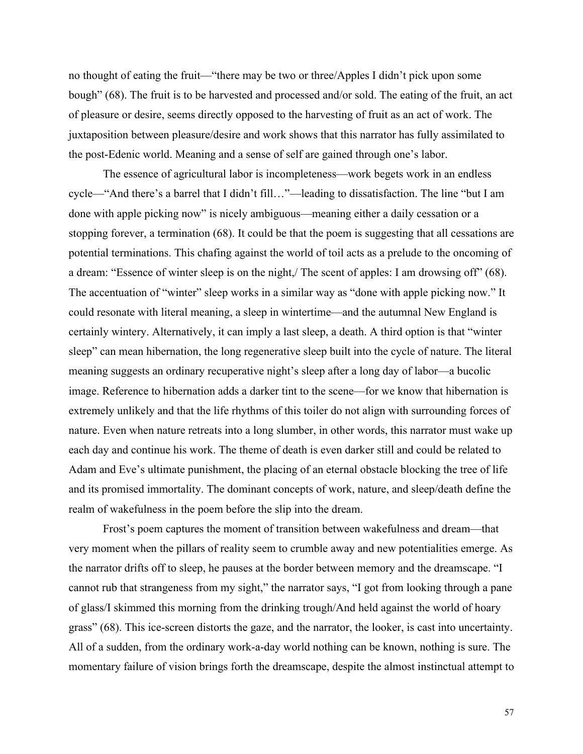no thought of eating the fruit—"there may be two or three/Apples I didn't pick upon some bough" (68). The fruit is to be harvested and processed and/or sold. The eating of the fruit, an act of pleasure or desire, seems directly opposed to the harvesting of fruit as an act of work. The juxtaposition between pleasure/desire and work shows that this narrator has fully assimilated to the post-Edenic world. Meaning and a sense of self are gained through one's labor.

The essence of agricultural labor is incompleteness—work begets work in an endless cycle—"And there's a barrel that I didn't fill…"—leading to dissatisfaction. The line "but I am done with apple picking now" is nicely ambiguous—meaning either a daily cessation or a stopping forever, a termination (68). It could be that the poem is suggesting that all cessations are potential terminations. This chafing against the world of toil acts as a prelude to the oncoming of a dream: "Essence of winter sleep is on the night,/ The scent of apples: I am drowsing off" (68). The accentuation of "winter" sleep works in a similar way as "done with apple picking now." It could resonate with literal meaning, a sleep in wintertime—and the autumnal New England is certainly wintery. Alternatively, it can imply a last sleep, a death. A third option is that "winter sleep" can mean hibernation, the long regenerative sleep built into the cycle of nature. The literal meaning suggests an ordinary recuperative night's sleep after a long day of labor—a bucolic image. Reference to hibernation adds a darker tint to the scene—for we know that hibernation is extremely unlikely and that the life rhythms of this toiler do not align with surrounding forces of nature. Even when nature retreats into a long slumber, in other words, this narrator must wake up each day and continue his work. The theme of death is even darker still and could be related to Adam and Eve's ultimate punishment, the placing of an eternal obstacle blocking the tree of life and its promised immortality. The dominant concepts of work, nature, and sleep/death define the realm of wakefulness in the poem before the slip into the dream.

Frost's poem captures the moment of transition between wakefulness and dream—that very moment when the pillars of reality seem to crumble away and new potentialities emerge. As the narrator drifts off to sleep, he pauses at the border between memory and the dreamscape. "I cannot rub that strangeness from my sight," the narrator says, "I got from looking through a pane of glass/I skimmed this morning from the drinking trough/And held against the world of hoary grass" (68). This ice-screen distorts the gaze, and the narrator, the looker, is cast into uncertainty. All of a sudden, from the ordinary work-a-day world nothing can be known, nothing is sure. The momentary failure of vision brings forth the dreamscape, despite the almost instinctual attempt to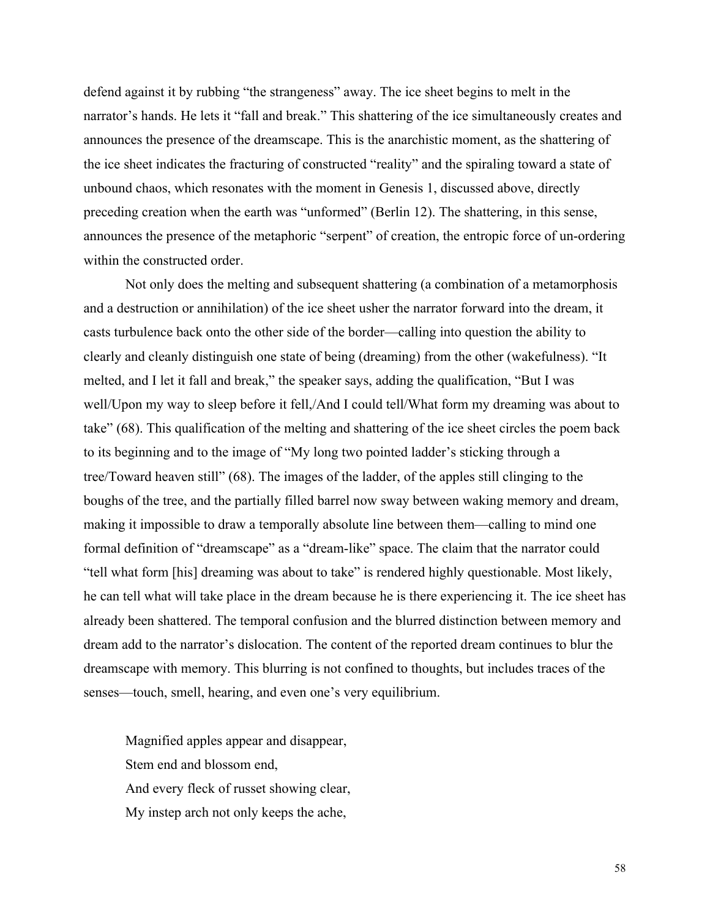defend against it by rubbing "the strangeness" away. The ice sheet begins to melt in the narrator's hands. He lets it "fall and break." This shattering of the ice simultaneously creates and announces the presence of the dreamscape. This is the anarchistic moment, as the shattering of the ice sheet indicates the fracturing of constructed "reality" and the spiraling toward a state of unbound chaos, which resonates with the moment in Genesis 1, discussed above, directly preceding creation when the earth was "unformed" (Berlin 12). The shattering, in this sense, announces the presence of the metaphoric "serpent" of creation, the entropic force of un-ordering within the constructed order.

Not only does the melting and subsequent shattering (a combination of a metamorphosis and a destruction or annihilation) of the ice sheet usher the narrator forward into the dream, it casts turbulence back onto the other side of the border—calling into question the ability to clearly and cleanly distinguish one state of being (dreaming) from the other (wakefulness). "It melted, and I let it fall and break," the speaker says, adding the qualification, "But I was well/Upon my way to sleep before it fell,/And I could tell/What form my dreaming was about to take" (68). This qualification of the melting and shattering of the ice sheet circles the poem back to its beginning and to the image of "My long two pointed ladder's sticking through a tree/Toward heaven still" (68). The images of the ladder, of the apples still clinging to the boughs of the tree, and the partially filled barrel now sway between waking memory and dream, making it impossible to draw a temporally absolute line between them—calling to mind one formal definition of "dreamscape" as a "dream-like" space. The claim that the narrator could "tell what form [his] dreaming was about to take" is rendered highly questionable. Most likely, he can tell what will take place in the dream because he is there experiencing it. The ice sheet has already been shattered. The temporal confusion and the blurred distinction between memory and dream add to the narrator's dislocation. The content of the reported dream continues to blur the dreamscape with memory. This blurring is not confined to thoughts, but includes traces of the senses—touch, smell, hearing, and even one's very equilibrium.

> Magnified apples appear and disappear,
> Stem end and blossom end,
> And every fleck of russet showing clear,
> My instep arch not only keeps the ache,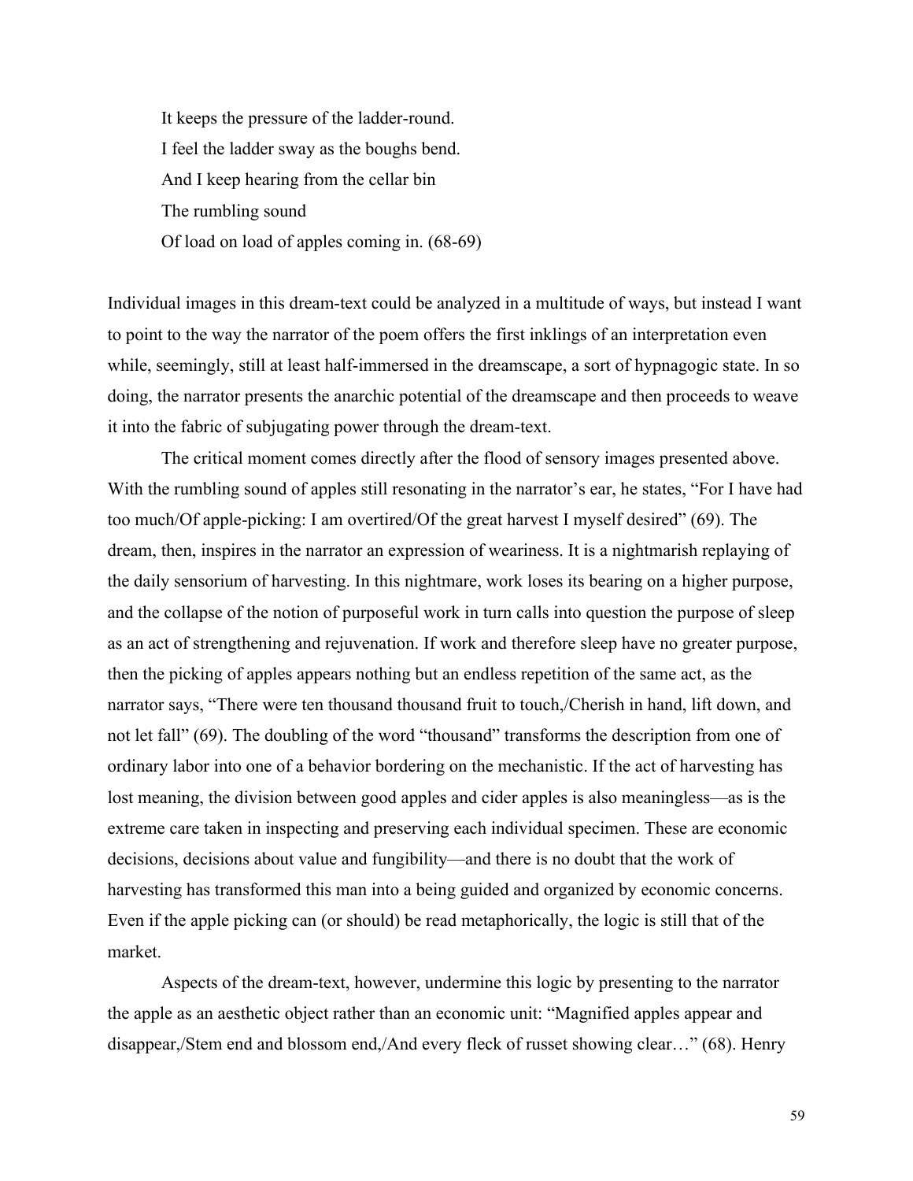> It keeps the pressure of the ladder-round.
> I feel the ladder sway as the boughs bend.
> And I keep hearing from the cellar bin
> The rumbling sound
> Of load on load of apples coming in. (68-69)

Individual images in this dream-text could be analyzed in a multitude of ways, but instead I want to point to the way the narrator of the poem offers the first inklings of an interpretation even while, seemingly, still at least half-immersed in the dreamscape, a sort of hypnagogic state. In so doing, the narrator presents the anarchic potential of the dreamscape and then proceeds to weave it into the fabric of subjugating power through the dream-text.

The critical moment comes directly after the flood of sensory images presented above. With the rumbling sound of apples still resonating in the narrator's ear, he states, "For I have had too much/Of apple-picking: I am overtired/Of the great harvest I myself desired" (69). The dream, then, inspires in the narrator an expression of weariness. It is a nightmarish replaying of the daily sensorium of harvesting. In this nightmare, work loses its bearing on a higher purpose, and the collapse of the notion of purposeful work in turn calls into question the purpose of sleep as an act of strengthening and rejuvenation. If work and therefore sleep have no greater purpose, then the picking of apples appears nothing but an endless repetition of the same act, as the narrator says, "There were ten thousand thousand fruit to touch,/Cherish in hand, lift down, and not let fall" (69). The doubling of the word "thousand" transforms the description from one of ordinary labor into one of a behavior bordering on the mechanistic. If the act of harvesting has lost meaning, the division between good apples and cider apples is also meaningless—as is the extreme care taken in inspecting and preserving each individual specimen. These are economic decisions, decisions about value and fungibility—and there is no doubt that the work of harvesting has transformed this man into a being guided and organized by economic concerns. Even if the apple picking can (or should) be read metaphorically, the logic is still that of the market.

Aspects of the dream-text, however, undermine this logic by presenting to the narrator the apple as an aesthetic object rather than an economic unit: "Magnified apples appear and disappear,/Stem end and blossom end,/And every fleck of russet showing clear…" (68). Henry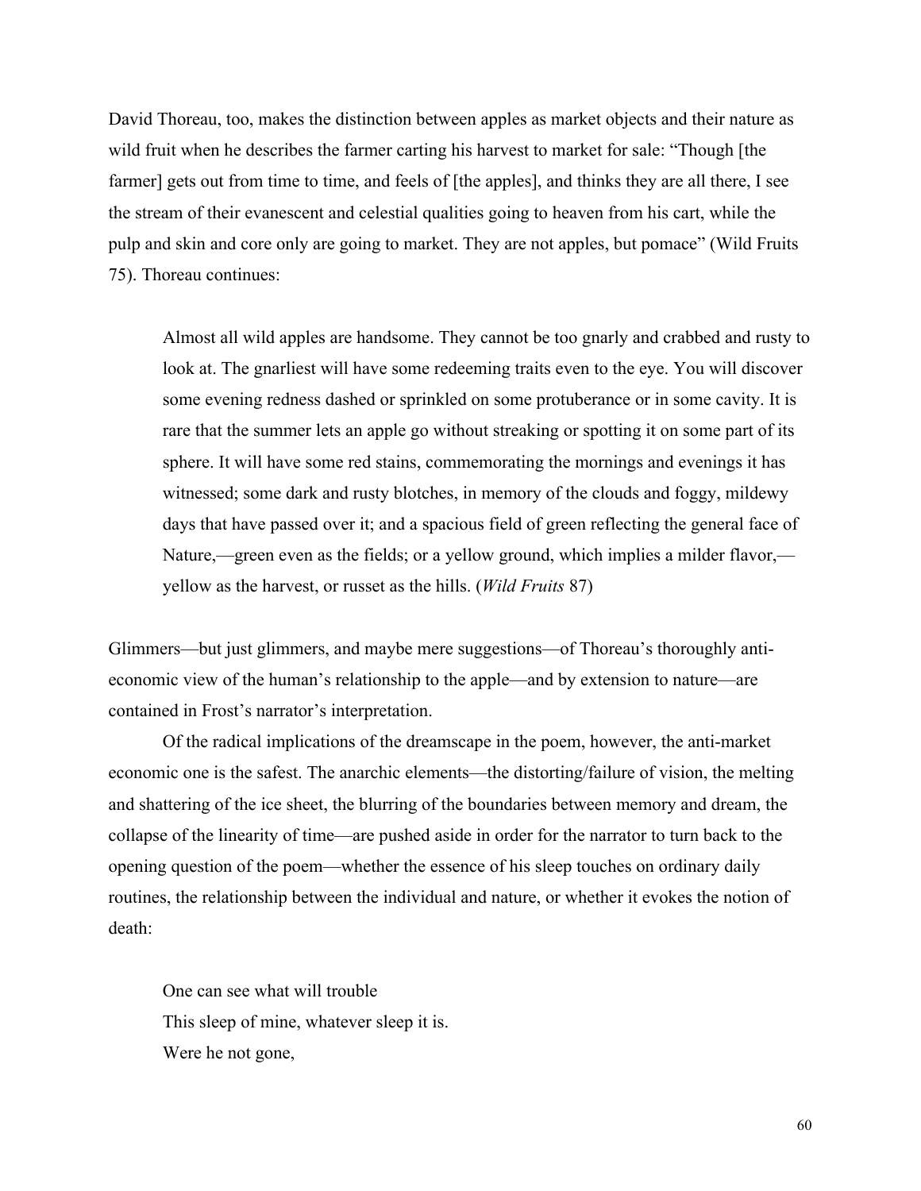David Thoreau, too, makes the distinction between apples as market objects and their nature as wild fruit when he describes the farmer carting his harvest to market for sale: "Though [the farmer] gets out from time to time, and feels of [the apples], and thinks they are all there, I see the stream of their evanescent and celestial qualities going to heaven from his cart, while the pulp and skin and core only are going to market. They are not apples, but pomace" (Wild Fruits 75). Thoreau continues:

> Almost all wild apples are handsome. They cannot be too gnarly and crabbed and rusty to look at. The gnarliest will have some redeeming traits even to the eye. You will discover some evening redness dashed or sprinkled on some protuberance or in some cavity. It is rare that the summer lets an apple go without streaking or spotting it on some part of its sphere. It will have some red stains, commemorating the mornings and evenings it has witnessed; some dark and rusty blotches, in memory of the clouds and foggy, mildewy days that have passed over it; and a spacious field of green reflecting the general face of Nature,—green even as the fields; or a yellow ground, which implies a milder flavor,—yellow as the harvest, or russet as the hills. (*Wild Fruits* 87)

Glimmers—but just glimmers, and maybe mere suggestions—of Thoreau's thoroughly anti-economic view of the human's relationship to the apple—and by extension to nature—are contained in Frost's narrator's interpretation.

Of the radical implications of the dreamscape in the poem, however, the anti-market economic one is the safest. The anarchic elements—the distorting/failure of vision, the melting and shattering of the ice sheet, the blurring of the boundaries between memory and dream, the collapse of the linearity of time—are pushed aside in order for the narrator to turn back to the opening question of the poem—whether the essence of his sleep touches on ordinary daily routines, the relationship between the individual and nature, or whether it evokes the notion of death:

> One can see what will trouble
> This sleep of mine, whatever sleep it is.
> Were he not gone,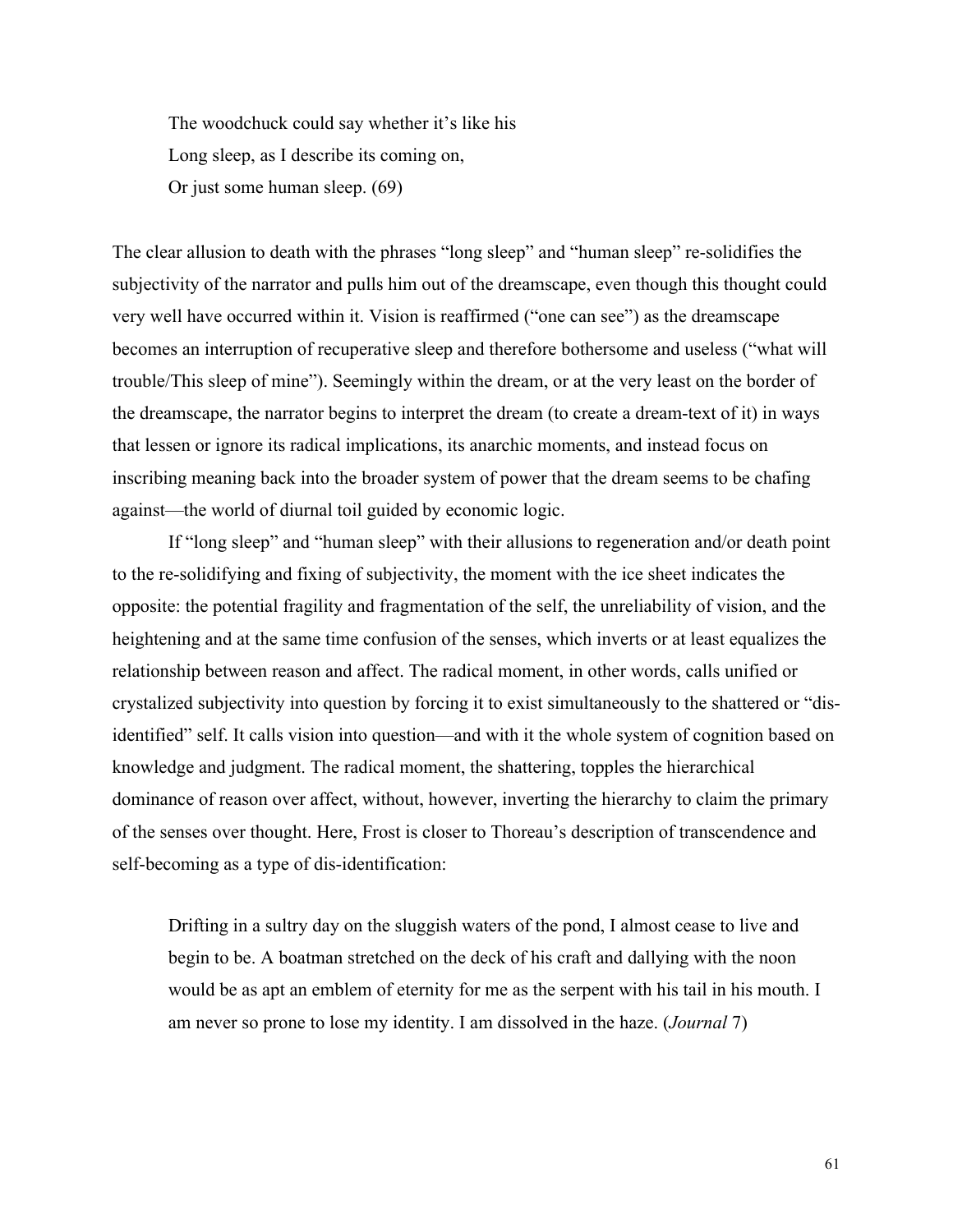> The woodchuck could say whether it's like his
> Long sleep, as I describe its coming on,
> Or just some human sleep. (69)

The clear allusion to death with the phrases "long sleep" and "human sleep" re-solidifies the subjectivity of the narrator and pulls him out of the dreamscape, even though this thought could very well have occurred within it. Vision is reaffirmed ("one can see") as the dreamscape becomes an interruption of recuperative sleep and therefore bothersome and useless ("what will trouble/This sleep of mine"). Seemingly within the dream, or at the very least on the border of the dreamscape, the narrator begins to interpret the dream (to create a dream-text of it) in ways that lessen or ignore its radical implications, its anarchic moments, and instead focus on inscribing meaning back into the broader system of power that the dream seems to be chafing against—the world of diurnal toil guided by economic logic.

If "long sleep" and "human sleep" with their allusions to regeneration and/or death point to the re-solidifying and fixing of subjectivity, the moment with the ice sheet indicates the opposite: the potential fragility and fragmentation of the self, the unreliability of vision, and the heightening and at the same time confusion of the senses, which inverts or at least equalizes the relationship between reason and affect. The radical moment, in other words, calls unified or crystalized subjectivity into question by forcing it to exist simultaneously to the shattered or "dis-identified" self. It calls vision into question—and with it the whole system of cognition based on knowledge and judgment. The radical moment, the shattering, topples the hierarchical dominance of reason over affect, without, however, inverting the hierarchy to claim the primary of the senses over thought. Here, Frost is closer to Thoreau's description of transcendence and self-becoming as a type of dis-identification:

> Drifting in a sultry day on the sluggish waters of the pond, I almost cease to live and begin to be. A boatman stretched on the deck of his craft and dallying with the noon would be as apt an emblem of eternity for me as the serpent with his tail in his mouth. I am never so prone to lose my identity. I am dissolved in the haze. (*Journal* 7)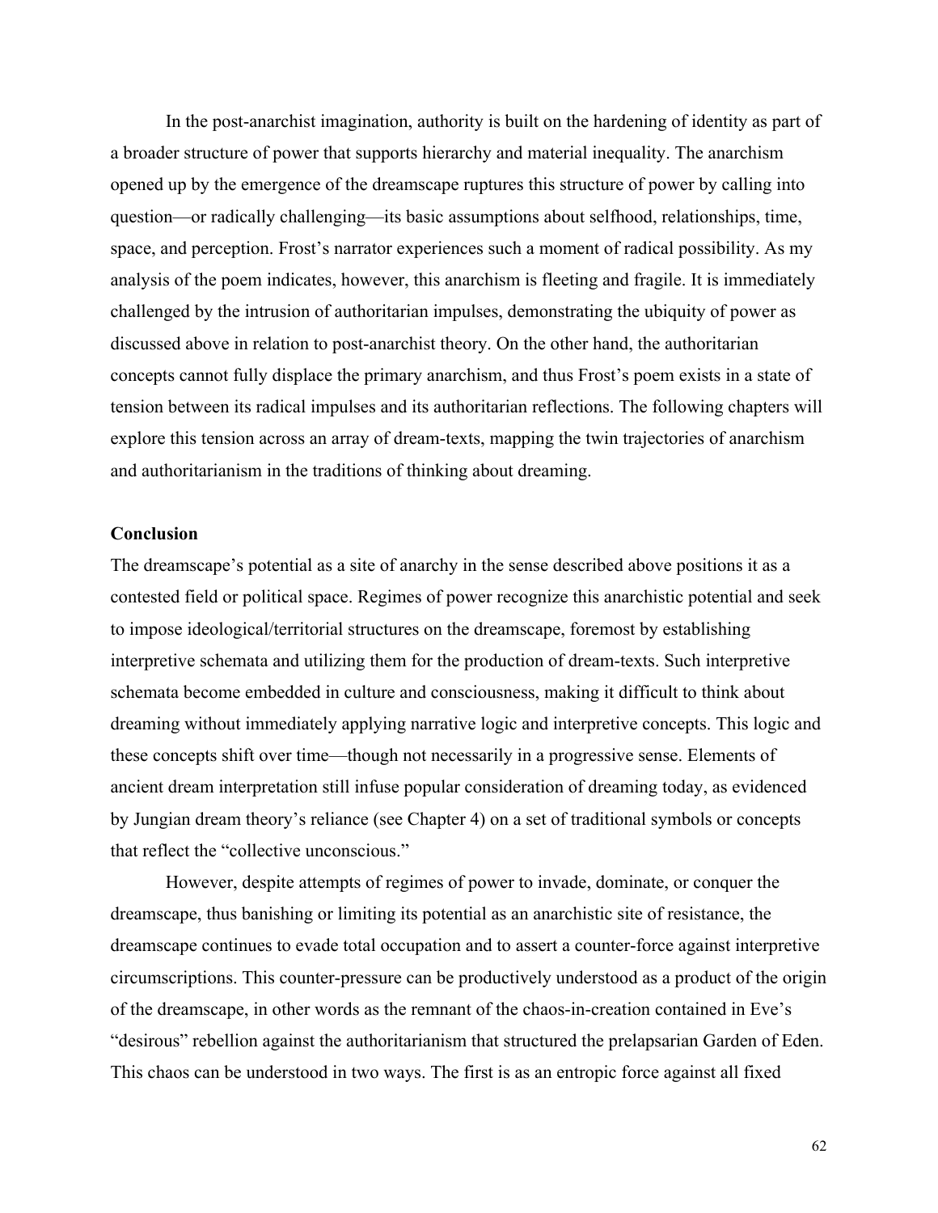In the post-anarchist imagination, authority is built on the hardening of identity as part of a broader structure of power that supports hierarchy and material inequality. The anarchism opened up by the emergence of the dreamscape ruptures this structure of power by calling into question—or radically challenging—its basic assumptions about selfhood, relationships, time, space, and perception. Frost's narrator experiences such a moment of radical possibility. As my analysis of the poem indicates, however, this anarchism is fleeting and fragile. It is immediately challenged by the intrusion of authoritarian impulses, demonstrating the ubiquity of power as discussed above in relation to post-anarchist theory. On the other hand, the authoritarian concepts cannot fully displace the primary anarchism, and thus Frost's poem exists in a state of tension between its radical impulses and its authoritarian reflections. The following chapters will explore this tension across an array of dream-texts, mapping the twin trajectories of anarchism and authoritarianism in the traditions of thinking about dreaming.

### Conclusion

The dreamscape's potential as a site of anarchy in the sense described above positions it as a contested field or political space. Regimes of power recognize this anarchistic potential and seek to impose ideological/territorial structures on the dreamscape, foremost by establishing interpretive schemata and utilizing them for the production of dream-texts. Such interpretive schemata become embedded in culture and consciousness, making it difficult to think about dreaming without immediately applying narrative logic and interpretive concepts. This logic and these concepts shift over time—though not necessarily in a progressive sense. Elements of ancient dream interpretation still infuse popular consideration of dreaming today, as evidenced by Jungian dream theory's reliance (see Chapter 4) on a set of traditional symbols or concepts that reflect the "collective unconscious."

However, despite attempts of regimes of power to invade, dominate, or conquer the dreamscape, thus banishing or limiting its potential as an anarchistic site of resistance, the dreamscape continues to evade total occupation and to assert a counter-force against interpretive circumscriptions. This counter-pressure can be productively understood as a product of the origin of the dreamscape, in other words as the remnant of the chaos-in-creation contained in Eve's "desirous" rebellion against the authoritarianism that structured the prelapsarian Garden of Eden. This chaos can be understood in two ways. The first is as an entropic force against all fixed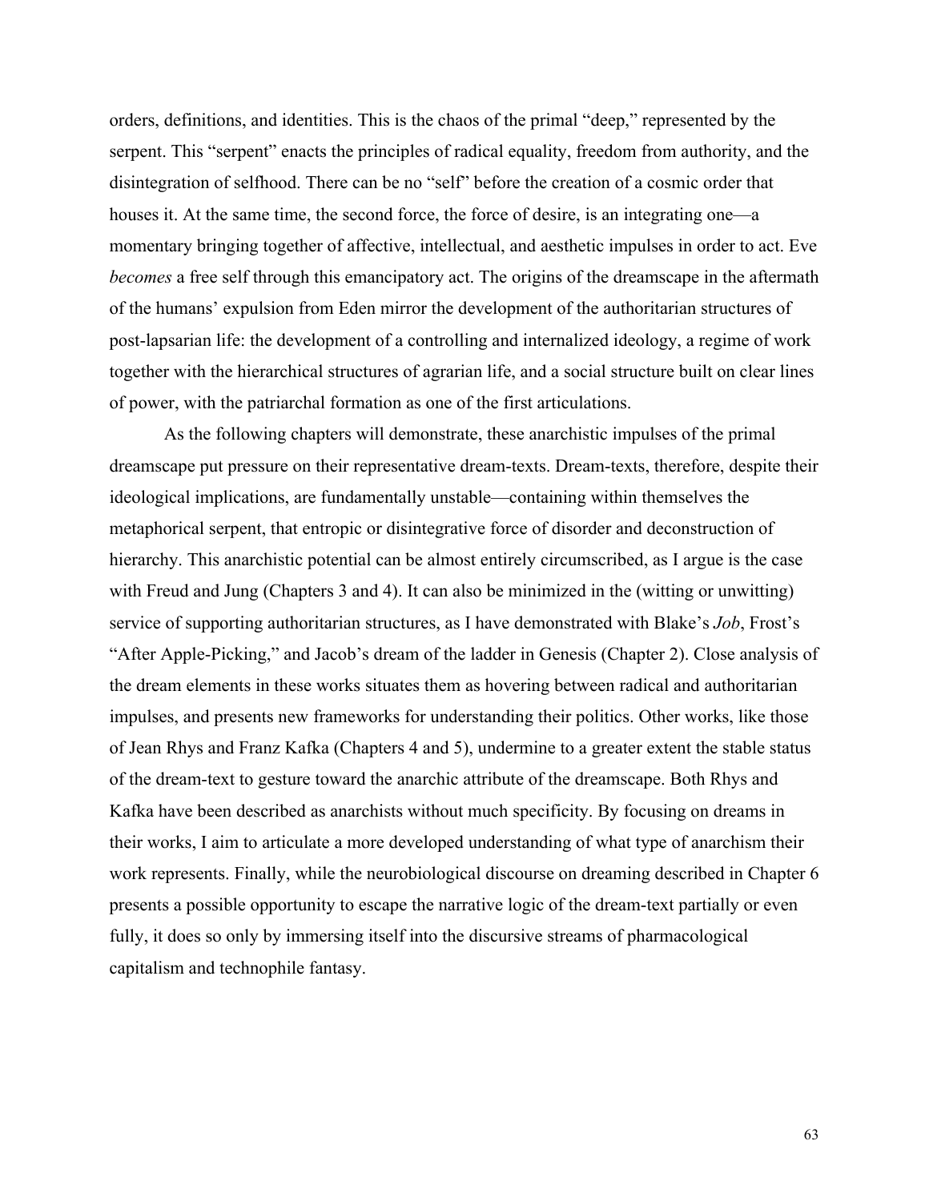orders, definitions, and identities. This is the chaos of the primal "deep," represented by the serpent. This "serpent" enacts the principles of radical equality, freedom from authority, and the disintegration of selfhood. There can be no "self" before the creation of a cosmic order that houses it. At the same time, the second force, the force of desire, is an integrating one—a momentary bringing together of affective, intellectual, and aesthetic impulses in order to act. Eve *becomes* a free self through this emancipatory act. The origins of the dreamscape in the aftermath of the humans' expulsion from Eden mirror the development of the authoritarian structures of post-lapsarian life: the development of a controlling and internalized ideology, a regime of work together with the hierarchical structures of agrarian life, and a social structure built on clear lines of power, with the patriarchal formation as one of the first articulations.

As the following chapters will demonstrate, these anarchistic impulses of the primal dreamscape put pressure on their representative dream-texts. Dream-texts, therefore, despite their ideological implications, are fundamentally unstable—containing within themselves the metaphorical serpent, that entropic or disintegrative force of disorder and deconstruction of hierarchy. This anarchistic potential can be almost entirely circumscribed, as I argue is the case with Freud and Jung (Chapters 3 and 4). It can also be minimized in the (witting or unwitting) service of supporting authoritarian structures, as I have demonstrated with Blake's *Job*, Frost's "After Apple-Picking," and Jacob's dream of the ladder in Genesis (Chapter 2). Close analysis of the dream elements in these works situates them as hovering between radical and authoritarian impulses, and presents new frameworks for understanding their politics. Other works, like those of Jean Rhys and Franz Kafka (Chapters 4 and 5), undermine to a greater extent the stable status of the dream-text to gesture toward the anarchic attribute of the dreamscape. Both Rhys and Kafka have been described as anarchists without much specificity. By focusing on dreams in their works, I aim to articulate a more developed understanding of what type of anarchism their work represents. Finally, while the neurobiological discourse on dreaming described in Chapter 6 presents a possible opportunity to escape the narrative logic of the dream-text partially or even fully, it does so only by immersing itself into the discursive streams of pharmacological capitalism and technophile fantasy.